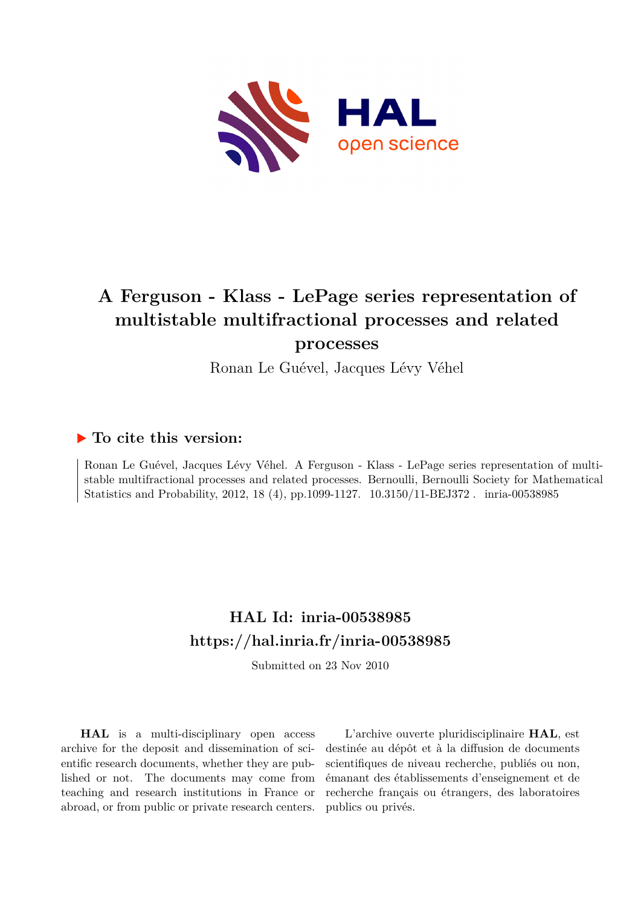# A Ferguson - Klass - LePage series representation of multistable multifractional processes and related processes

Ronan Le Guével, Jacques Lévy Véhel

## ▶ To cite this version:

Ronan Le Guével, Jacques Lévy Véhel. A Ferguson - Klass - LePage series representation of multistable multifractional processes and related processes. Bernoulli, Bernoulli Society for Mathematical Statistics and Probability, 2012, 18 (4), pp.1099-1127. 10.3150/11-BEJ372 . inria-00538985

## HAL Id: inria-00538985

## https://hal.inria.fr/inria-00538985

Submitted on 23 Nov 2010

**HAL** is a multi-disciplinary open access archive for the deposit and dissemination of scientific research documents, whether they are published or not. The documents may come from teaching and research institutions in France or abroad, or from public or private research centers.

L'archive ouverte pluridisciplinaire **HAL**, est destinée au dépôt et à la diffusion de documents scientifiques de niveau recherche, publiés ou non, émanant des établissements d'enseignement et de recherche français ou étrangers, des laboratoires publics ou privés.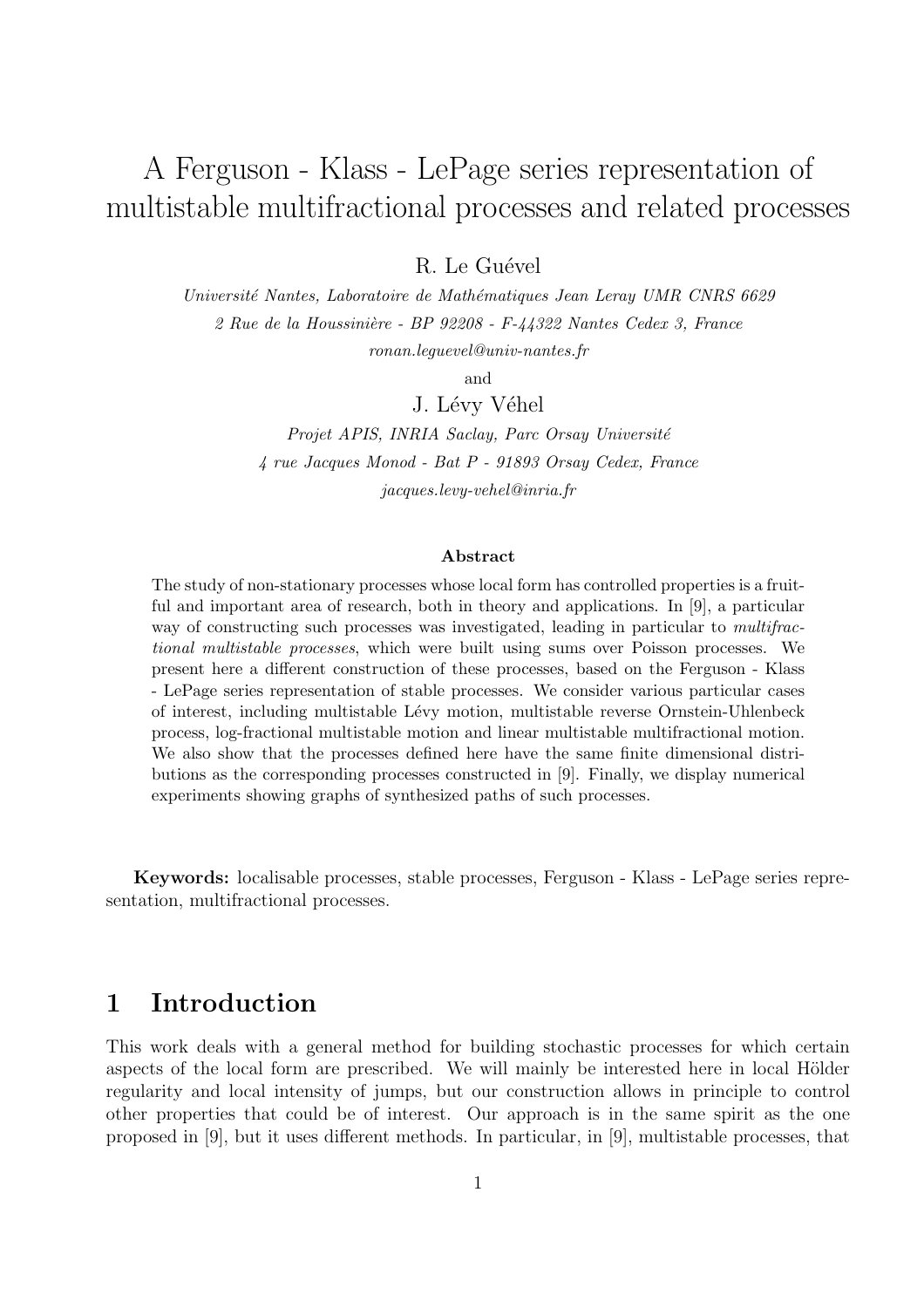# A Ferguson - Klass - LePage series representation of multistable multifractional processes and related processes

R. Le Guével

*Université Nantes, Laboratoire de Mathématiques Jean Leray UMR CNRS 6629*

*2 Rue de la Houssinière - BP 92208 - F-44322 Nantes Cedex 3, France*

*ronan.leguevel@univ-nantes.fr*

and

J. Lévy Véhel

*Projet APIS, INRIA Saclay, Parc Orsay Université*

*4 rue Jacques Monod - Bat P - 91893 Orsay Cedex, France*

*jacques.levy-vehel@inria.fr*

### Abstract

The study of non-stationary processes whose local form has controlled properties is a fruitful and important area of research, both in theory and applications. In [9], a particular way of constructing such processes was investigated, leading in particular to *multifractional multistable processes*, which were built using sums over Poisson processes. We present here a different construction of these processes, based on the Ferguson - Klass - LePage series representation of stable processes. We consider various particular cases of interest, including multistable Lévy motion, multistable reverse Ornstein-Uhlenbeck process, log-fractional multistable motion and linear multistable multifractional motion. We also show that the processes defined here have the same finite dimensional distributions as the corresponding processes constructed in [9]. Finally, we display numerical experiments showing graphs of synthesized paths of such processes.

**Keywords:** localisable processes, stable processes, Ferguson - Klass - LePage series representation, multifractional processes.

## 1 Introduction

This work deals with a general method for building stochastic processes for which certain aspects of the local form are prescribed. We will mainly be interested here in local Hölder regularity and local intensity of jumps, but our construction allows in principle to control other properties that could be of interest. Our approach is in the same spirit as the one proposed in [9], but it uses different methods. In particular, in [9], multistable processes, that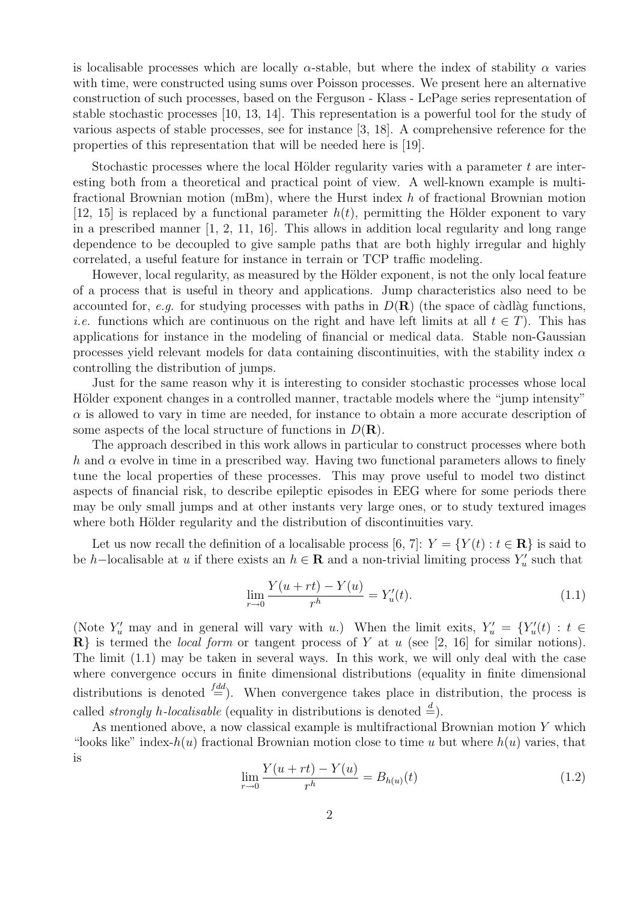is localisable processes which are locally $\alpha$-stable, but where the index of stability $\alpha$ varies with time, were constructed using sums over Poisson processes. We present here an alternative construction of such processes, based on the Ferguson - Klass - LePage series representation of stable stochastic processes [10, 13, 14]. This representation is a powerful tool for the study of various aspects of stable processes, see for instance [3, 18]. A comprehensive reference for the properties of this representation that will be needed here is [19].

Stochastic processes where the local Hölder regularity varies with a parameter $t$ are interesting both from a theoretical and practical point of view. A well-known example is multifractional Brownian motion (mBm), where the Hurst index $h$ of fractional Brownian motion [12, 15] is replaced by a functional parameter $h(t)$, permitting the Hölder exponent to vary in a prescribed manner [1, 2, 11, 16]. This allows in addition local regularity and long range dependence to be decoupled to give sample paths that are both highly irregular and highly correlated, a useful feature for instance in terrain or TCP traffic modeling.

However, local regularity, as measured by the Hölder exponent, is not the only local feature of a process that is useful in theory and applications. Jump characteristics also need to be accounted for, *e.g.* for studying processes with paths in $D(\mathbf{R})$ (the space of càdlàg functions, *i.e.* functions which are continuous on the right and have left limits at all $t \in T$). This has applications for instance in the modeling of financial or medical data. Stable non-Gaussian processes yield relevant models for data containing discontinuities, with the stability index $\alpha$ controlling the distribution of jumps.

Just for the same reason why it is interesting to consider stochastic processes whose local Hölder exponent changes in a controlled manner, tractable models where the "jump intensity" $\alpha$ is allowed to vary in time are needed, for instance to obtain a more accurate description of some aspects of the local structure of functions in $D(\mathbf{R})$.

The approach described in this work allows in particular to construct processes where both $h$ and $\alpha$ evolve in time in a prescribed way. Having two functional parameters allows to finely tune the local properties of these processes. This may prove useful to model two distinct aspects of financial risk, to describe epileptic episodes in EEG where for some periods there may be only small jumps and at other instants very large ones, or to study textured images where both Hölder regularity and the distribution of discontinuities vary.

Let us now recall the definition of a localisable process [6, 7]: $Y = \{Y(t) : t \in \mathbf{R}\}$ is said to be $h-$localisable at $u$ if there exists an $h \in \mathbf{R}$ and a non-trivial limiting process $Y'_u$ such that

$$\lim_{r \to 0} \frac{Y(u + rt) - Y(u)}{r^h} = Y'_u(t). \tag{1.1}$$

(Note $Y'_u$ may and in general will vary with $u$.) When the limit exits, $Y'_u = \{Y'_u(t) : t \in \mathbf{R}\}$ is termed the *local form* or tangent process of $Y$ at $u$ (see [2, 16] for similar notions). The limit (1.1) may be taken in several ways. In this work, we will only deal with the case where convergence occurs in finite dimensional distributions (equality in finite dimensional distributions is denoted $\stackrel{fdd}{=}$). When convergence takes place in distribution, the process is called *strongly h-localisable* (equality in distributions is denoted $\stackrel{d}{=}$).

As mentioned above, a now classical example is multifractional Brownian motion $Y$ which "looks like" index-$h(u)$ fractional Brownian motion close to time $u$ but where $h(u)$ varies, that is

$$\lim_{r \to 0} \frac{Y(u + rt) - Y(u)}{r^h} = B_{h(u)}(t) \tag{1.2}$$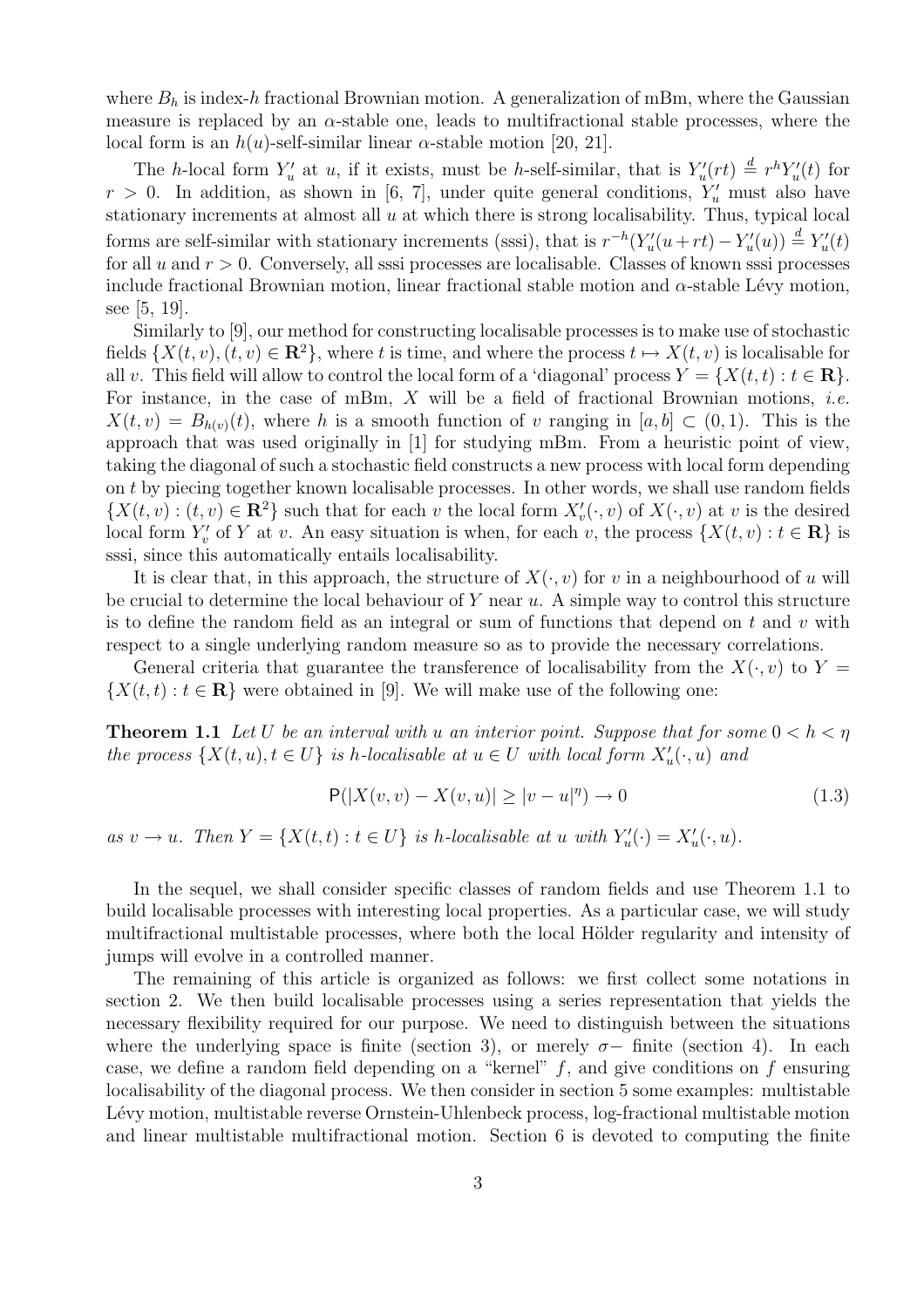where $B_h$ is index-$h$ fractional Brownian motion. A generalization of mBm, where the Gaussian measure is replaced by an $\alpha$-stable one, leads to multifractional stable processes, where the local form is an $h(u)$-self-similar linear $\alpha$-stable motion [20, 21].

The $h$-local form $Y'_u$ at $u$, if it exists, must be $h$-self-similar, that is $Y'_u(rt) \stackrel{d}{=} r^h Y'_u(t)$ for $r > 0$. In addition, as shown in [6, 7], under quite general conditions, $Y'_u$ must also have stationary increments at almost all $u$ at which there is strong localisability. Thus, typical local forms are self-similar with stationary increments (sssi), that is $r^{-h}(Y'_u(u+rt) - Y'_u(u)) \stackrel{d}{=} Y'_u(t)$ for all $u$ and $r > 0$. Conversely, all sssi processes are localisable. Classes of known sssi processes include fractional Brownian motion, linear fractional stable motion and $\alpha$-stable Lévy motion, see [5, 19].

Similarly to [9], our method for constructing localisable processes is to make use of stochastic fields $\{X(t,v), (t,v) \in \mathbf{R}^2\}$, where $t$ is time, and where the process $t \mapsto X(t,v)$ is localisable for all $v$. This field will allow to control the local form of a 'diagonal' process $Y = \{X(t,t) : t \in \mathbf{R}\}$. For instance, in the case of mBm, $X$ will be a field of fractional Brownian motions, *i.e.* $X(t,v) = B_{h(v)}(t)$, where $h$ is a smooth function of $v$ ranging in $[a,b] \subset (0,1)$. This is the approach that was used originally in [1] for studying mBm. From a heuristic point of view, taking the diagonal of such a stochastic field constructs a new process with local form depending on $t$ by piecing together known localisable processes. In other words, we shall use random fields $\{X(t,v) : (t,v) \in \mathbf{R}^2\}$ such that for each $v$ the local form $X'_v(\cdot, v)$ of $X(\cdot, v)$ at $v$ is the desired local form $Y'_v$ of $Y$ at $v$. An easy situation is when, for each $v$, the process $\{X(t,v) : t \in \mathbf{R}\}$ is sssi, since this automatically entails localisability.

It is clear that, in this approach, the structure of $X(\cdot, v)$ for $v$ in a neighbourhood of $u$ will be crucial to determine the local behaviour of $Y$ near $u$. A simple way to control this structure is to define the random field as an integral or sum of functions that depend on $t$ and $v$ with respect to a single underlying random measure so as to provide the necessary correlations.

General criteria that guarantee the transference of localisability from the $X(\cdot, v)$ to $Y = \{X(t,t) : t \in \mathbf{R}\}$ were obtained in [9]. We will make use of the following one:

**Theorem 1.1** *Let $U$ be an interval with $u$ an interior point. Suppose that for some $0 < h < \eta$ the process $\{X(t,u), t \in U\}$ is $h$-localisable at $u \in U$ with local form $X'_u(\cdot, u)$ and*

$$\mathsf{P}(|X(v,v) - X(v,u)| \geq |v-u|^\eta) \to 0 \tag{1.3}$$

*as $v \to u$. Then $Y = \{X(t,t) : t \in U\}$ is $h$-localisable at $u$ with $Y'_u(\cdot) = X'_u(\cdot, u)$.*

In the sequel, we shall consider specific classes of random fields and use Theorem 1.1 to build localisable processes with interesting local properties. As a particular case, we will study multifractional multistable processes, where both the local Hölder regularity and intensity of jumps will evolve in a controlled manner.

The remaining of this article is organized as follows: we first collect some notations in section 2. We then build localisable processes using a series representation that yields the necessary flexibility required for our purpose. We need to distinguish between the situations where the underlying space is finite (section 3), or merely $\sigma-$ finite (section 4). In each case, we define a random field depending on a "kernel" $f$, and give conditions on $f$ ensuring localisability of the diagonal process. We then consider in section 5 some examples: multistable Lévy motion, multistable reverse Ornstein-Uhlenbeck process, log-fractional multistable motion and linear multistable multifractional motion. Section 6 is devoted to computing the finite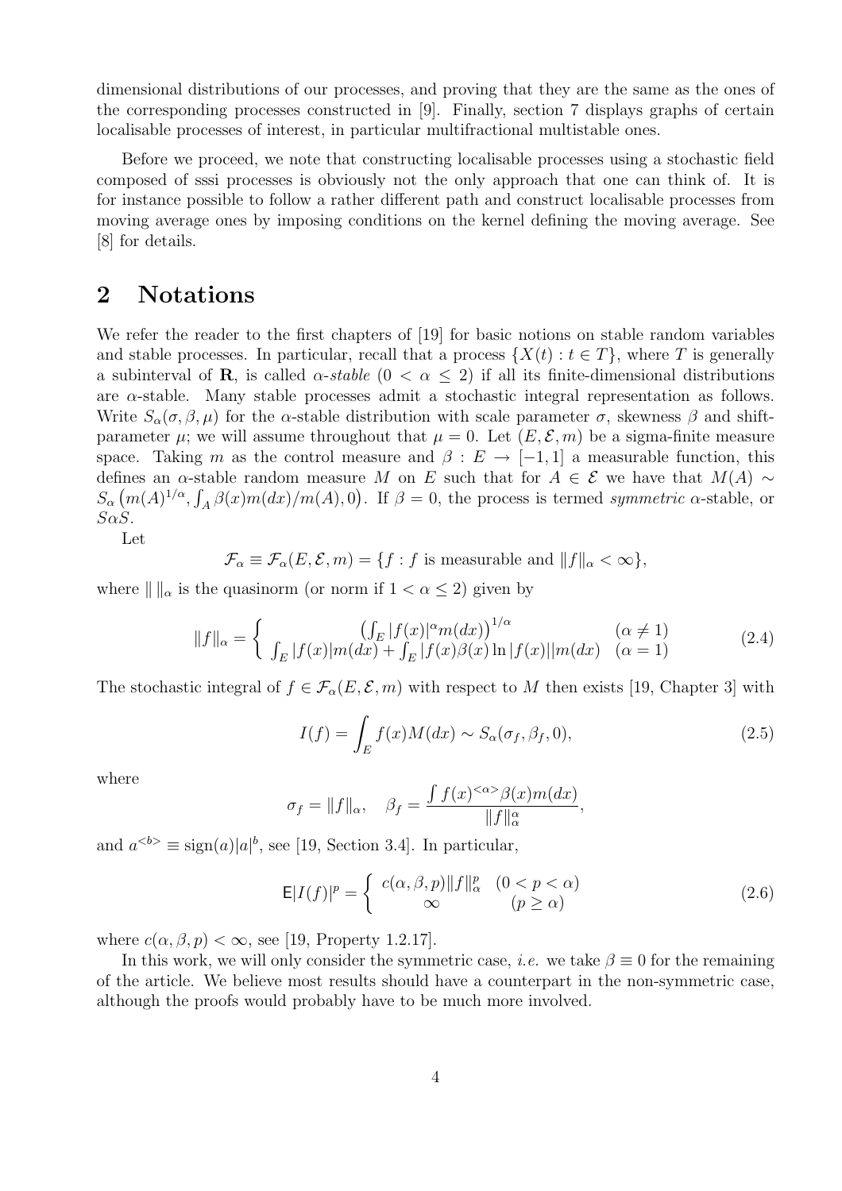dimensional distributions of our processes, and proving that they are the same as the ones of the corresponding processes constructed in [9]. Finally, section 7 displays graphs of certain localisable processes of interest, in particular multifractional multistable ones.

Before we proceed, we note that constructing localisable processes using a stochastic field composed of sssi processes is obviously not the only approach that one can think of. It is for instance possible to follow a rather different path and construct localisable processes from moving average ones by imposing conditions on the kernel defining the moving average. See [8] for details.

## 2 Notations

We refer the reader to the first chapters of [19] for basic notions on stable random variables and stable processes. In particular, recall that a process $\{X(t) : t \in T\}$, where $T$ is generally a subinterval of $\mathbf{R}$, is called *$\alpha$-stable* ($0 < \alpha \leq 2$) if all its finite-dimensional distributions are $\alpha$-stable. Many stable processes admit a stochastic integral representation as follows. Write $S_\alpha(\sigma, \beta, \mu)$ for the $\alpha$-stable distribution with scale parameter $\sigma$, skewness $\beta$ and shift-parameter $\mu$; we will assume throughout that $\mu = 0$. Let $(E, \mathcal{E}, m)$ be a sigma-finite measure space. Taking $m$ as the control measure and $\beta : E \to [-1, 1]$ a measurable function, this defines an $\alpha$-stable random measure $M$ on $E$ such that for $A \in \mathcal{E}$ we have that $M(A) \sim S_\alpha\left(m(A)^{1/\alpha}, \int_A \beta(x)m(dx)/m(A), 0\right)$. If $\beta = 0$, the process is termed *symmetric* $\alpha$-stable, or $S\alpha S$.

Let

$$\mathcal{F}_\alpha \equiv \mathcal{F}_\alpha(E, \mathcal{E}, m) = \{f : f \text{ is measurable and } \|f\|_\alpha < \infty\},$$

where $\| \ \|_\alpha$ is the quasinorm (or norm if $1 < \alpha \leq 2$) given by

$$\|f\|_\alpha = \begin{cases} \left(\int_E |f(x)|^\alpha m(dx)\right)^{1/\alpha} & (\alpha \neq 1) \\ \int_E |f(x)|m(dx) + \int_E |f(x)\beta(x) \ln |f(x)||m(dx) & (\alpha = 1) \end{cases} \tag{2.4}$$

The stochastic integral of $f \in \mathcal{F}_\alpha(E, \mathcal{E}, m)$ with respect to $M$ then exists [19, Chapter 3] with

$$I(f) = \int_E f(x)M(dx) \sim S_\alpha(\sigma_f, \beta_f, 0), \tag{2.5}$$

where

$$\sigma_f = \|f\|_\alpha, \quad \beta_f = \frac{\int f(x)^{<\alpha>}\beta(x)m(dx)}{\|f\|_\alpha^\alpha},$$

and $a^{<b>} \equiv \text{sign}(a)|a|^b$, see [19, Section 3.4]. In particular,

$$\mathsf{E}|I(f)|^p = \begin{cases} c(\alpha, \beta, p)\|f\|_\alpha^p & (0 < p < \alpha) \\ \infty & (p \geq \alpha) \end{cases} \tag{2.6}$$

where $c(\alpha, \beta, p) < \infty$, see [19, Property 1.2.17].

In this work, we will only consider the symmetric case, *i.e.* we take $\beta \equiv 0$ for the remaining of the article. We believe most results should have a counterpart in the non-symmetric case, although the proofs would probably have to be much more involved.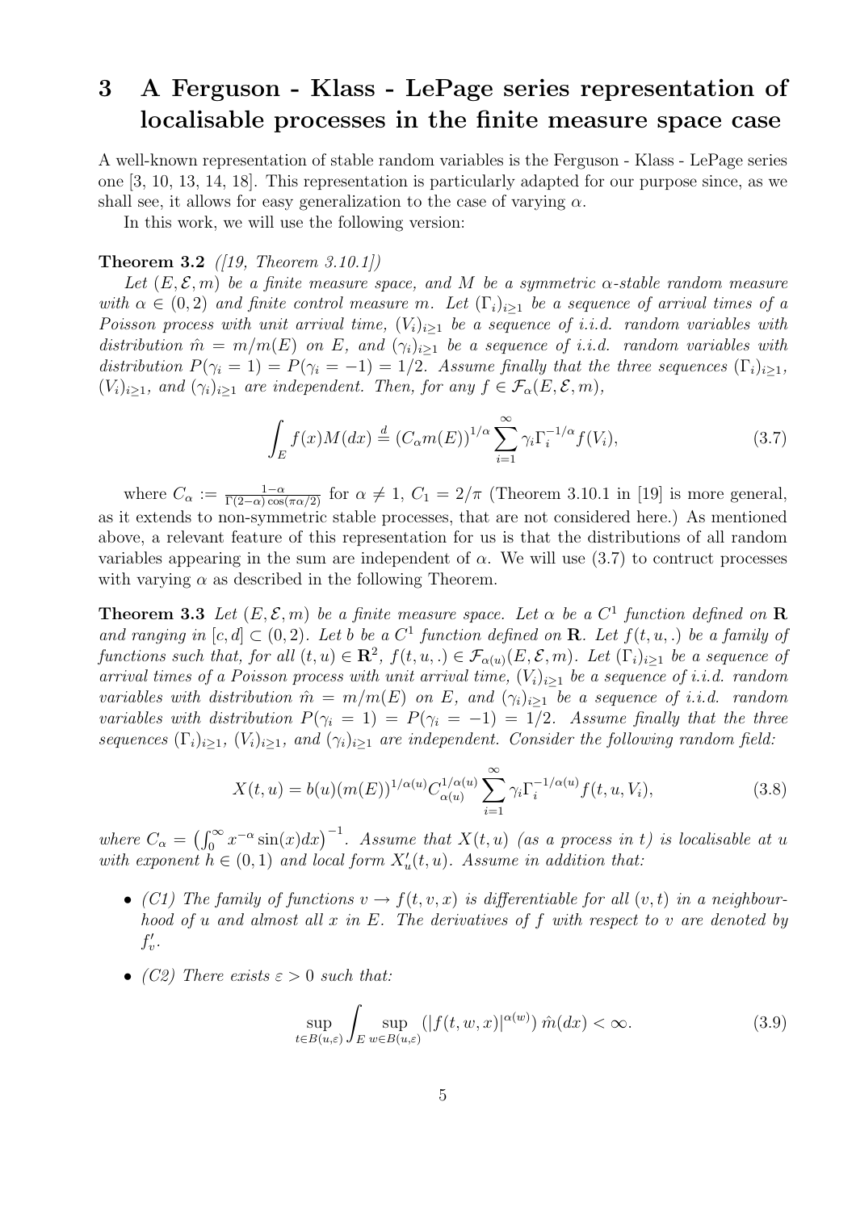# 3 A Ferguson - Klass - LePage series representation of localisable processes in the finite measure space case

A well-known representation of stable random variables is the Ferguson - Klass - LePage series one [3, 10, 13, 14, 18]. This representation is particularly adapted for our purpose since, as we shall see, it allows for easy generalization to the case of varying $\alpha$.

In this work, we will use the following version:

**Theorem 3.2** *([19, Theorem 3.10.1])*

*Let $(E, \mathcal{E}, m)$ be a finite measure space, and $M$ be a symmetric $\alpha$-stable random measure with $\alpha \in (0, 2)$ and finite control measure $m$. Let $(\Gamma_i)_{i\geq 1}$ be a sequence of arrival times of a Poisson process with unit arrival time, $(V_i)_{i\geq 1}$ be a sequence of i.i.d. random variables with distribution $\hat{m} = m/m(E)$ on $E$, and $(\gamma_i)_{i\geq 1}$ be a sequence of i.i.d. random variables with distribution $P(\gamma_i = 1) = P(\gamma_i = -1) = 1/2$. Assume finally that the three sequences $(\Gamma_i)_{i\geq 1}$, $(V_i)_{i\geq 1}$, and $(\gamma_i)_{i\geq 1}$ are independent. Then, for any $f \in \mathcal{F}_\alpha(E, \mathcal{E}, m)$,*

$$\int_E f(x)M(dx) \stackrel{d}{=} (C_\alpha m(E))^{1/\alpha} \sum_{i=1}^{\infty} \gamma_i \Gamma_i^{-1/\alpha} f(V_i), \tag{3.7}$$

where $C_\alpha := \frac{1-\alpha}{\Gamma(2-\alpha)\cos(\pi\alpha/2)}$ for $\alpha \neq 1$, $C_1 = 2/\pi$ (Theorem 3.10.1 in [19] is more general, as it extends to non-symmetric stable processes, that are not considered here.) As mentioned above, a relevant feature of this representation for us is that the distributions of all random variables appearing in the sum are independent of $\alpha$. We will use (3.7) to contruct processes with varying $\alpha$ as described in the following Theorem.

**Theorem 3.3** *Let $(E, \mathcal{E}, m)$ be a finite measure space. Let $\alpha$ be a $C^1$ function defined on $\mathbf{R}$ and ranging in $[c, d] \subset (0, 2)$. Let $b$ be a $C^1$ function defined on $\mathbf{R}$. Let $f(t, u, .)$ be a family of functions such that, for all $(t, u) \in \mathbf{R}^2$, $f(t, u, .) \in \mathcal{F}_{\alpha(u)}(E, \mathcal{E}, m)$. Let $(\Gamma_i)_{i\geq 1}$ be a sequence of arrival times of a Poisson process with unit arrival time, $(V_i)_{i\geq 1}$ be a sequence of i.i.d. random variables with distribution $\hat{m} = m/m(E)$ on $E$, and $(\gamma_i)_{i\geq 1}$ be a sequence of i.i.d. random variables with distribution $P(\gamma_i = 1) = P(\gamma_i = -1) = 1/2$. Assume finally that the three sequences $(\Gamma_i)_{i\geq 1}$, $(V_i)_{i\geq 1}$, and $(\gamma_i)_{i\geq 1}$ are independent. Consider the following random field:*

$$X(t, u) = b(u)(m(E))^{1/\alpha(u)} C_{\alpha(u)}^{1/\alpha(u)} \sum_{i=1}^{\infty} \gamma_i \Gamma_i^{-1/\alpha(u)} f(t, u, V_i), \tag{3.8}$$

*where $C_\alpha = \left(\int_0^\infty x^{-\alpha} \sin(x)dx\right)^{-1}$. Assume that $X(t, u)$ (as a process in $t$) is localisable at $u$ with exponent $h \in (0, 1)$ and local form $X'_u(t, u)$. Assume in addition that:*

- *(C1) The family of functions $v \to f(t, v, x)$ is differentiable for all $(v, t)$ in a neighbourhood of $u$ and almost all $x$ in $E$. The derivatives of $f$ with respect to $v$ are denoted by $f'_v$.*
- *(C2) There exists $\varepsilon > 0$ such that:*

$$\sup_{t \in B(u,\varepsilon)} \int_E \sup_{w \in B(u,\varepsilon)} \left(|f(t, w, x)|^{\alpha(w)}\right) \hat{m}(dx) < \infty. \tag{3.9}$$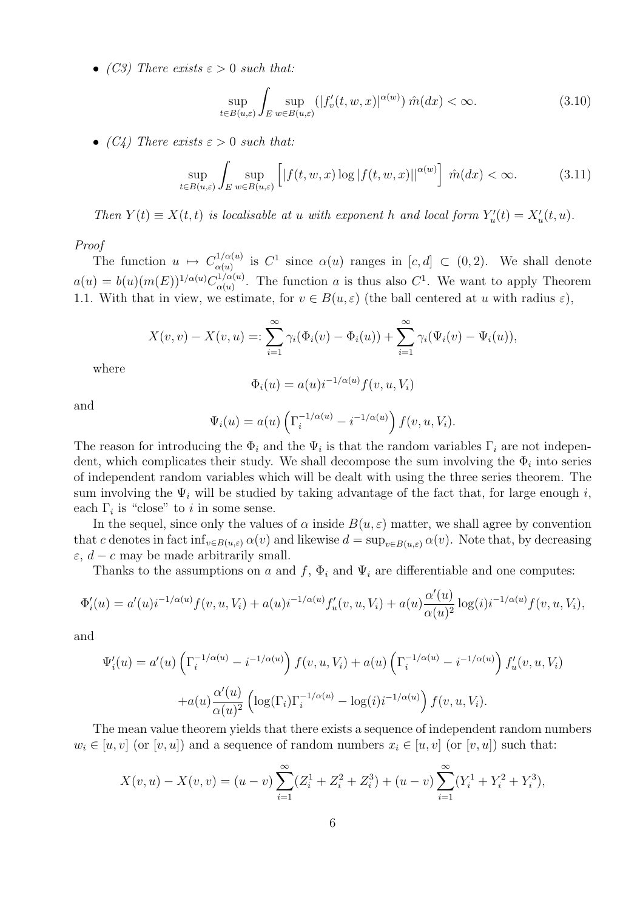- *(C3) There exists $\varepsilon > 0$ such that:*

$$\sup_{t\in B(u,\varepsilon)} \int_E \sup_{w\in B(u,\varepsilon)} (|f'_v(t,w,x)|^{\alpha(w)})\,\hat{m}(dx) < \infty. \tag{3.10}$$

- *(C4) There exists $\varepsilon > 0$ such that:*

$$\sup_{t\in B(u,\varepsilon)} \int_E \sup_{w\in B(u,\varepsilon)} \left[|f(t,w,x)\log|f(t,w,x)||^{\alpha(w)}\right]\,\hat{m}(dx) < \infty. \tag{3.11}$$

*Then $Y(t) \equiv X(t,t)$ is localisable at $u$ with exponent $h$ and local form $Y'_u(t) = X'_u(t,u)$.*

*Proof*

The function $u \mapsto C_{\alpha(u)}^{1/\alpha(u)}$ is $C^1$ since $\alpha(u)$ ranges in $[c,d] \subset (0,2)$. We shall denote $a(u) = b(u)(m(E))^{1/\alpha(u)}C_{\alpha(u)}^{1/\alpha(u)}$. The function $a$ is thus also $C^1$. We want to apply Theorem 1.1. With that in view, we estimate, for $v \in B(u,\varepsilon)$ (the ball centered at $u$ with radius $\varepsilon$),

$$X(v,v) - X(v,u) =: \sum_{i=1}^{\infty} \gamma_i(\Phi_i(v) - \Phi_i(u)) + \sum_{i=1}^{\infty} \gamma_i(\Psi_i(v) - \Psi_i(u)),$$

where

$$\Phi_i(u) = a(u)i^{-1/\alpha(u)}f(v,u,V_i)$$

and

$$\Psi_i(u) = a(u)\left(\Gamma_i^{-1/\alpha(u)} - i^{-1/\alpha(u)}\right)f(v,u,V_i).$$

The reason for introducing the $\Phi_i$ and the $\Psi_i$ is that the random variables $\Gamma_i$ are not independent, which complicates their study. We shall decompose the sum involving the $\Phi_i$ into series of independent random variables which will be dealt with using the three series theorem. The sum involving the $\Psi_i$ will be studied by taking advantage of the fact that, for large enough $i$, each $\Gamma_i$ is "close" to $i$ in some sense.

In the sequel, since only the values of $\alpha$ inside $B(u,\varepsilon)$ matter, we shall agree by convention that $c$ denotes in fact $\inf_{v\in B(u,\varepsilon)} \alpha(v)$ and likewise $d = \sup_{v\in B(u,\varepsilon)} \alpha(v)$. Note that, by decreasing $\varepsilon$, $d - c$ may be made arbitrarily small.

Thanks to the assumptions on $a$ and $f$, $\Phi_i$ and $\Psi_i$ are differentiable and one computes:

$$\Phi'_i(u) = a'(u)i^{-1/\alpha(u)}f(v,u,V_i) + a(u)i^{-1/\alpha(u)}f'_u(v,u,V_i) + a(u)\frac{\alpha'(u)}{\alpha(u)^2}\log(i)i^{-1/\alpha(u)}f(v,u,V_i),$$

and

$$\Psi'_i(u) = a'(u)\left(\Gamma_i^{-1/\alpha(u)} - i^{-1/\alpha(u)}\right)f(v,u,V_i) + a(u)\left(\Gamma_i^{-1/\alpha(u)} - i^{-1/\alpha(u)}\right)f'_u(v,u,V_i)$$

$$+a(u)\frac{\alpha'(u)}{\alpha(u)^2}\left(\log(\Gamma_i)\Gamma_i^{-1/\alpha(u)} - \log(i)i^{-1/\alpha(u)}\right)f(v,u,V_i).$$

The mean value theorem yields that there exists a sequence of independent random numbers $w_i \in [u,v]$ (or $[v,u]$) and a sequence of random numbers $x_i \in [u,v]$ (or $[v,u]$) such that:

$$X(v,u) - X(v,v) = (u-v)\sum_{i=1}^{\infty}(Z_i^1 + Z_i^2 + Z_i^3) + (u-v)\sum_{i=1}^{\infty}(Y_i^1 + Y_i^2 + Y_i^3),$$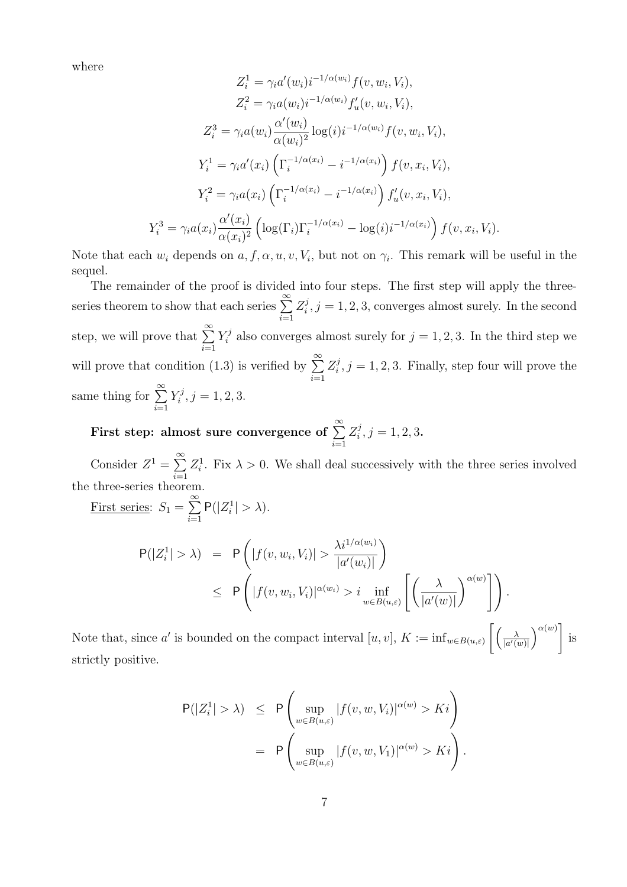where

$$Z_i^1 = \gamma_i a'(w_i) i^{-1/\alpha(w_i)} f(v, w_i, V_i),$$
$$Z_i^2 = \gamma_i a(w_i) i^{-1/\alpha(w_i)} f'_u(v, w_i, V_i),$$
$$Z_i^3 = \gamma_i a(w_i) \frac{\alpha'(w_i)}{\alpha(w_i)^2} \log(i) i^{-1/\alpha(w_i)} f(v, w_i, V_i),$$
$$Y_i^1 = \gamma_i a'(x_i) \left(\Gamma_i^{-1/\alpha(x_i)} - i^{-1/\alpha(x_i)}\right) f(v, x_i, V_i),$$
$$Y_i^2 = \gamma_i a(x_i) \left(\Gamma_i^{-1/\alpha(x_i)} - i^{-1/\alpha(x_i)}\right) f'_u(v, x_i, V_i),$$
$$Y_i^3 = \gamma_i a(x_i) \frac{\alpha'(x_i)}{\alpha(x_i)^2} \left(\log(\Gamma_i)\Gamma_i^{-1/\alpha(x_i)} - \log(i) i^{-1/\alpha(x_i)}\right) f(v, x_i, V_i).$$

Note that each $w_i$ depends on $a, f, \alpha, u, v, V_i$, but not on $\gamma_i$. This remark will be useful in the sequel.

The remainder of the proof is divided into four steps. The first step will apply the three-series theorem to show that each series $\sum_{i=1}^{\infty} Z_i^j, j = 1, 2, 3$, converges almost surely. In the second step, we will prove that $\sum_{i=1}^{\infty} Y_i^j$ also converges almost surely for $j = 1, 2, 3$. In the third step we will prove that condition (1.3) is verified by $\sum_{i=1}^{\infty} Z_i^j, j = 1, 2, 3$. Finally, step four will prove the same thing for $\sum_{i=1}^{\infty} Y_i^j, j = 1, 2, 3$.

**First step: almost sure convergence of $\sum_{i=1}^{\infty} Z_i^j, j = 1, 2, 3$.**

Consider $Z^1 = \sum_{i=1}^{\infty} Z_i^1$. Fix $\lambda > 0$. We shall deal successively with the three series involved the three-series theorem.

<u>First series</u>: $S_1 = \sum_{i=1}^{\infty} \mathsf{P}(|Z_i^1| > \lambda)$.

$$\begin{aligned}
\mathsf{P}(|Z_i^1| > \lambda) &= \mathsf{P}\left(|f(v, w_i, V_i)| > \frac{\lambda i^{1/\alpha(w_i)}}{|a'(w_i)|}\right) \\
&\leq \mathsf{P}\left(|f(v, w_i, V_i)|^{\alpha(w_i)} > i \inf_{w \in B(u,\varepsilon)} \left[\left(\frac{\lambda}{|a'(w)|}\right)^{\alpha(w)}\right]\right).
\end{aligned}$$

Note that, since $a'$ is bounded on the compact interval $[u, v]$, $K := \inf_{w \in B(u,\varepsilon)} \left[\left(\frac{\lambda}{|a'(w)|}\right)^{\alpha(w)}\right]$ is strictly positive.

$$\begin{aligned}
\mathsf{P}(|Z_i^1| > \lambda) &\leq \mathsf{P}\left(\sup_{w \in B(u,\varepsilon)} |f(v, w, V_i)|^{\alpha(w)} > Ki\right) \\
&= \mathsf{P}\left(\sup_{w \in B(u,\varepsilon)} |f(v, w, V_1)|^{\alpha(w)} > Ki\right).
\end{aligned}$$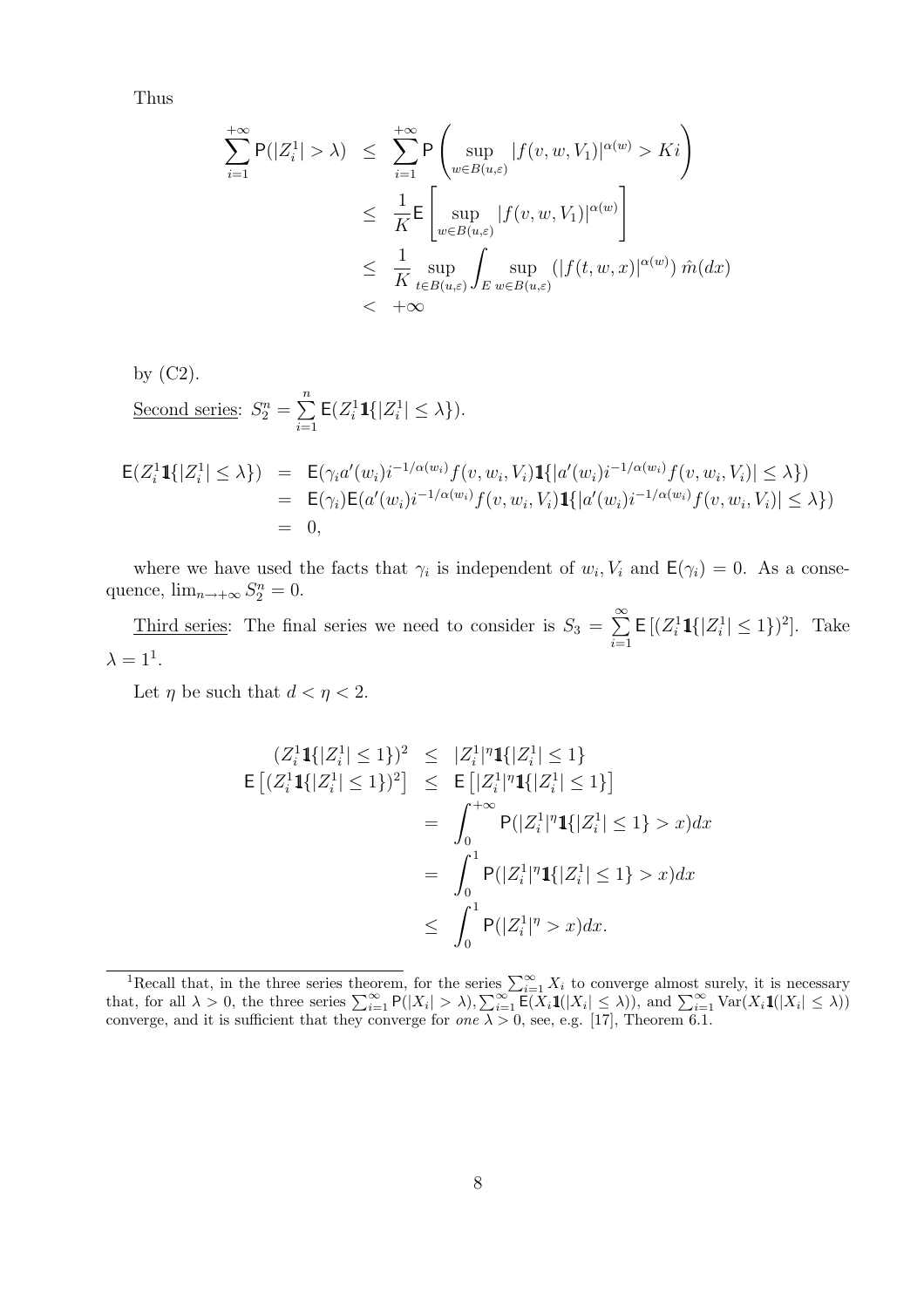Thus

$$
\begin{aligned}
\sum_{i=1}^{+\infty} \mathsf{P}(|Z_i^1| > \lambda) &\leq \sum_{i=1}^{+\infty} \mathsf{P}\left( \sup_{w \in B(u,\varepsilon)} |f(v,w,V_1)|^{\alpha(w)} > Ki \right) \\
&\leq \frac{1}{K} \mathsf{E}\left[ \sup_{w \in B(u,\varepsilon)} |f(v,w,V_1)|^{\alpha(w)} \right] \\
&\leq \frac{1}{K} \sup_{t \in B(u,\varepsilon)} \int_E \sup_{w \in B(u,\varepsilon)} \left( |f(t,w,x)|^{\alpha(w)} \right) \hat{m}(dx) \\
&< +\infty
\end{aligned}
$$

by (C2).

Second series: $S_2^n = \sum_{i=1}^{n} \mathsf{E}(Z_i^1 \mathbb{1}\{|Z_i^1| \leq \lambda\})$.

$$
\begin{aligned}
\mathsf{E}(Z_i^1 \mathbb{1}\{|Z_i^1| \leq \lambda\}) &= \mathsf{E}(\gamma_i a'(w_i) i^{-1/\alpha(w_i)} f(v,w_i,V_i) \mathbb{1}\{|a'(w_i) i^{-1/\alpha(w_i)} f(v,w_i,V_i)| \leq \lambda\}) \\
&= \mathsf{E}(\gamma_i) \mathsf{E}(a'(w_i) i^{-1/\alpha(w_i)} f(v,w_i,V_i) \mathbb{1}\{|a'(w_i) i^{-1/\alpha(w_i)} f(v,w_i,V_i)| \leq \lambda\}) \\
&= 0,
\end{aligned}
$$

where we have used the facts that $\gamma_i$ is independent of $w_i, V_i$ and $\mathsf{E}(\gamma_i) = 0$. As a consequence, $\lim_{n \to +\infty} S_2^n = 0$.

Third series: The final series we need to consider is $S_3 = \sum_{i=1}^{\infty} \mathsf{E}\left[(Z_i^1 \mathbb{1}\{|Z_i^1| \leq 1\})^2\right]$. Take $\lambda = 1$[1].

Let $\eta$ be such that $d < \eta < 2$.

$$
\begin{aligned}
(Z_i^1 \mathbb{1}\{|Z_i^1| \leq 1\})^2 &\leq |Z_i^1|^\eta \mathbb{1}\{|Z_i^1| \leq 1\} \\
\mathsf{E}\left[(Z_i^1 \mathbb{1}\{|Z_i^1| \leq 1\})^2\right] &\leq \mathsf{E}\left[|Z_i^1|^\eta \mathbb{1}\{|Z_i^1| \leq 1\}\right] \\
&= \int_0^{+\infty} \mathsf{P}(|Z_i^1|^\eta \mathbb{1}\{|Z_i^1| \leq 1\} > x) dx \\
&= \int_0^{1} \mathsf{P}(|Z_i^1|^\eta \mathbb{1}\{|Z_i^1| \leq 1\} > x) dx \\
&\leq \int_0^{1} \mathsf{P}(|Z_i^1|^\eta > x) dx.
\end{aligned}
$$

[1] Recall that, in the three series theorem, for the series $\sum_{i=1}^{\infty} X_i$ to converge almost surely, it is necessary that, for all $\lambda > 0$, the three series $\sum_{i=1}^{\infty} \mathsf{P}(|X_i| > \lambda), \sum_{i=1}^{\infty} \mathsf{E}(X_i \mathbb{1}(|X_i| \leq \lambda))$, and $\sum_{i=1}^{\infty} \mathrm{Var}(X_i \mathbb{1}(|X_i| \leq \lambda))$ converge, and it is sufficient that they converge for *one* $\lambda > 0$, see, e.g. [17], Theorem 6.1.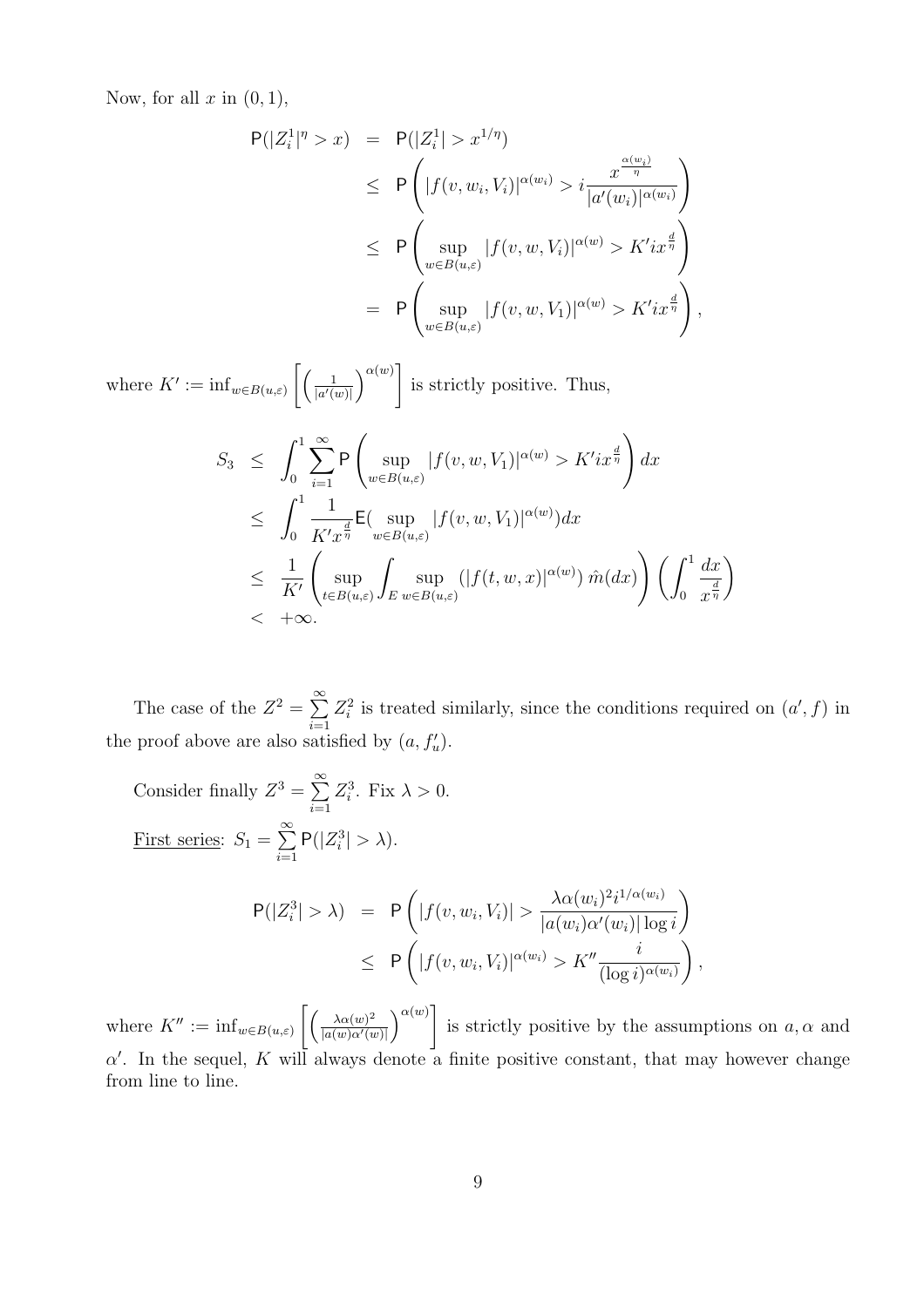Now, for all $x$ in $(0,1)$,

$$
\begin{aligned}
\mathsf{P}(|Z_i^1|^\eta > x) &= \mathsf{P}(|Z_i^1| > x^{1/\eta}) \\
&\leq \mathsf{P}\left(|f(v,w_i,V_i)|^{\alpha(w_i)} > i\frac{x^{\frac{\alpha(w_i)}{\eta}}}{|a'(w_i)|^{\alpha(w_i)}}\right) \\
&\leq \mathsf{P}\left(\sup_{w\in B(u,\varepsilon)} |f(v,w,V_i)|^{\alpha(w)} > K' i x^{\frac{d}{\eta}}\right) \\
&= \mathsf{P}\left(\sup_{w\in B(u,\varepsilon)} |f(v,w,V_1)|^{\alpha(w)} > K' i x^{\frac{d}{\eta}}\right),
\end{aligned}
$$

where $K' := \inf_{w\in B(u,\varepsilon)}\left[\left(\frac{1}{|a'(w)|}\right)^{\alpha(w)}\right]$ is strictly positive. Thus,

$$
\begin{aligned}
S_3 &\leq \int_0^1 \sum_{i=1}^\infty \mathsf{P}\left(\sup_{w\in B(u,\varepsilon)} |f(v,w,V_1)|^{\alpha(w)} > K' i x^{\frac{d}{\eta}}\right) dx \\
&\leq \int_0^1 \frac{1}{K' x^{\frac{d}{\eta}}} \mathsf{E}(\sup_{w\in B(u,\varepsilon)} |f(v,w,V_1)|^{\alpha(w)}) dx \\
&\leq \frac{1}{K'}\left(\sup_{t\in B(u,\varepsilon)} \int_E \sup_{w\in B(u,\varepsilon)} (|f(t,w,x)|^{\alpha(w)})\, \hat{m}(dx)\right)\left(\int_0^1 \frac{dx}{x^{\frac{d}{\eta}}}\right) \\
&< +\infty.
\end{aligned}
$$

The case of the $Z^2 = \sum_{i=1}^\infty Z_i^2$ is treated similarly, since the conditions required on $(a', f)$ in the proof above are also satisfied by $(a, f'_u)$.

Consider finally $Z^3 = \sum_{i=1}^\infty Z_i^3$. Fix $\lambda > 0$.

First series: $S_1 = \sum_{i=1}^\infty \mathsf{P}(|Z_i^3| > \lambda)$.

$$
\begin{aligned}
\mathsf{P}(|Z_i^3| > \lambda) &= \mathsf{P}\left(|f(v,w_i,V_i)| > \frac{\lambda \alpha(w_i)^2 i^{1/\alpha(w_i)}}{|a(w_i)\alpha'(w_i)| \log i}\right) \\
&\leq \mathsf{P}\left(|f(v,w_i,V_i)|^{\alpha(w_i)} > K'' \frac{i}{(\log i)^{\alpha(w_i)}}\right),
\end{aligned}
$$

where $K'' := \inf_{w\in B(u,\varepsilon)}\left[\left(\frac{\lambda\alpha(w)^2}{|a(w)\alpha'(w)|}\right)^{\alpha(w)}\right]$ is strictly positive by the assumptions on $a, \alpha$ and $\alpha'$. In the sequel, $K$ will always denote a finite positive constant, that may however change from line to line.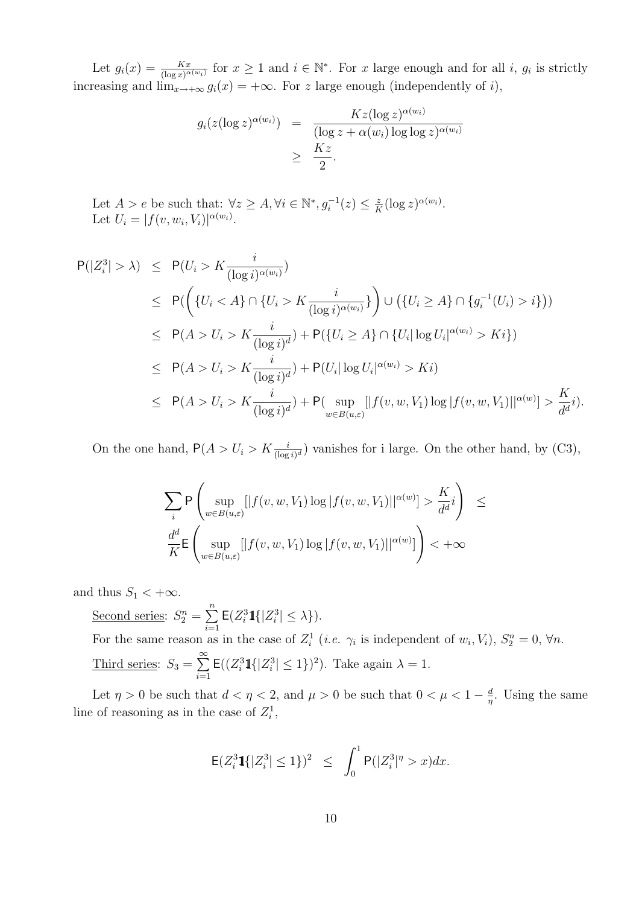Let $g_i(x) = \frac{Kx}{(\log x)^{\alpha(w_i)}}$ for $x \geq 1$ and $i \in \mathbb{N}^*$. For $x$ large enough and for all $i$, $g_i$ is strictly increasing and $\lim_{x\to+\infty} g_i(x) = +\infty$. For $z$ large enough (independently of $i$),

$$
\begin{aligned}
g_i(z(\log z)^{\alpha(w_i)}) &= \frac{Kz(\log z)^{\alpha(w_i)}}{(\log z + \alpha(w_i)\log\log z)^{\alpha(w_i)}} \\
&\geq \frac{Kz}{2}.
\end{aligned}
$$

Let $A > e$ be such that: $\forall z \geq A, \forall i \in \mathbb{N}^*, g_i^{-1}(z) \leq \frac{z}{K}(\log z)^{\alpha(w_i)}$.
Let $U_i = |f(v, w_i, V_i)|^{\alpha(w_i)}$.

$$
\begin{aligned}
\mathsf{P}(|Z_i^3| > \lambda) &\leq \mathsf{P}(U_i > K\frac{i}{(\log i)^{\alpha(w_i)}}) \\
&\leq \mathsf{P}(\left(\{U_i < A\} \cap \{U_i > K\frac{i}{(\log i)^{\alpha(w_i)}}\}\right) \cup \left(\{U_i \geq A\} \cap \{g_i^{-1}(U_i) > i\}\right)) \\
&\leq \mathsf{P}(A > U_i > K\frac{i}{(\log i)^d}) + \mathsf{P}(\{U_i \geq A\} \cap \{U_i|\log U_i|^{\alpha(w_i)} > Ki\}) \\
&\leq \mathsf{P}(A > U_i > K\frac{i}{(\log i)^d}) + \mathsf{P}(U_i|\log U_i|^{\alpha(w_i)} > Ki) \\
&\leq \mathsf{P}(A > U_i > K\frac{i}{(\log i)^d}) + \mathsf{P}(\sup_{w\in B(u,\varepsilon)}[|f(v,w,V_1)\log|f(v,w,V_1)||^{\alpha(w)}] > \frac{K}{d^d}i).
\end{aligned}
$$

On the one hand, $\mathsf{P}(A > U_i > K\frac{i}{(\log i)^d})$ vanishes for i large. On the other hand, by (C3),

$$
\sum_i \mathsf{P}\left(\sup_{w\in B(u,\varepsilon)}[|f(v,w,V_1)\log|f(v,w,V_1)||^{\alpha(w)}] > \frac{K}{d^d}i\right) \leq
$$
$$
\frac{d^d}{K}\mathsf{E}\left(\sup_{w\in B(u,\varepsilon)}[|f(v,w,V_1)\log|f(v,w,V_1)||^{\alpha(w)}]\right) < +\infty
$$

and thus $S_1 < +\infty$.

<u>Second series</u>: $S_2^n = \sum_{i=1}^{n} \mathsf{E}(Z_i^3 \mathbb{1}\{|Z_i^3| \leq \lambda\})$.

For the same reason as in the case of $Z_i^1$ (*i.e.* $\gamma_i$ is independent of $w_i, V_i$), $S_2^n = 0$, $\forall n$.

<u>Third series</u>: $S_3 = \sum_{i=1}^{\infty} \mathsf{E}((Z_i^3 \mathbb{1}\{|Z_i^3| \leq 1\})^2)$. Take again $\lambda = 1$.

Let $\eta > 0$ be such that $d < \eta < 2$, and $\mu > 0$ be such that $0 < \mu < 1 - \frac{d}{\eta}$. Using the same line of reasoning as in the case of $Z_i^1$,

$$
\mathsf{E}(Z_i^3 \mathbb{1}\{|Z_i^3| \leq 1\})^2 \leq \int_0^1 \mathsf{P}(|Z_i^3|^\eta > x)dx.
$$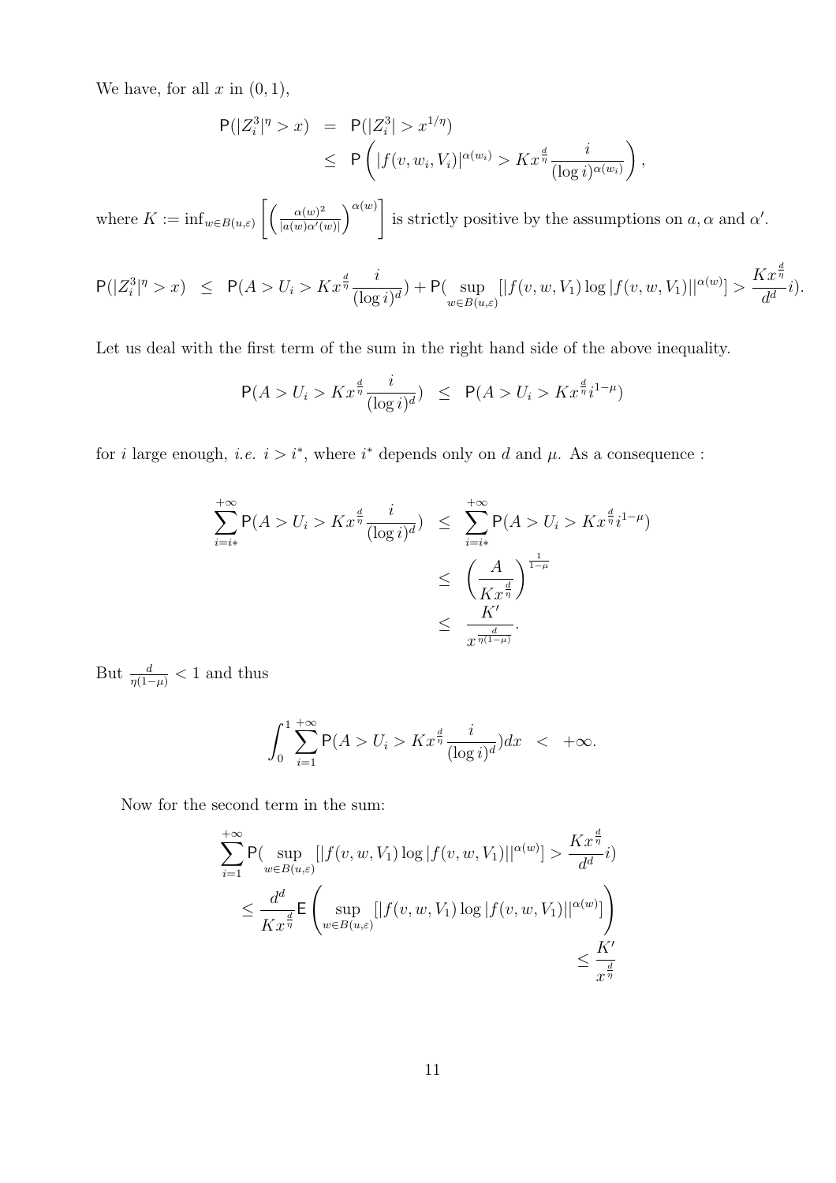We have, for all $x$ in $(0,1)$,

$$
\begin{aligned}
\mathsf{P}(|Z_i^3|^\eta > x) &= \mathsf{P}(|Z_i^3| > x^{1/\eta}) \\
&\leq \mathsf{P}\left(|f(v,w_i,V_i)|^{\alpha(w_i)} > Kx^{\frac{d}{\eta}} \frac{i}{(\log i)^{\alpha(w_i)}}\right),
\end{aligned}
$$

where $K := \inf_{w\in B(u,\varepsilon)} \left[\left(\frac{\alpha(w)^2}{|a(w)\alpha'(w)|}\right)^{\alpha(w)}\right]$ is strictly positive by the assumptions on $a, \alpha$ and $\alpha'$.

$$
\mathsf{P}(|Z_i^3|^\eta > x) \leq \mathsf{P}(A > U_i > Kx^{\frac{d}{\eta}} \frac{i}{(\log i)^d}) + \mathsf{P}(\sup_{w\in B(u,\varepsilon)} [|f(v,w,V_1)\log|f(v,w,V_1)||^{\alpha(w)}] > \frac{Kx^{\frac{d}{\eta}}}{d^d} i).
$$

Let us deal with the first term of the sum in the right hand side of the above inequality.

$$
\mathsf{P}(A > U_i > Kx^{\frac{d}{\eta}} \frac{i}{(\log i)^d}) \leq \mathsf{P}(A > U_i > Kx^{\frac{d}{\eta}} i^{1-\mu})
$$

for $i$ large enough, *i.e.* $i > i^*$, where $i^*$ depends only on $d$ and $\mu$. As a consequence :

$$
\begin{aligned}
\sum_{i=i*}^{+\infty} \mathsf{P}(A > U_i > Kx^{\frac{d}{\eta}} \frac{i}{(\log i)^d}) &\leq \sum_{i=i*}^{+\infty} \mathsf{P}(A > U_i > Kx^{\frac{d}{\eta}} i^{1-\mu}) \\
&\leq \left(\frac{A}{Kx^{\frac{d}{\eta}}}\right)^{\frac{1}{1-\mu}} \\
&\leq \frac{K'}{x^{\frac{d}{\eta(1-\mu)}}}.
\end{aligned}
$$

But $\frac{d}{\eta(1-\mu)} < 1$ and thus

$$
\int_0^1 \sum_{i=1}^{+\infty} \mathsf{P}(A > U_i > Kx^{\frac{d}{\eta}} \frac{i}{(\log i)^d}) dx < +\infty.
$$

Now for the second term in the sum:

$$
\begin{aligned}
&\sum_{i=1}^{+\infty} \mathsf{P}(\sup_{w\in B(u,\varepsilon)} [|f(v,w,V_1)\log|f(v,w,V_1)||^{\alpha(w)}] > \frac{Kx^{\frac{d}{\eta}}}{d^d} i) \\
&\leq \frac{d^d}{Kx^{\frac{d}{\eta}}} \mathsf{E}\left(\sup_{w\in B(u,\varepsilon)} [|f(v,w,V_1)\log|f(v,w,V_1)||^{\alpha(w)}]\right) \\
&\leq \frac{K'}{x^{\frac{d}{\eta}}}
\end{aligned}
$$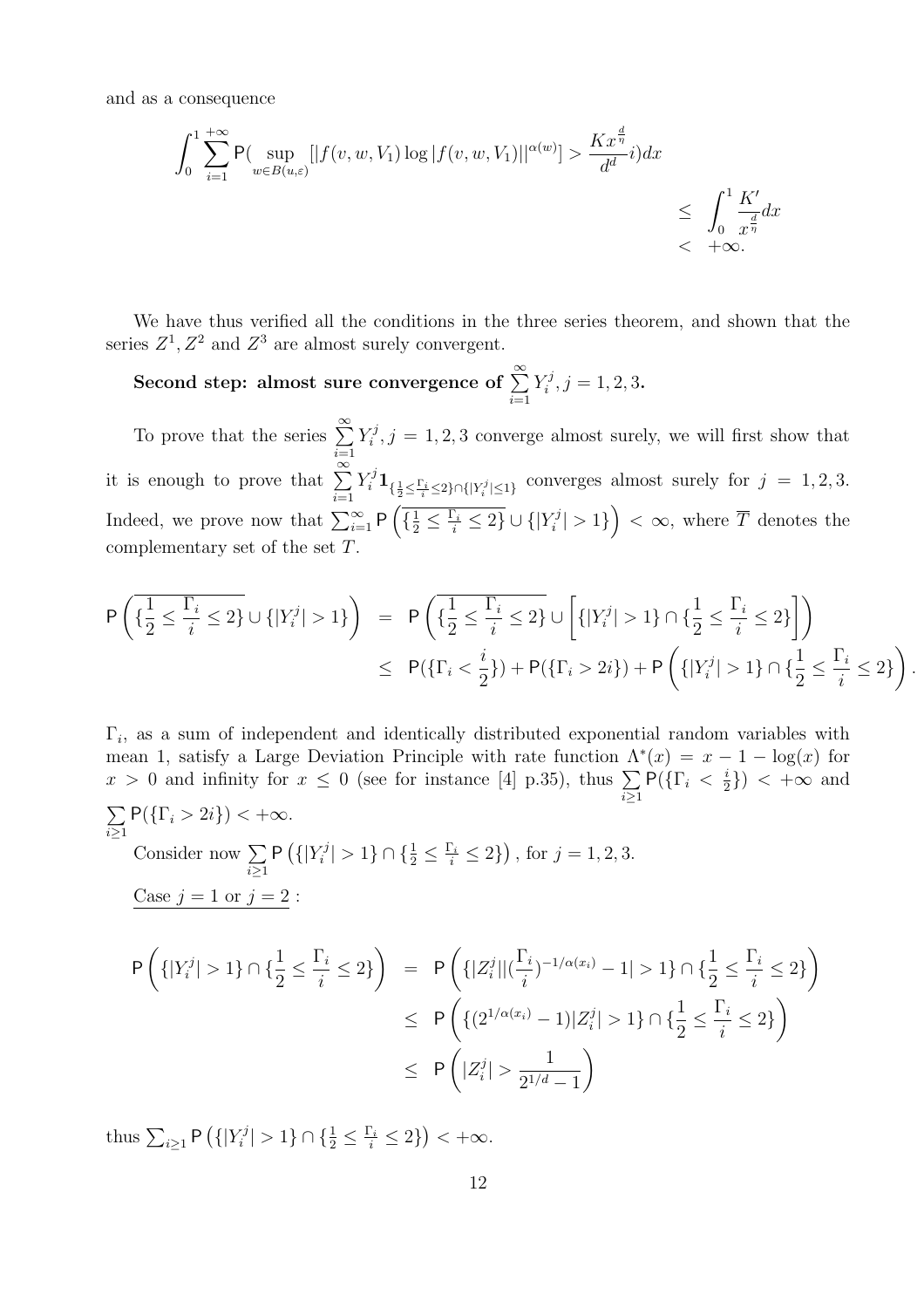and as a consequence

$$\int_0^1 \sum_{i=1}^{+\infty} \mathsf{P}(\sup_{w \in B(u,\varepsilon)} [|f(v,w,V_1)\log|f(v,w,V_1)||^{\alpha(w)}] > \frac{Kx^{\frac{d}{\eta}}}{d^d} i)dx \leq \int_0^1 \frac{K'}{x^{\frac{d}{\eta}}} dx < +\infty.$$

We have thus verified all the conditions in the three series theorem, and shown that the series $Z^1, Z^2$ and $Z^3$ are almost surely convergent.

**Second step: almost sure convergence of $\sum_{i=1}^{\infty} Y_i^j, j = 1,2,3$.**

To prove that the series $\sum_{i=1}^{\infty} Y_i^j, j = 1,2,3$ converge almost surely, we will first show that it is enough to prove that $\sum_{i=1}^{\infty} Y_i^j \mathbf{1}_{\{\frac{1}{2} \leq \frac{\Gamma_i}{i} \leq 2\} \cap \{|Y_i^j| \leq 1\}}$ converges almost surely for $j = 1,2,3$. Indeed, we prove now that $\sum_{i=1}^{\infty} \mathsf{P}\left(\overline{\{\frac{1}{2} \leq \frac{\Gamma_i}{i} \leq 2\}} \cup \{|Y_i^j| > 1\}\right) < \infty$, where $\overline{T}$ denotes the complementary set of the set $T$.

$$\begin{aligned}
\mathsf{P}\left(\overline{\{\frac{1}{2} \leq \frac{\Gamma_i}{i} \leq 2\}} \cup \{|Y_i^j| > 1\}\right) &= \mathsf{P}\left(\overline{\{\frac{1}{2} \leq \frac{\Gamma_i}{i} \leq 2\}} \cup \left[\{|Y_i^j| > 1\} \cap \{\frac{1}{2} \leq \frac{\Gamma_i}{i} \leq 2\}\right]\right) \\
&\leq \mathsf{P}(\{\Gamma_i < \frac{i}{2}\}) + \mathsf{P}(\{\Gamma_i > 2i\}) + \mathsf{P}\left(\{|Y_i^j| > 1\} \cap \{\frac{1}{2} \leq \frac{\Gamma_i}{i} \leq 2\}\right).
\end{aligned}$$

$\Gamma_i$, as a sum of independent and identically distributed exponential random variables with mean 1, satisfy a Large Deviation Principle with rate function $\Lambda^*(x) = x - 1 - \log(x)$ for $x > 0$ and infinity for $x \leq 0$ (see for instance [4] p.35), thus $\sum_{i \geq 1} \mathsf{P}(\{\Gamma_i < \frac{i}{2}\}) < +\infty$ and $\sum_{i \geq 1} \mathsf{P}(\{\Gamma_i > 2i\}) < +\infty$.

Consider now $\sum_{i \geq 1} \mathsf{P}\left(\{|Y_i^j| > 1\} \cap \{\frac{1}{2} \leq \frac{\Gamma_i}{i} \leq 2\}\right)$, for $j = 1,2,3$.

<u>Case $j = 1$ or $j = 2$</u> :

$$\begin{aligned}
\mathsf{P}\left(\{|Y_i^j| > 1\} \cap \{\frac{1}{2} \leq \frac{\Gamma_i}{i} \leq 2\}\right) &= \mathsf{P}\left(\{|Z_i^j||(\frac{\Gamma_i}{i})^{-1/\alpha(x_i)} - 1| > 1\} \cap \{\frac{1}{2} \leq \frac{\Gamma_i}{i} \leq 2\}\right) \\
&\leq \mathsf{P}\left(\{(2^{1/\alpha(x_i)} - 1)|Z_i^j| > 1\} \cap \{\frac{1}{2} \leq \frac{\Gamma_i}{i} \leq 2\}\right) \\
&\leq \mathsf{P}\left(|Z_i^j| > \frac{1}{2^{1/d} - 1}\right)
\end{aligned}$$

thus $\sum_{i \geq 1} \mathsf{P}\left(\{|Y_i^j| > 1\} \cap \{\frac{1}{2} \leq \frac{\Gamma_i}{i} \leq 2\}\right) < +\infty$.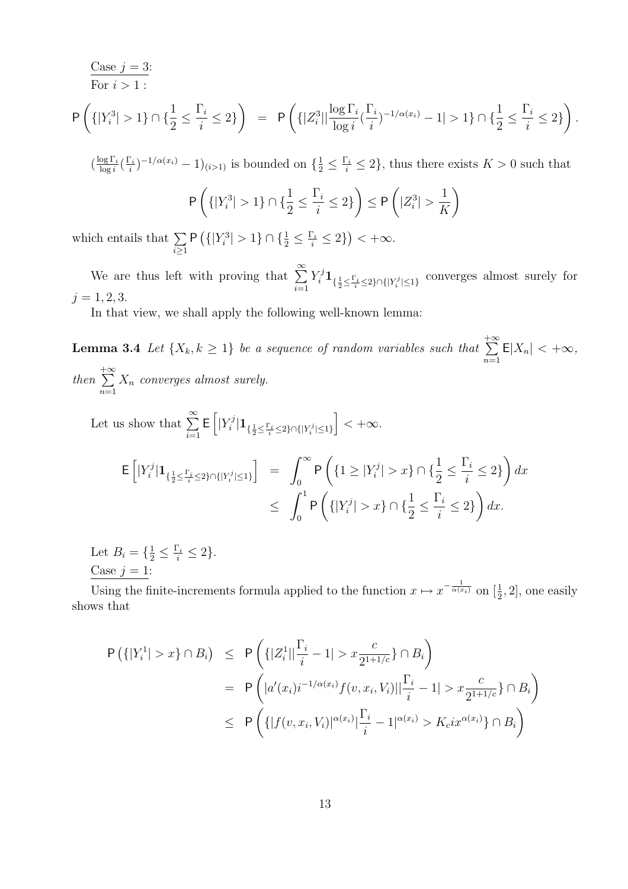Case $j=3$:
For $i > 1$ :

$$
\mathsf{P}\left(\{|Y_i^3| > 1\} \cap \{\frac{1}{2} \leq \frac{\Gamma_i}{i} \leq 2\}\right) = \mathsf{P}\left(\{|Z_i^3|| \frac{\log \Gamma_i}{\log i} (\frac{\Gamma_i}{i})^{-1/\alpha(x_i)} - 1| > 1\} \cap \{\frac{1}{2} \leq \frac{\Gamma_i}{i} \leq 2\}\right).
$$

$(\frac{\log \Gamma_i}{\log i}(\frac{\Gamma_i}{i})^{-1/\alpha(x_i)} - 1)_{(i>1)}$ is bounded on $\{\frac{1}{2} \leq \frac{\Gamma_i}{i} \leq 2\}$, thus there exists $K > 0$ such that

$$
\mathsf{P}\left(\{|Y_i^3| > 1\} \cap \{\frac{1}{2} \leq \frac{\Gamma_i}{i} \leq 2\}\right) \leq \mathsf{P}\left(|Z_i^3| > \frac{1}{K}\right)
$$

which entails that $\sum_{i \geq 1} \mathsf{P}\left(\{|Y_i^3| > 1\} \cap \{\frac{1}{2} \leq \frac{\Gamma_i}{i} \leq 2\}\right) < +\infty$.

We are thus left with proving that $\sum_{i=1}^{\infty} Y_i^j \mathbf{1}_{\{\frac{1}{2} \leq \frac{\Gamma_i}{i} \leq 2\} \cap \{|Y_i^j| \leq 1\}}$ converges almost surely for $j = 1, 2, 3$.

In that view, we shall apply the following well-known lemma:

**Lemma 3.4** *Let $\{X_k, k \geq 1\}$ be a sequence of random variables such that $\sum_{n=1}^{+\infty} \mathsf{E}|X_n| < +\infty$, then $\sum_{n=1}^{+\infty} X_n$ converges almost surely.*

Let us show that $\sum_{i=1}^{\infty} \mathsf{E}\left[|Y_i^j| \mathbf{1}_{\{\frac{1}{2} \leq \frac{\Gamma_i}{i} \leq 2\} \cap \{|Y_i^j| \leq 1\}}\right] < +\infty$.

$$
\begin{aligned}
\mathsf{E}\left[|Y_i^j| \mathbf{1}_{\{\frac{1}{2} \leq \frac{\Gamma_i}{i} \leq 2\} \cap \{|Y_i^j| \leq 1\}}\right] &= \int_0^\infty \mathsf{P}\left(\{1 \geq |Y_i^j| > x\} \cap \{\frac{1}{2} \leq \frac{\Gamma_i}{i} \leq 2\}\right) dx \\
&\leq \int_0^1 \mathsf{P}\left(\{|Y_i^j| > x\} \cap \{\frac{1}{2} \leq \frac{\Gamma_i}{i} \leq 2\}\right) dx.
\end{aligned}
$$

Let $B_i = \{\frac{1}{2} \leq \frac{\Gamma_i}{i} \leq 2\}$.

Case $j=1$:

Using the finite-increments formula applied to the function $x \mapsto x^{-\frac{1}{\alpha(x_i)}}$ on $[\frac{1}{2}, 2]$, one easily shows that

$$
\begin{aligned}
\mathsf{P}\left(\{|Y_i^1| > x\} \cap B_i\right) &\leq \mathsf{P}\left(\{|Z_i^1|| \frac{\Gamma_i}{i} - 1| > x \frac{c}{2^{1+1/c}}\} \cap B_i\right) \\
&= \mathsf{P}\left(|a'(x_i) i^{-1/\alpha(x_i)} f(v, x_i, V_i)|| \frac{\Gamma_i}{i} - 1| > x \frac{c}{2^{1+1/c}}\} \cap B_i\right) \\
&\leq \mathsf{P}\left(\{|f(v, x_i, V_i)|^{\alpha(x_i)} | \frac{\Gamma_i}{i} - 1|^{\alpha(x_i)} > K_c i x^{\alpha(x_i)}\} \cap B_i\right)
\end{aligned}
$$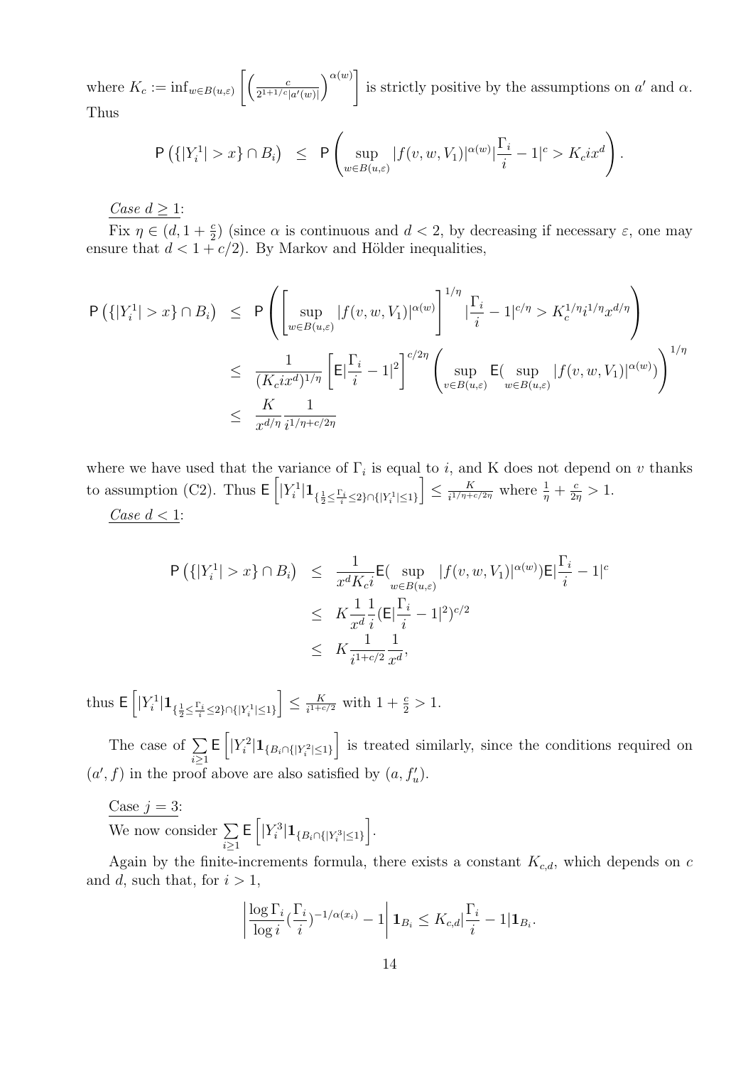where $K_c := \inf_{w\in B(u,\varepsilon)} \left[ \left( \frac{c}{2^{1+1/c}|a'(w)|} \right)^{\alpha(w)} \right]$ is strictly positive by the assumptions on $a'$ and $\alpha$. Thus

$$\mathsf{P}\left(\{|Y_i^1| > x\} \cap B_i\right) \leq \mathsf{P}\left( \sup_{w\in B(u,\varepsilon)} |f(v,w,V_1)|^{\alpha(w)} |\frac{\Gamma_i}{i} - 1|^c > K_c i x^d \right).$$

*Case $d \geq 1$*:

Fix $\eta \in (d, 1+\frac{c}{2})$ (since $\alpha$ is continuous and $d < 2$, by decreasing if necessary $\varepsilon$, one may ensure that $d < 1 + c/2$). By Markov and Hölder inequalities,

$$\begin{aligned}
\mathsf{P}\left(\{|Y_i^1| > x\} \cap B_i\right) &\leq \mathsf{P}\left( \left[ \sup_{w\in B(u,\varepsilon)} |f(v,w,V_1)|^{\alpha(w)} \right]^{1/\eta} |\frac{\Gamma_i}{i} - 1|^{c/\eta} > K_c^{1/\eta} i^{1/\eta} x^{d/\eta} \right) \\
&\leq \frac{1}{(K_c i x^d)^{1/\eta}} \left[ \mathsf{E}|\frac{\Gamma_i}{i} - 1|^2 \right]^{c/2\eta} \left( \sup_{v\in B(u,\varepsilon)} \mathsf{E}( \sup_{w\in B(u,\varepsilon)} |f(v,w,V_1)|^{\alpha(w)}) \right)^{1/\eta} \\
&\leq \frac{K}{x^{d/\eta}} \frac{1}{i^{1/\eta + c/2\eta}}
\end{aligned}$$

where we have used that the variance of $\Gamma_i$ is equal to $i$, and K does not depend on $v$ thanks to assumption (C2). Thus $\mathsf{E}\left[|Y_i^1| \mathbf{1}_{\{\frac{1}{2} \leq \frac{\Gamma_i}{i} \leq 2\} \cap \{|Y_i^1| \leq 1\}}\right] \leq \frac{K}{i^{1/\eta + c/2\eta}}$ where $\frac{1}{\eta} + \frac{c}{2\eta} > 1$.

*Case $d < 1$*:

$$\begin{aligned}
\mathsf{P}\left(\{|Y_i^1| > x\} \cap B_i\right) &\leq \frac{1}{x^d K_c i} \mathsf{E}( \sup_{w\in B(u,\varepsilon)} |f(v,w,V_1)|^{\alpha(w)}) \mathsf{E}|\frac{\Gamma_i}{i} - 1|^c \\
&\leq K \frac{1}{x^d} \frac{1}{i} (\mathsf{E}|\frac{\Gamma_i}{i} - 1|^2)^{c/2} \\
&\leq K \frac{1}{i^{1+c/2}} \frac{1}{x^d},
\end{aligned}$$

thus $\mathsf{E}\left[|Y_i^1| \mathbf{1}_{\{\frac{1}{2} \leq \frac{\Gamma_i}{i} \leq 2\} \cap \{|Y_i^1| \leq 1\}}\right] \leq \frac{K}{i^{1+c/2}}$ with $1 + \frac{c}{2} > 1$.

The case of $\sum_{i\geq 1} \mathsf{E}\left[|Y_i^2| \mathbf{1}_{\{B_i \cap \{|Y_i^2| \leq 1\}}}\right]$ is treated similarly, since the conditions required on $(a', f)$ in the proof above are also satisfied by $(a, f'_u)$.

<u>Case $j = 3$</u>:
We now consider $\sum_{i\geq 1} \mathsf{E}\left[|Y_i^3| \mathbf{1}_{\{B_i \cap \{|Y_i^3| \leq 1\}}}\right]$.

Again by the finite-increments formula, there exists a constant $K_{c,d}$, which depends on $c$ and $d$, such that, for $i > 1$,

$$\left| \frac{\log \Gamma_i}{\log i} (\frac{\Gamma_i}{i})^{-1/\alpha(x_i)} - 1 \right| \mathbf{1}_{B_i} \leq K_{c,d} |\frac{\Gamma_i}{i} - 1| \mathbf{1}_{B_i}.$$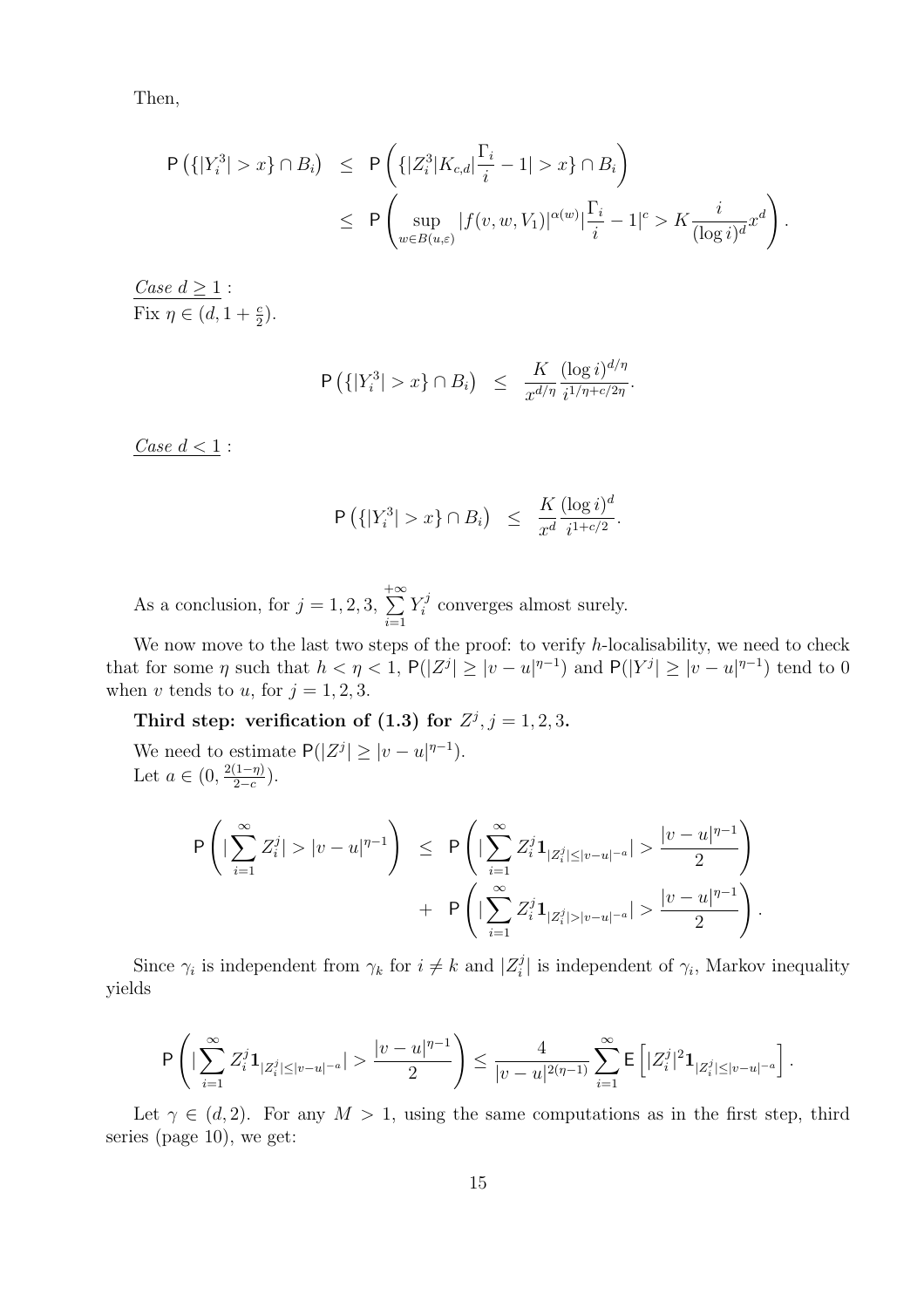Then,

$$
\begin{aligned}
\mathsf{P}\left(\{|Y_i^3|>x\}\cap B_i\right) &\leq \mathsf{P}\left(\{|Z_i^3|K_{c,d}|\frac{\Gamma_i}{i}-1|>x\}\cap B_i\right)\\
&\leq \mathsf{P}\left(\sup_{w\in B(u,\varepsilon)}|f(v,w,V_1)|^{\alpha(w)}|\frac{\Gamma_i}{i}-1|^c > K\frac{i}{(\log i)^d}x^d\right).
\end{aligned}
$$

<u>*Case $d\geq 1$*</u> :
Fix $\eta\in(d,1+\frac{c}{2})$.

$$
\mathsf{P}\left(\{|Y_i^3|>x\}\cap B_i\right) \leq \frac{K}{x^{d/\eta}}\frac{(\log i)^{d/\eta}}{i^{1/\eta+c/2\eta}}.
$$

<u>*Case $d<1$*</u> :

$$
\mathsf{P}\left(\{|Y_i^3|>x\}\cap B_i\right) \leq \frac{K}{x^{d}}\frac{(\log i)^{d}}{i^{1+c/2}}.
$$

As a conclusion, for $j=1,2,3$, $\sum_{i=1}^{+\infty} Y_i^j$ converges almost surely.

We now move to the last two steps of the proof: to verify $h$-localisability, we need to check that for some $\eta$ such that $h<\eta<1$, $\mathsf{P}(|Z^j|\geq|v-u|^{\eta-1})$ and $\mathsf{P}(|Y^j|\geq|v-u|^{\eta-1})$ tend to 0 when $v$ tends to $u$, for $j=1,2,3$.

**Third step: verification of (1.3) for $Z^j, j=1,2,3$.**

We need to estimate $\mathsf{P}(|Z^j|\geq|v-u|^{\eta-1})$.
Let $a\in(0,\frac{2(1-\eta)}{2-c})$.

$$
\begin{aligned}
\mathsf{P}\left(|\sum_{i=1}^{\infty}Z_i^j|>|v-u|^{\eta-1}\right) &\leq \mathsf{P}\left(|\sum_{i=1}^{\infty}Z_i^j\mathbf{1}_{|Z_i^j|\leq|v-u|^{-a}}|>\frac{|v-u|^{\eta-1}}{2}\right)\\
&+ \mathsf{P}\left(|\sum_{i=1}^{\infty}Z_i^j\mathbf{1}_{|Z_i^j|>|v-u|^{-a}}|>\frac{|v-u|^{\eta-1}}{2}\right).
\end{aligned}
$$

Since $\gamma_i$ is independent from $\gamma_k$ for $i\neq k$ and $|Z_i^j|$ is independent of $\gamma_i$, Markov inequality yields

$$
\mathsf{P}\left(|\sum_{i=1}^{\infty}Z_i^j\mathbf{1}_{|Z_i^j|\leq|v-u|^{-a}}|>\frac{|v-u|^{\eta-1}}{2}\right)\leq\frac{4}{|v-u|^{2(\eta-1)}}\sum_{i=1}^{\infty}\mathsf{E}\left[|Z_i^j|^2\mathbf{1}_{|Z_i^j|\leq|v-u|^{-a}}\right].
$$

Let $\gamma\in(d,2)$. For any $M>1$, using the same computations as in the first step, third series (page 10), we get: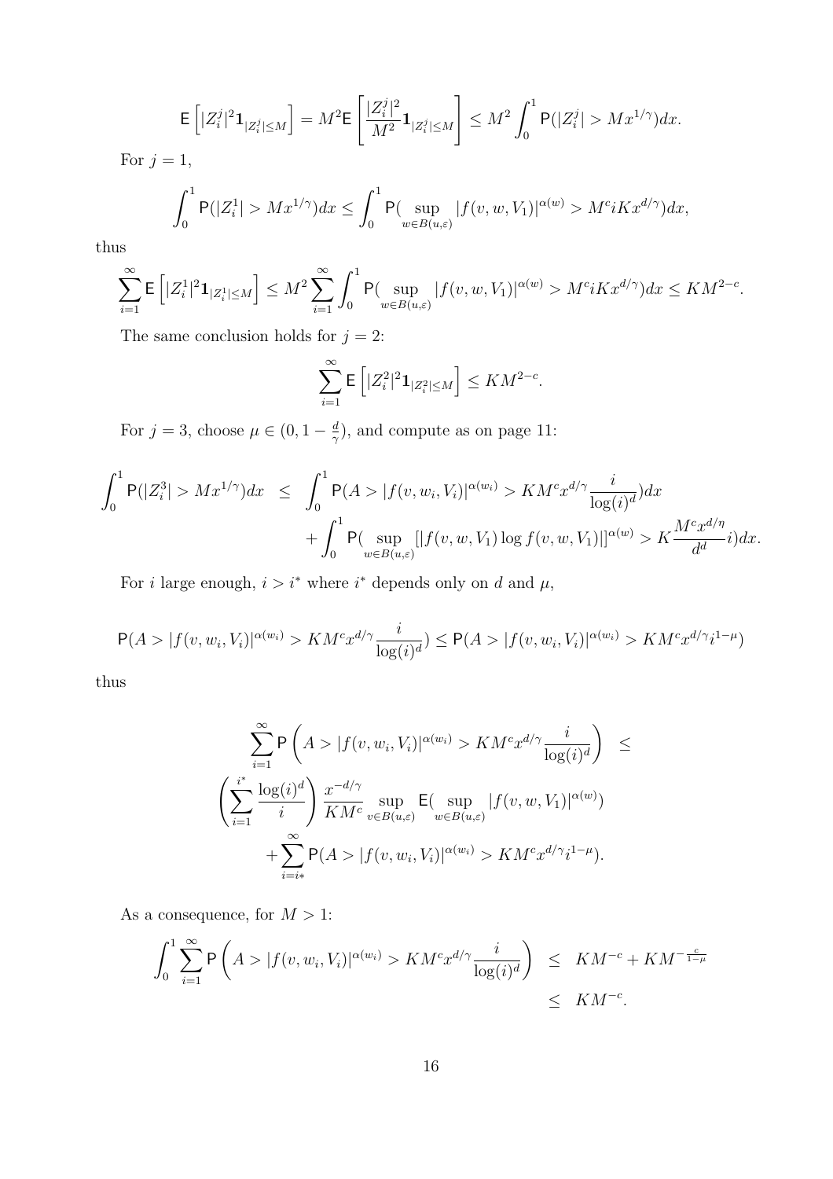$$\mathsf{E}\left[|Z_i^j|^2 \mathbf{1}_{|Z_i^j|\leq M}\right] = M^2 \mathsf{E}\left[\frac{|Z_i^j|^2}{M^2}\mathbf{1}_{|Z_i^j|\leq M}\right] \leq M^2 \int_0^1 \mathsf{P}(|Z_i^j| > Mx^{1/\gamma})dx.$$

For $j = 1$,

$$\int_0^1 \mathsf{P}(|Z_i^1| > Mx^{1/\gamma})dx \leq \int_0^1 \mathsf{P}(\sup_{w\in B(u,\varepsilon)} |f(v,w,V_1)|^{\alpha(w)} > M^c i K x^{d/\gamma})dx,$$

thus

$$\sum_{i=1}^{\infty} \mathsf{E}\left[|Z_i^1|^2 \mathbf{1}_{|Z_i^1|\leq M}\right] \leq M^2 \sum_{i=1}^{\infty} \int_0^1 \mathsf{P}(\sup_{w\in B(u,\varepsilon)} |f(v,w,V_1)|^{\alpha(w)} > M^c i K x^{d/\gamma})dx \leq KM^{2-c}.$$

The same conclusion holds for $j = 2$:

$$\sum_{i=1}^{\infty} \mathsf{E}\left[|Z_i^2|^2 \mathbf{1}_{|Z_i^2|\leq M}\right] \leq KM^{2-c}.$$

For $j = 3$, choose $\mu \in (0, 1 - \frac{d}{\gamma})$, and compute as on page 11:

$$\begin{aligned}\int_0^1 \mathsf{P}(|Z_i^3| > Mx^{1/\gamma})dx \quad &\leq \quad \int_0^1 \mathsf{P}(A > |f(v,w_i,V_i)|^{\alpha(w_i)} > KM^c x^{d/\gamma}\frac{i}{\log(i)^d})dx \\ &\quad + \int_0^1 \mathsf{P}(\sup_{w\in B(u,\varepsilon)} [|f(v,w,V_1)\log f(v,w,V_1)|]^{\alpha(w)} > K\frac{M^c x^{d/\eta}}{d^d} i)dx.\end{aligned}$$

For $i$ large enough, $i > i^*$ where $i^*$ depends only on $d$ and $\mu$,

$$\mathsf{P}(A > |f(v,w_i,V_i)|^{\alpha(w_i)} > KM^c x^{d/\gamma}\frac{i}{\log(i)^d}) \leq \mathsf{P}(A > |f(v,w_i,V_i)|^{\alpha(w_i)} > KM^c x^{d/\gamma} i^{1-\mu})$$

thus

$$\begin{aligned}\sum_{i=1}^{\infty} \mathsf{P}\left(A > |f(v,w_i,V_i)|^{\alpha(w_i)} > KM^c x^{d/\gamma}\frac{i}{\log(i)^d}\right) \quad \leq \\ \left(\sum_{i=1}^{i^*}\frac{\log(i)^d}{i}\right)\frac{x^{-d/\gamma}}{KM^c}\sup_{v\in B(u,\varepsilon)} \mathsf{E}(\sup_{w\in B(u,\varepsilon)} |f(v,w,V_1)|^{\alpha(w)}) \\ + \sum_{i=i*}^{\infty} \mathsf{P}(A > |f(v,w_i,V_i)|^{\alpha(w_i)} > KM^c x^{d/\gamma} i^{1-\mu}).\end{aligned}$$

As a consequence, for $M > 1$:

$$\begin{aligned}\int_0^1 \sum_{i=1}^{\infty} \mathsf{P}\left(A > |f(v,w_i,V_i)|^{\alpha(w_i)} > KM^c x^{d/\gamma}\frac{i}{\log(i)^d}\right) \quad &\leq \quad KM^{-c} + KM^{-\frac{c}{1-\mu}} \\ &\leq \quad KM^{-c}.\end{aligned}$$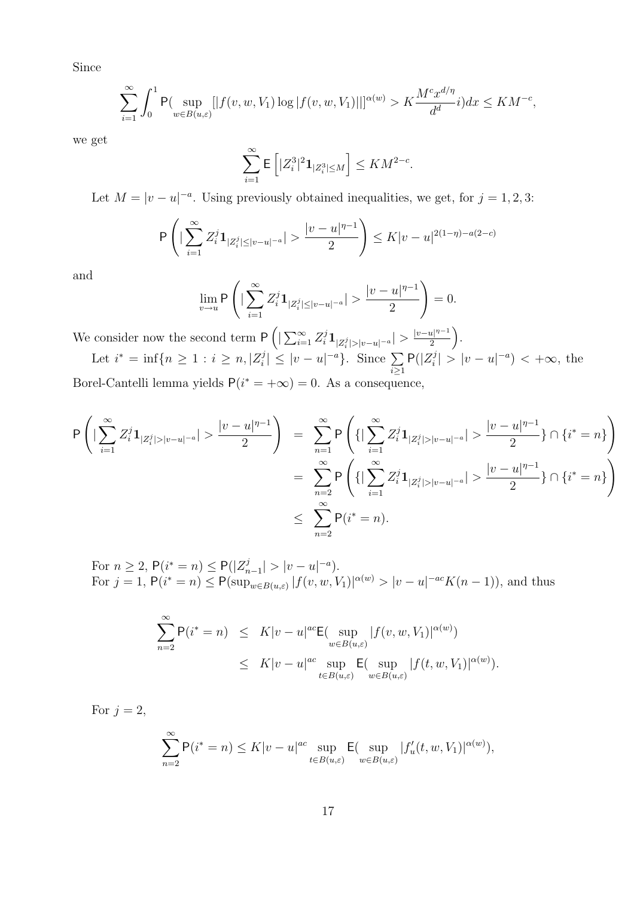Since

$$\sum_{i=1}^{\infty} \int_0^1 \mathsf{P}( \sup_{w\in B(u,\varepsilon)} [|f(v,w,V_1)\log|f(v,w,V_1)||]^{\alpha(w)} > K\frac{M^c x^{d/\eta}}{d^d} i)dx \leq KM^{-c},$$

we get

$$\sum_{i=1}^{\infty} \mathsf{E}\left[|Z_i^3|^2 \mathbf{1}_{|Z_i^3|\leq M}\right] \leq KM^{2-c}.$$

Let $M = |v-u|^{-a}$. Using previously obtained inequalities, we get, for $j = 1, 2, 3$:

$$\mathsf{P}\left(|\sum_{i=1}^{\infty} Z_i^j \mathbf{1}_{|Z_i^j|\leq|v-u|^{-a}}| > \frac{|v-u|^{\eta-1}}{2}\right) \leq K|v-u|^{2(1-\eta)-a(2-c)}$$

and

$$\lim_{v\to u} \mathsf{P}\left(|\sum_{i=1}^{\infty} Z_i^j \mathbf{1}_{|Z_i^j|\leq|v-u|^{-a}}| > \frac{|v-u|^{\eta-1}}{2}\right) = 0.$$

We consider now the second term $\mathsf{P}\left(|\sum_{i=1}^{\infty} Z_i^j \mathbf{1}_{|Z_i^j|>|v-u|^{-a}}| > \frac{|v-u|^{\eta-1}}{2}\right)$.

Let $i^* = \inf\{n \geq 1 : i \geq n, |Z_i^j| \leq |v-u|^{-a}\}$. Since $\sum_{i\geq 1} \mathsf{P}(|Z_i^j| > |v-u|^{-a}) < +\infty$, the Borel-Cantelli lemma yields $\mathsf{P}(i^* = +\infty) = 0$. As a consequence,

$$\begin{aligned}
\mathsf{P}\left(|\sum_{i=1}^{\infty} Z_i^j \mathbf{1}_{|Z_i^j|>|v-u|^{-a}}| > \frac{|v-u|^{\eta-1}}{2}\right) &= \sum_{n=1}^{\infty} \mathsf{P}\left(\{|\sum_{i=1}^{\infty} Z_i^j \mathbf{1}_{|Z_i^j|>|v-u|^{-a}}| > \frac{|v-u|^{\eta-1}}{2}\} \cap \{i^* = n\}\right) \\
&= \sum_{n=2}^{\infty} \mathsf{P}\left(\{|\sum_{i=1}^{\infty} Z_i^j \mathbf{1}_{|Z_i^j|>|v-u|^{-a}}| > \frac{|v-u|^{\eta-1}}{2}\} \cap \{i^* = n\}\right) \\
&\leq \sum_{n=2}^{\infty} \mathsf{P}(i^* = n).
\end{aligned}$$

For $n \geq 2$, $\mathsf{P}(i^* = n) \leq \mathsf{P}(|Z_{n-1}^j| > |v-u|^{-a})$.
For $j = 1$, $\mathsf{P}(i^* = n) \leq \mathsf{P}(\sup_{w\in B(u,\varepsilon)} |f(v,w,V_1)|^{\alpha(w)} > |v-u|^{-ac}K(n-1))$, and thus

$$\begin{aligned}
\sum_{n=2}^{\infty} \mathsf{P}(i^* = n) &\leq K|v-u|^{ac}\mathsf{E}(\sup_{w\in B(u,\varepsilon)} |f(v,w,V_1)|^{\alpha(w)}) \\
&\leq K|v-u|^{ac} \sup_{t\in B(u,\varepsilon)} \mathsf{E}(\sup_{w\in B(u,\varepsilon)} |f(t,w,V_1)|^{\alpha(w)}).
\end{aligned}$$

For $j = 2$,

$$\sum_{n=2}^{\infty} \mathsf{P}(i^* = n) \leq K|v-u|^{ac} \sup_{t\in B(u,\varepsilon)} \mathsf{E}(\sup_{w\in B(u,\varepsilon)} |f'_u(t,w,V_1)|^{\alpha(w)}),$$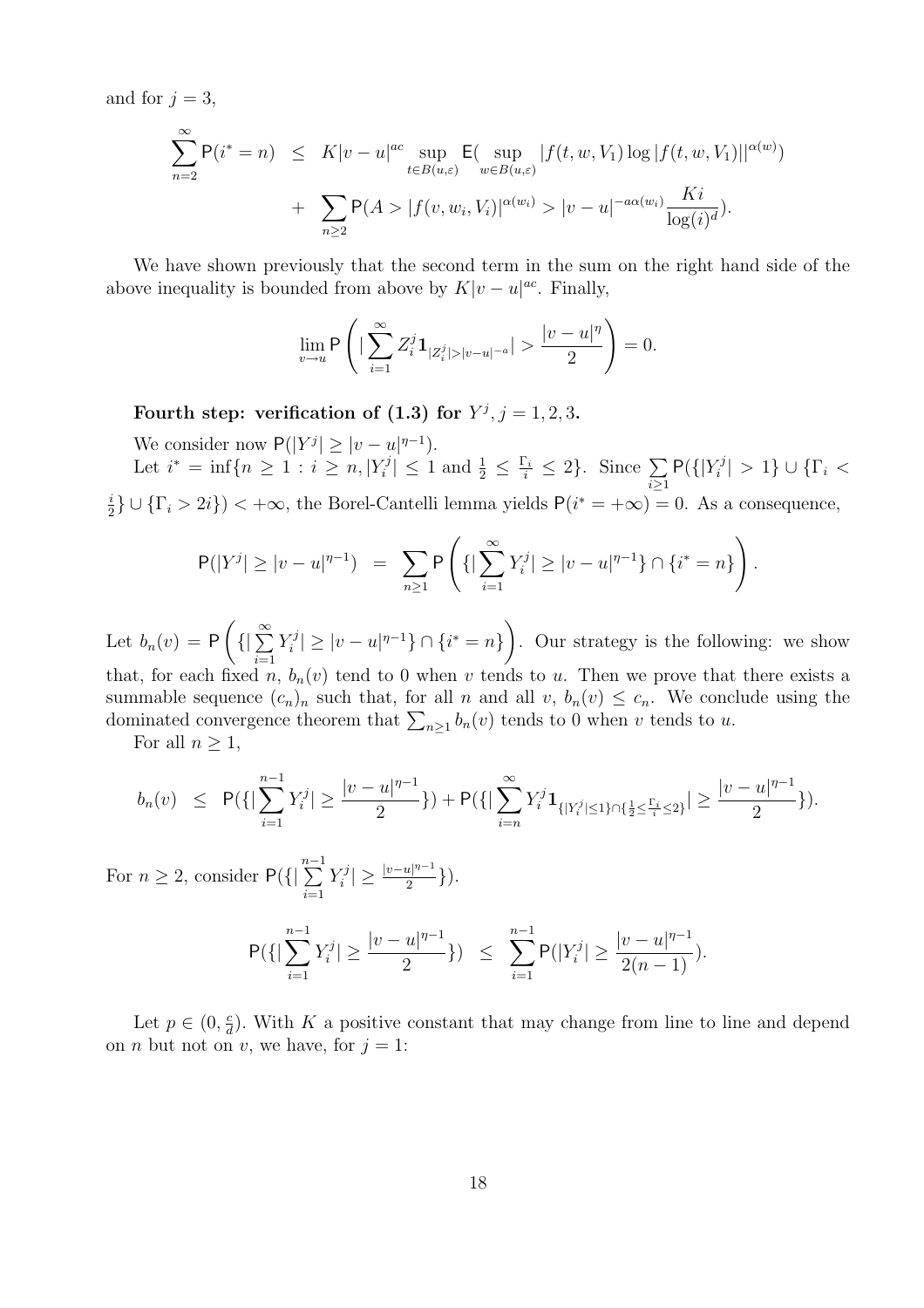and for $j = 3$,

$$\sum_{n=2}^{\infty} \mathsf{P}(i^* = n) \leq K|v-u|^{ac} \sup_{t \in B(u,\varepsilon)} \mathsf{E}( \sup_{w \in B(u,\varepsilon)} |f(t,w,V_1) \log |f(t,w,V_1)||^{\alpha(w)}) + \sum_{n \geq 2} \mathsf{P}(A > |f(v,w_i,V_i)|^{\alpha(w_i)} > |v-u|^{-a\alpha(w_i)} \frac{Ki}{\log(i)^d}).$$

We have shown previously that the second term in the sum on the right hand side of the above inequality is bounded from above by $K|v-u|^{ac}$. Finally,

$$\lim_{v \to u} \mathsf{P}\left( |\sum_{i=1}^{\infty} Z_i^j \mathbf{1}_{|Z_i^j| > |v-u|^{-a}}| > \frac{|v-u|^{\eta}}{2} \right) = 0.$$

**Fourth step: verification of (1.3) for $Y^j, j = 1,2,3$.**

We consider now $\mathsf{P}(|Y^j| \geq |v-u|^{\eta-1})$.

Let $i^* = \inf\{n \geq 1 : i \geq n, |Y_i^j| \leq 1 \text{ and } \frac{1}{2} \leq \frac{\Gamma_i}{i} \leq 2\}$. Since $\sum_{i \geq 1} \mathsf{P}(\{|Y_i^j| > 1\} \cup \{\Gamma_i < \frac{i}{2}\} \cup \{\Gamma_i > 2i\}) < +\infty$, the Borel-Cantelli lemma yields $\mathsf{P}(i^* = +\infty) = 0$. As a consequence,

$$\mathsf{P}(|Y^j| \geq |v-u|^{\eta-1}) = \sum_{n \geq 1} \mathsf{P}\left( \{|\sum_{i=1}^{\infty} Y_i^j| \geq |v-u|^{\eta-1}\} \cap \{i^* = n\} \right).$$

Let $b_n(v) = \mathsf{P}\left( \{|\sum_{i=1}^{\infty} Y_i^j| \geq |v-u|^{\eta-1}\} \cap \{i^* = n\} \right)$. Our strategy is the following: we show that, for each fixed $n$, $b_n(v)$ tend to 0 when $v$ tends to $u$. Then we prove that there exists a summable sequence $(c_n)_n$ such that, for all $n$ and all $v$, $b_n(v) \leq c_n$. We conclude using the dominated convergence theorem that $\sum_{n \geq 1} b_n(v)$ tends to 0 when $v$ tends to $u$.

For all $n \geq 1$,

$$b_n(v) \leq \mathsf{P}(\{|\sum_{i=1}^{n-1} Y_i^j| \geq \frac{|v-u|^{\eta-1}}{2}\}) + \mathsf{P}(\{|\sum_{i=n}^{\infty} Y_i^j \mathbf{1}_{\{|Y_i^j| \leq 1\} \cap \{\frac{1}{2} \leq \frac{\Gamma_i}{i} \leq 2\}}| \geq \frac{|v-u|^{\eta-1}}{2}\}).$$

For $n \geq 2$, consider $\mathsf{P}(\{|\sum_{i=1}^{n-1} Y_i^j| \geq \frac{|v-u|^{\eta-1}}{2}\})$.

$$\mathsf{P}(\{|\sum_{i=1}^{n-1} Y_i^j| \geq \frac{|v-u|^{\eta-1}}{2}\}) \leq \sum_{i=1}^{n-1} \mathsf{P}(|Y_i^j| \geq \frac{|v-u|^{\eta-1}}{2(n-1)}).$$

Let $p \in (0, \frac{c}{d})$. With $K$ a positive constant that may change from line to line and depend on $n$ but not on $v$, we have, for $j = 1$: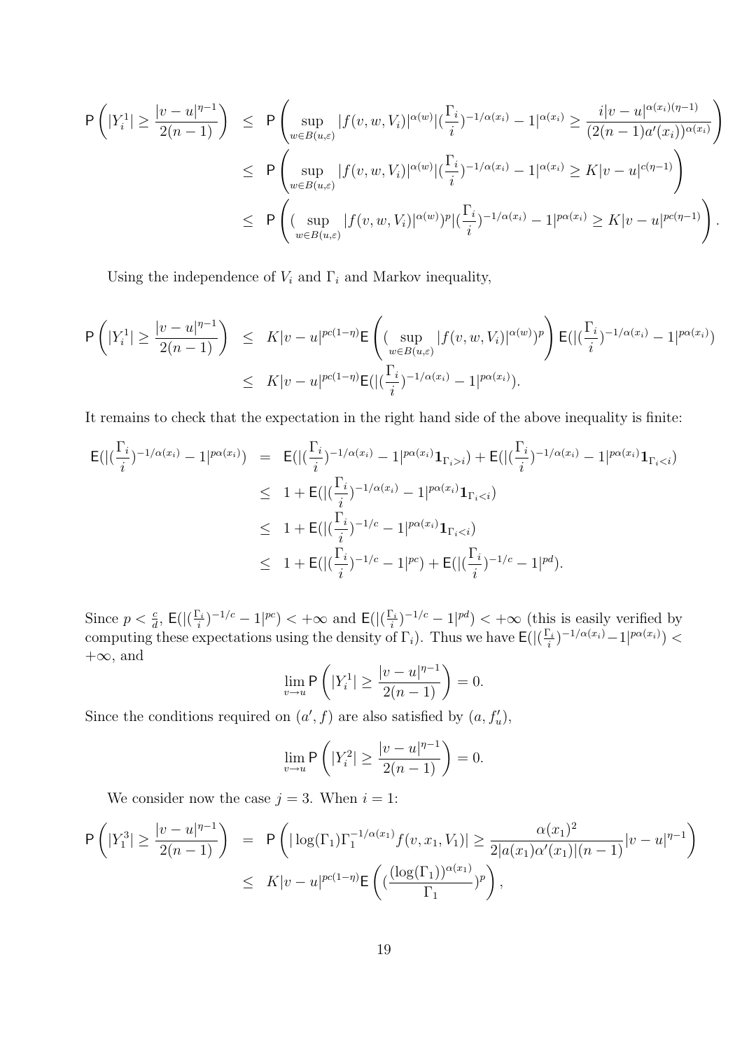$$
\begin{aligned}
\mathsf{P}\left(|Y_i^1| \geq \frac{|v-u|^{\eta-1}}{2(n-1)}\right) &\leq \mathsf{P}\left(\sup_{w\in B(u,\varepsilon)} |f(v,w,V_i)|^{\alpha(w)} |(\frac{\Gamma_i}{i})^{-1/\alpha(x_i)} - 1|^{\alpha(x_i)} \geq \frac{i|v-u|^{\alpha(x_i)(\eta-1)}}{(2(n-1)a'(x_i))^{\alpha(x_i)}}\right) \\
&\leq \mathsf{P}\left(\sup_{w\in B(u,\varepsilon)} |f(v,w,V_i)|^{\alpha(w)} |(\frac{\Gamma_i}{i})^{-1/\alpha(x_i)} - 1|^{\alpha(x_i)} \geq K|v-u|^{c(\eta-1)}\right) \\
&\leq \mathsf{P}\left((\sup_{w\in B(u,\varepsilon)} |f(v,w,V_i)|^{\alpha(w)})^p |(\frac{\Gamma_i}{i})^{-1/\alpha(x_i)} - 1|^{p\alpha(x_i)} \geq K|v-u|^{pc(\eta-1)}\right).
\end{aligned}
$$

Using the independence of $V_i$ and $\Gamma_i$ and Markov inequality,

$$
\begin{aligned}
\mathsf{P}\left(|Y_i^1| \geq \frac{|v-u|^{\eta-1}}{2(n-1)}\right) &\leq K|v-u|^{pc(1-\eta)} \mathsf{E}\left((\sup_{w\in B(u,\varepsilon)} |f(v,w,V_i)|^{\alpha(w)})^p\right) \mathsf{E}(|(\frac{\Gamma_i}{i})^{-1/\alpha(x_i)} - 1|^{p\alpha(x_i)}) \\
&\leq K|v-u|^{pc(1-\eta)} \mathsf{E}(|(\frac{\Gamma_i}{i})^{-1/\alpha(x_i)} - 1|^{p\alpha(x_i)}).
\end{aligned}
$$

It remains to check that the expectation in the right hand side of the above inequality is finite:

$$
\begin{aligned}
\mathsf{E}(|(\frac{\Gamma_i}{i})^{-1/\alpha(x_i)} - 1|^{p\alpha(x_i)}) &= \mathsf{E}(|(\frac{\Gamma_i}{i})^{-1/\alpha(x_i)} - 1|^{p\alpha(x_i)} \mathbf{1}_{\Gamma_i > i}) + \mathsf{E}(|(\frac{\Gamma_i}{i})^{-1/\alpha(x_i)} - 1|^{p\alpha(x_i)} \mathbf{1}_{\Gamma_i < i}) \\
&\leq 1 + \mathsf{E}(|(\frac{\Gamma_i}{i})^{-1/\alpha(x_i)} - 1|^{p\alpha(x_i)} \mathbf{1}_{\Gamma_i < i}) \\
&\leq 1 + \mathsf{E}(|(\frac{\Gamma_i}{i})^{-1/c} - 1|^{p\alpha(x_i)} \mathbf{1}_{\Gamma_i < i}) \\
&\leq 1 + \mathsf{E}(|(\frac{\Gamma_i}{i})^{-1/c} - 1|^{pc}) + \mathsf{E}(|(\frac{\Gamma_i}{i})^{-1/c} - 1|^{pd}).
\end{aligned}
$$

Since $p < \frac{c}{d}$, $\mathsf{E}(|(\frac{\Gamma_i}{i})^{-1/c} - 1|^{pc}) < +\infty$ and $\mathsf{E}(|(\frac{\Gamma_i}{i})^{-1/c} - 1|^{pd}) < +\infty$ (this is easily verified by computing these expectations using the density of $\Gamma_i$). Thus we have $\mathsf{E}(|(\frac{\Gamma_i}{i})^{-1/\alpha(x_i)} - 1|^{p\alpha(x_i)}) < +\infty$, and

$$
\lim_{v\to u} \mathsf{P}\left(|Y_i^1| \geq \frac{|v-u|^{\eta-1}}{2(n-1)}\right) = 0.
$$

Since the conditions required on $(a', f)$ are also satisfied by $(a, f'_u)$,

$$
\lim_{v\to u} \mathsf{P}\left(|Y_i^2| \geq \frac{|v-u|^{\eta-1}}{2(n-1)}\right) = 0.
$$

We consider now the case $j = 3$. When $i = 1$:

$$
\begin{aligned}
\mathsf{P}\left(|Y_1^3| \geq \frac{|v-u|^{\eta-1}}{2(n-1)}\right) &= \mathsf{P}\left(|\log(\Gamma_1)\Gamma_1^{-1/\alpha(x_1)} f(v,x_1,V_1)| \geq \frac{\alpha(x_1)^2}{2|a(x_1)\alpha'(x_1)|(n-1)} |v-u|^{\eta-1}\right) \\
&\leq K|v-u|^{pc(1-\eta)} \mathsf{E}\left((\frac{(\log(\Gamma_1))^{\alpha(x_1)}}{\Gamma_1})^p\right),
\end{aligned}
$$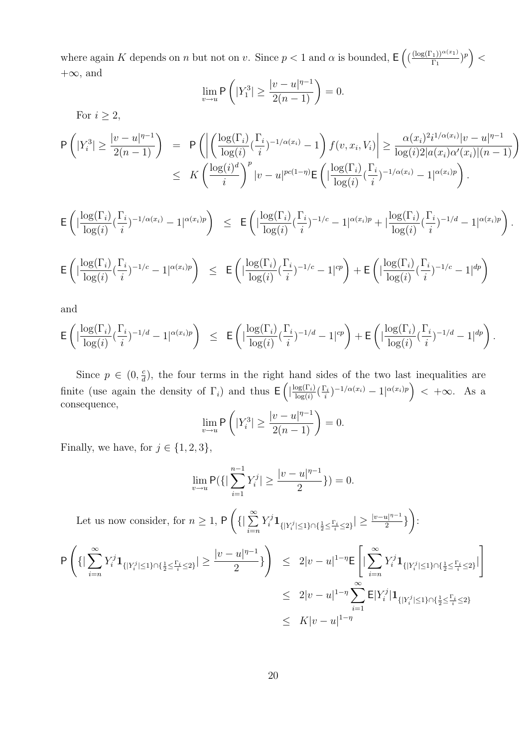where again $K$ depends on $n$ but not on $v$. Since $p<1$ and $\alpha$ is bounded, $\mathsf{E}\left( (\frac{(\log(\Gamma_1))^{\alpha(x_1)}}{\Gamma_1})^p \right) < +\infty$, and

$$\lim_{v\to u} \mathsf{P}\left( |Y_1^3| \geq \frac{|v-u|^{\eta-1}}{2(n-1)} \right) = 0.$$

For $i \geq 2$,

$$\begin{aligned}
\mathsf{P}\left( |Y_i^3| \geq \frac{|v-u|^{\eta-1}}{2(n-1)} \right) &= \mathsf{P}\left( \left| \left( \frac{\log(\Gamma_i)}{\log(i)} (\frac{\Gamma_i}{i})^{-1/\alpha(x_i)} - 1 \right) f(v,x_i,V_i) \right| \geq \frac{\alpha(x_i)^2 i^{1/\alpha(x_i)} |v-u|^{\eta-1}}{\log(i) 2 |a(x_i)\alpha'(x_i)| (n-1)} \right) \\
&\leq K \left( \frac{\log(i)^d}{i} \right)^p |v-u|^{pc(1-\eta)} \mathsf{E}\left( |\frac{\log(\Gamma_i)}{\log(i)} (\frac{\Gamma_i}{i})^{-1/\alpha(x_i)} - 1|^{\alpha(x_i)p} \right).
\end{aligned}$$

$$\mathsf{E}\left( |\frac{\log(\Gamma_i)}{\log(i)} (\frac{\Gamma_i}{i})^{-1/\alpha(x_i)} - 1|^{\alpha(x_i)p} \right) \leq \mathsf{E}\left( |\frac{\log(\Gamma_i)}{\log(i)} (\frac{\Gamma_i}{i})^{-1/c} - 1|^{\alpha(x_i)p} + |\frac{\log(\Gamma_i)}{\log(i)} (\frac{\Gamma_i}{i})^{-1/d} - 1|^{\alpha(x_i)p} \right).$$

$$\mathsf{E}\left( |\frac{\log(\Gamma_i)}{\log(i)} (\frac{\Gamma_i}{i})^{-1/c} - 1|^{\alpha(x_i)p} \right) \leq \mathsf{E}\left( |\frac{\log(\Gamma_i)}{\log(i)} (\frac{\Gamma_i}{i})^{-1/c} - 1|^{cp} \right) + \mathsf{E}\left( |\frac{\log(\Gamma_i)}{\log(i)} (\frac{\Gamma_i}{i})^{-1/c} - 1|^{dp} \right)$$

and

$$\mathsf{E}\left( |\frac{\log(\Gamma_i)}{\log(i)} (\frac{\Gamma_i}{i})^{-1/d} - 1|^{\alpha(x_i)p} \right) \leq \mathsf{E}\left( |\frac{\log(\Gamma_i)}{\log(i)} (\frac{\Gamma_i}{i})^{-1/d} - 1|^{cp} \right) + \mathsf{E}\left( |\frac{\log(\Gamma_i)}{\log(i)} (\frac{\Gamma_i}{i})^{-1/d} - 1|^{dp} \right).$$

Since $p \in (0, \frac{c}{d})$, the four terms in the right hand sides of the two last inequalities are finite (use again the density of $\Gamma_i$) and thus $\mathsf{E}\left( |\frac{\log(\Gamma_i)}{\log(i)} (\frac{\Gamma_i}{i})^{-1/\alpha(x_i)} - 1|^{\alpha(x_i)p} \right) < +\infty$. As a consequence,

$$\lim_{v\to u} \mathsf{P}\left( |Y_i^3| \geq \frac{|v-u|^{\eta-1}}{2(n-1)} \right) = 0.$$

Finally, we have, for $j \in \{1,2,3\}$,

$$\lim_{v\to u} \mathsf{P}(\{|\sum_{i=1}^{n-1} Y_i^j| \geq \frac{|v-u|^{\eta-1}}{2}\}) = 0.$$

Let us now consider, for $n \geq 1$, $\mathsf{P}\left( \{|\sum_{i=n}^{\infty} Y_i^j \mathbf{1}_{\{|Y_i^j| \leq 1\} \cap \{\frac{1}{2} \leq \frac{\Gamma_i}{i} \leq 2\}}| \geq \frac{|v-u|^{\eta-1}}{2}\} \right)$:

$$\begin{aligned}
\mathsf{P}\left( \{|\sum_{i=n}^{\infty} Y_i^j \mathbf{1}_{\{|Y_i^j| \leq 1\} \cap \{\frac{1}{2} \leq \frac{\Gamma_i}{i} \leq 2\}}| \geq \frac{|v-u|^{\eta-1}}{2}\} \right) &\leq 2|v-u|^{1-\eta} \mathsf{E}\left[ |\sum_{i=n}^{\infty} Y_i^j \mathbf{1}_{\{|Y_i^j| \leq 1\} \cap \{\frac{1}{2} \leq \frac{\Gamma_i}{i} \leq 2\}}| \right] \\
&\leq 2|v-u|^{1-\eta} \sum_{i=1}^{\infty} \mathsf{E}|Y_i^j| \mathbf{1}_{\{|Y_i^j| \leq 1\} \cap \{\frac{1}{2} \leq \frac{\Gamma_i}{i} \leq 2\}} \\
&\leq K|v-u|^{1-\eta}
\end{aligned}$$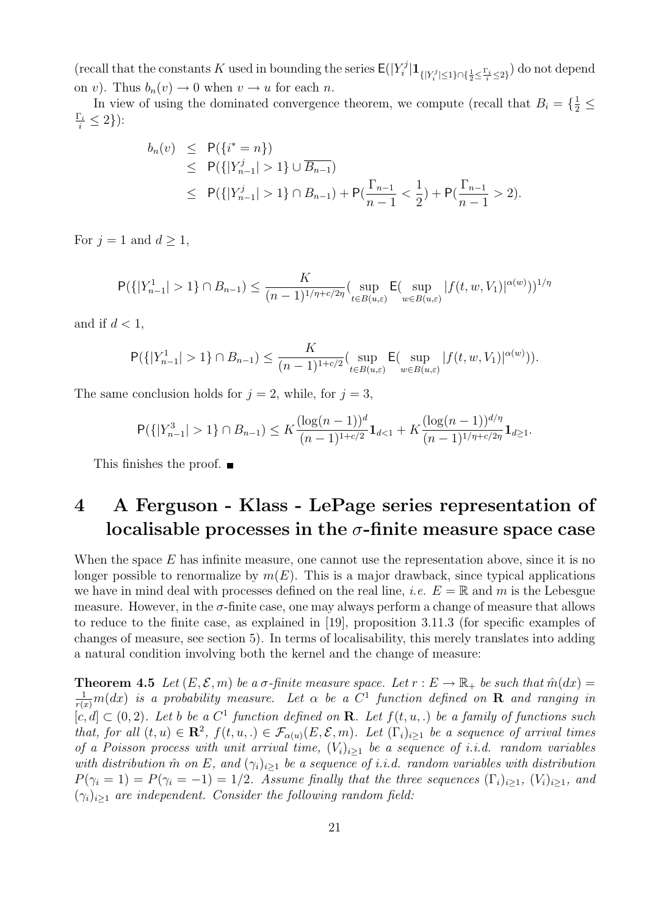(recall that the constants $K$ used in bounding the series $\mathsf{E}(|Y_i^j|\mathbf{1}_{\{|Y_i^j|\leq 1\}\cap\{\frac{1}{2}\leq\frac{\Gamma_i}{i}\leq 2\}})$ do not depend on $v$). Thus $b_n(v) \to 0$ when $v \to u$ for each $n$.

In view of using the dominated convergence theorem, we compute (recall that $B_i = \{\frac{1}{2} \leq \frac{\Gamma_i}{i} \leq 2\}$):

$$
\begin{aligned}
b_n(v) &\leq \mathsf{P}(\{i^* = n\}) \\
&\leq \mathsf{P}(\{|Y_{n-1}^j| > 1\} \cup \overline{B_{n-1}}) \\
&\leq \mathsf{P}(\{|Y_{n-1}^j| > 1\} \cap B_{n-1}) + \mathsf{P}(\frac{\Gamma_{n-1}}{n-1} < \frac{1}{2}) + \mathsf{P}(\frac{\Gamma_{n-1}}{n-1} > 2).
\end{aligned}
$$

For $j = 1$ and $d \geq 1$,

$$
\mathsf{P}(\{|Y_{n-1}^1| > 1\} \cap B_{n-1}) \leq \frac{K}{(n-1)^{1/\eta + c/2\eta}} (\sup_{t\in B(u,\varepsilon)} \mathsf{E}(\sup_{w\in B(u,\varepsilon)} |f(t,w,V_1)|^{\alpha(w)}))^{1/\eta}
$$

and if $d < 1$,

$$
\mathsf{P}(\{|Y_{n-1}^1| > 1\} \cap B_{n-1}) \leq \frac{K}{(n-1)^{1+c/2}} (\sup_{t\in B(u,\varepsilon)} \mathsf{E}(\sup_{w\in B(u,\varepsilon)} |f(t,w,V_1)|^{\alpha(w)})).
$$

The same conclusion holds for $j = 2$, while, for $j = 3$,

$$
\mathsf{P}(\{|Y_{n-1}^3| > 1\} \cap B_{n-1}) \leq K\frac{(\log(n-1))^d}{(n-1)^{1+c/2}}\mathbf{1}_{d<1} + K\frac{(\log(n-1))^{d/\eta}}{(n-1)^{1/\eta+c/2\eta}}\mathbf{1}_{d\geq 1}.
$$

This finishes the proof. ■

# 4 A Ferguson - Klass - LePage series representation of localisable processes in the $\sigma$-finite measure space case

When the space $E$ has infinite measure, one cannot use the representation above, since it is no longer possible to renormalize by $m(E)$. This is a major drawback, since typical applications we have in mind deal with processes defined on the real line, *i.e.* $E = \mathbb{R}$ and $m$ is the Lebesgue measure. However, in the $\sigma$-finite case, one may always perform a change of measure that allows to reduce to the finite case, as explained in [19], proposition 3.11.3 (for specific examples of changes of measure, see section 5). In terms of localisability, this merely translates into adding a natural condition involving both the kernel and the change of measure:

**Theorem 4.5** *Let $(E, \mathcal{E}, m)$ be a $\sigma$-finite measure space. Let $r : E \to \mathbb{R}_+$ be such that $\hat{m}(dx) = \frac{1}{r(x)}m(dx)$ is a probability measure. Let $\alpha$ be a $C^1$ function defined on $\mathbf{R}$ and ranging in $[c, d] \subset (0, 2)$. Let $b$ be a $C^1$ function defined on $\mathbf{R}$. Let $f(t, u, .)$ be a family of functions such that, for all $(t, u) \in \mathbf{R}^2$, $f(t, u, .) \in \mathcal{F}_{\alpha(u)}(E, \mathcal{E}, m)$. Let $(\Gamma_i)_{i\geq 1}$ be a sequence of arrival times of a Poisson process with unit arrival time, $(V_i)_{i\geq 1}$ be a sequence of i.i.d. random variables with distribution $\hat{m}$ on $E$, and $(\gamma_i)_{i\geq 1}$ be a sequence of i.i.d. random variables with distribution $P(\gamma_i = 1) = P(\gamma_i = -1) = 1/2$. Assume finally that the three sequences $(\Gamma_i)_{i\geq 1}$, $(V_i)_{i\geq 1}$, and $(\gamma_i)_{i\geq 1}$ are independent. Consider the following random field:*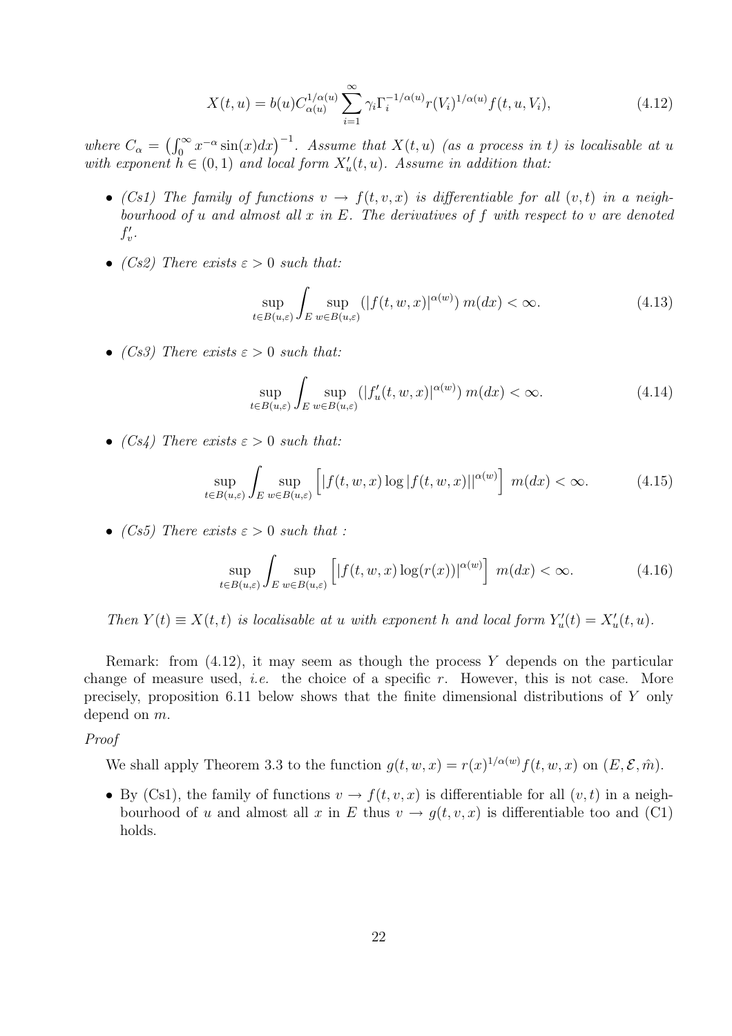$$X(t,u) = b(u) C_{\alpha(u)}^{1/\alpha(u)} \sum_{i=1}^{\infty} \gamma_i \Gamma_i^{-1/\alpha(u)} r(V_i)^{1/\alpha(u)} f(t,u,V_i), \tag{4.12}$$

*where* $C_\alpha = \left(\int_0^\infty x^{-\alpha} \sin(x) dx\right)^{-1}$*. Assume that* $X(t,u)$ *(as a process in* $t$*) is localisable at* $u$ *with exponent* $h \in (0,1)$ *and local form* $X'_u(t,u)$*. Assume in addition that:*

- *(Cs1) The family of functions* $v \to f(t,v,x)$ *is differentiable for all* $(v,t)$ *in a neighbourhood of* $u$ *and almost all* $x$ *in* $E$*. The derivatives of* $f$ *with respect to* $v$ *are denoted* $f'_v$*.*
- *(Cs2) There exists* $\varepsilon > 0$ *such that:*

$$\sup_{t \in B(u,\varepsilon)} \int_E \sup_{w \in B(u,\varepsilon)} (|f(t,w,x)|^{\alpha(w)})\, m(dx) < \infty. \tag{4.13}$$

- *(Cs3) There exists* $\varepsilon > 0$ *such that:*

$$\sup_{t \in B(u,\varepsilon)} \int_E \sup_{w \in B(u,\varepsilon)} (|f'_u(t,w,x)|^{\alpha(w)})\, m(dx) < \infty. \tag{4.14}$$

- *(Cs4) There exists* $\varepsilon > 0$ *such that:*

$$\sup_{t \in B(u,\varepsilon)} \int_E \sup_{w \in B(u,\varepsilon)} \left[|f(t,w,x) \log|f(t,w,x)||^{\alpha(w)}\right]\, m(dx) < \infty. \tag{4.15}$$

- *(Cs5) There exists* $\varepsilon > 0$ *such that :*

$$\sup_{t \in B(u,\varepsilon)} \int_E \sup_{w \in B(u,\varepsilon)} \left[|f(t,w,x) \log(r(x))|^{\alpha(w)}\right]\, m(dx) < \infty. \tag{4.16}$$

*Then* $Y(t) \equiv X(t,t)$ *is localisable at* $u$ *with exponent* $h$ *and local form* $Y'_u(t) = X'_u(t,u)$*.*

Remark: from (4.12), it may seem as though the process $Y$ depends on the particular change of measure used, *i.e.* the choice of a specific $r$. However, this is not case. More precisely, proposition 6.11 below shows that the finite dimensional distributions of $Y$ only depend on $m$.

*Proof*

We shall apply Theorem 3.3 to the function $g(t,w,x) = r(x)^{1/\alpha(w)} f(t,w,x)$ on $(E, \mathcal{E}, \hat{m})$.

- By (Cs1), the family of functions $v \to f(t,v,x)$ is differentiable for all $(v,t)$ in a neighbourhood of $u$ and almost all $x$ in $E$ thus $v \to g(t,v,x)$ is differentiable too and (C1) holds.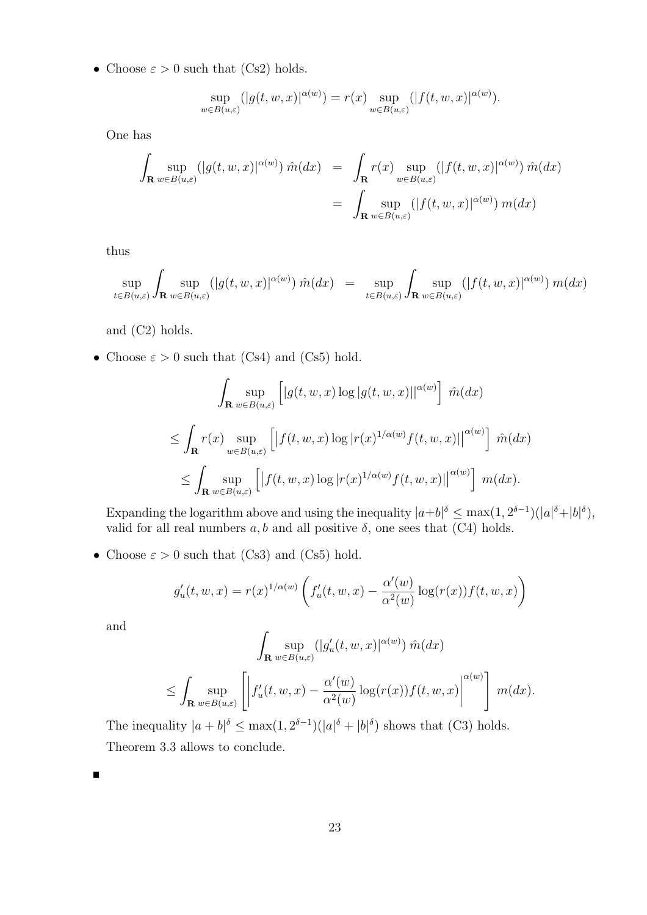- Choose $\varepsilon > 0$ such that (Cs2) holds.

$$\sup_{w \in B(u,\varepsilon)} (|g(t,w,x)|^{\alpha(w)}) = r(x) \sup_{w \in B(u,\varepsilon)} (|f(t,w,x)|^{\alpha(w)}).$$

  One has

$$\begin{aligned}
\int_{\mathbf{R}} \sup_{w \in B(u,\varepsilon)} (|g(t,w,x)|^{\alpha(w)})\, \hat{m}(dx) &= \int_{\mathbf{R}} r(x) \sup_{w \in B(u,\varepsilon)} (|f(t,w,x)|^{\alpha(w)})\, \hat{m}(dx) \\
&= \int_{\mathbf{R}} \sup_{w \in B(u,\varepsilon)} (|f(t,w,x)|^{\alpha(w)})\, m(dx)
\end{aligned}$$

  thus

$$\sup_{t \in B(u,\varepsilon)} \int_{\mathbf{R}} \sup_{w \in B(u,\varepsilon)} (|g(t,w,x)|^{\alpha(w)})\, \hat{m}(dx) = \sup_{t \in B(u,\varepsilon)} \int_{\mathbf{R}} \sup_{w \in B(u,\varepsilon)} (|f(t,w,x)|^{\alpha(w)})\, m(dx)$$

  and (C2) holds.

- Choose $\varepsilon > 0$ such that (Cs4) and (Cs5) hold.

$$\int_{\mathbf{R}} \sup_{w \in B(u,\varepsilon)} \left[ |g(t,w,x) \log |g(t,w,x)||^{\alpha(w)} \right] \hat{m}(dx)$$

$$\leq \int_{\mathbf{R}} r(x) \sup_{w \in B(u,\varepsilon)} \left[ \left| f(t,w,x) \log |r(x)^{1/\alpha(w)} f(t,w,x)| \right|^{\alpha(w)} \right] \hat{m}(dx)$$

$$\leq \int_{\mathbf{R}} \sup_{w \in B(u,\varepsilon)} \left[ \left| f(t,w,x) \log |r(x)^{1/\alpha(w)} f(t,w,x)| \right|^{\alpha(w)} \right] m(dx).$$

  Expanding the logarithm above and using the inequality $|a+b|^\delta \leq \max(1, 2^{\delta-1})(|a|^\delta + |b|^\delta)$, valid for all real numbers $a, b$ and all positive $\delta$, one sees that (C4) holds.

- Choose $\varepsilon > 0$ such that (Cs3) and (Cs5) hold.

$$g'_u(t,w,x) = r(x)^{1/\alpha(w)} \left( f'_u(t,w,x) - \frac{\alpha'(w)}{\alpha^2(w)} \log(r(x)) f(t,w,x) \right)$$

  and

$$\int_{\mathbf{R}} \sup_{w \in B(u,\varepsilon)} (|g'_u(t,w,x)|^{\alpha(w)})\, \hat{m}(dx)$$

$$\leq \int_{\mathbf{R}} \sup_{w \in B(u,\varepsilon)} \left[ \left| f'_u(t,w,x) - \frac{\alpha'(w)}{\alpha^2(w)} \log(r(x)) f(t,w,x) \right|^{\alpha(w)} \right] m(dx).$$

  The inequality $|a+b|^\delta \leq \max(1, 2^{\delta-1})(|a|^\delta + |b|^\delta)$ shows that (C3) holds.

  Theorem 3.3 allows to conclude.

■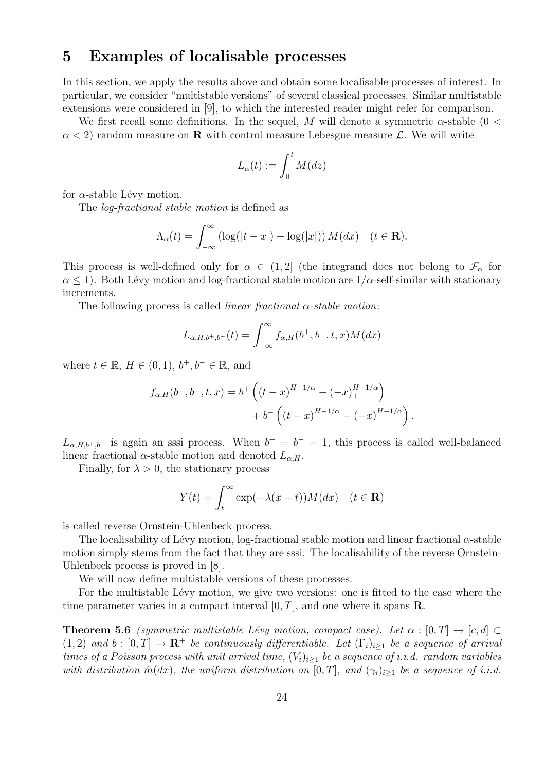# 5 Examples of localisable processes

In this section, we apply the results above and obtain some localisable processes of interest. In particular, we consider "multistable versions" of several classical processes. Similar multistable extensions were considered in [9], to which the interested reader might refer for comparison.

We first recall some definitions. In the sequel, $M$ will denote a symmetric $\alpha$-stable ($0 < \alpha < 2$) random measure on $\mathbf{R}$ with control measure Lebesgue measure $\mathcal{L}$. We will write

$$L_\alpha(t) := \int_0^t M(dz)$$

for $\alpha$-stable Lévy motion.

The *log-fractional stable motion* is defined as

$$\Lambda_\alpha(t) = \int_{-\infty}^{\infty} (\log(|t-x|) - \log(|x|))\, M(dx) \quad (t \in \mathbf{R}).$$

This process is well-defined only for $\alpha \in (1, 2]$ (the integrand does not belong to $\mathcal{F}_\alpha$ for $\alpha \leq 1$). Both Lévy motion and log-fractional stable motion are $1/\alpha$-self-similar with stationary increments.

The following process is called *linear fractional $\alpha$-stable motion*:

$$L_{\alpha,H,b^+,b^-}(t) = \int_{-\infty}^{\infty} f_{\alpha,H}(b^+, b^-, t, x) M(dx)$$

where $t \in \mathbb{R}$, $H \in (0, 1)$, $b^+, b^- \in \mathbb{R}$, and

$$f_{\alpha,H}(b^+, b^-, t, x) = b^+ \left( (t-x)_+^{H-1/\alpha} - (-x)_+^{H-1/\alpha} \right) + b^- \left( (t-x)_-^{H-1/\alpha} - (-x)_-^{H-1/\alpha} \right).$$

$L_{\alpha,H,b^+,b^-}$ is again an sssi process. When $b^+ = b^- = 1$, this process is called well-balanced linear fractional $\alpha$-stable motion and denoted $L_{\alpha,H}$.

Finally, for $\lambda > 0$, the stationary process

$$Y(t) = \int_t^{\infty} \exp(-\lambda(x-t)) M(dx) \quad (t \in \mathbf{R})$$

is called reverse Ornstein-Uhlenbeck process.

The localisability of Lévy motion, log-fractional stable motion and linear fractional $\alpha$-stable motion simply stems from the fact that they are sssi. The localisability of the reverse Ornstein-Uhlenbeck process is proved in [8].

We will now define multistable versions of these processes.

For the multistable Lévy motion, we give two versions: one is fitted to the case where the time parameter varies in a compact interval $[0, T]$, and one where it spans $\mathbf{R}$.

**Theorem 5.6** *(symmetric multistable Lévy motion, compact case). Let $\alpha : [0, T] \to [c, d] \subset (1, 2)$ and $b : [0, T] \to \mathbf{R}^+$ be continuously differentiable. Let $(\Gamma_i)_{i \geq 1}$ be a sequence of arrival times of a Poisson process with unit arrival time, $(V_i)_{i \geq 1}$ be a sequence of i.i.d. random variables with distribution $\hat{m}(dx)$, the uniform distribution on $[0, T]$, and $(\gamma_i)_{i \geq 1}$ be a sequence of i.i.d.*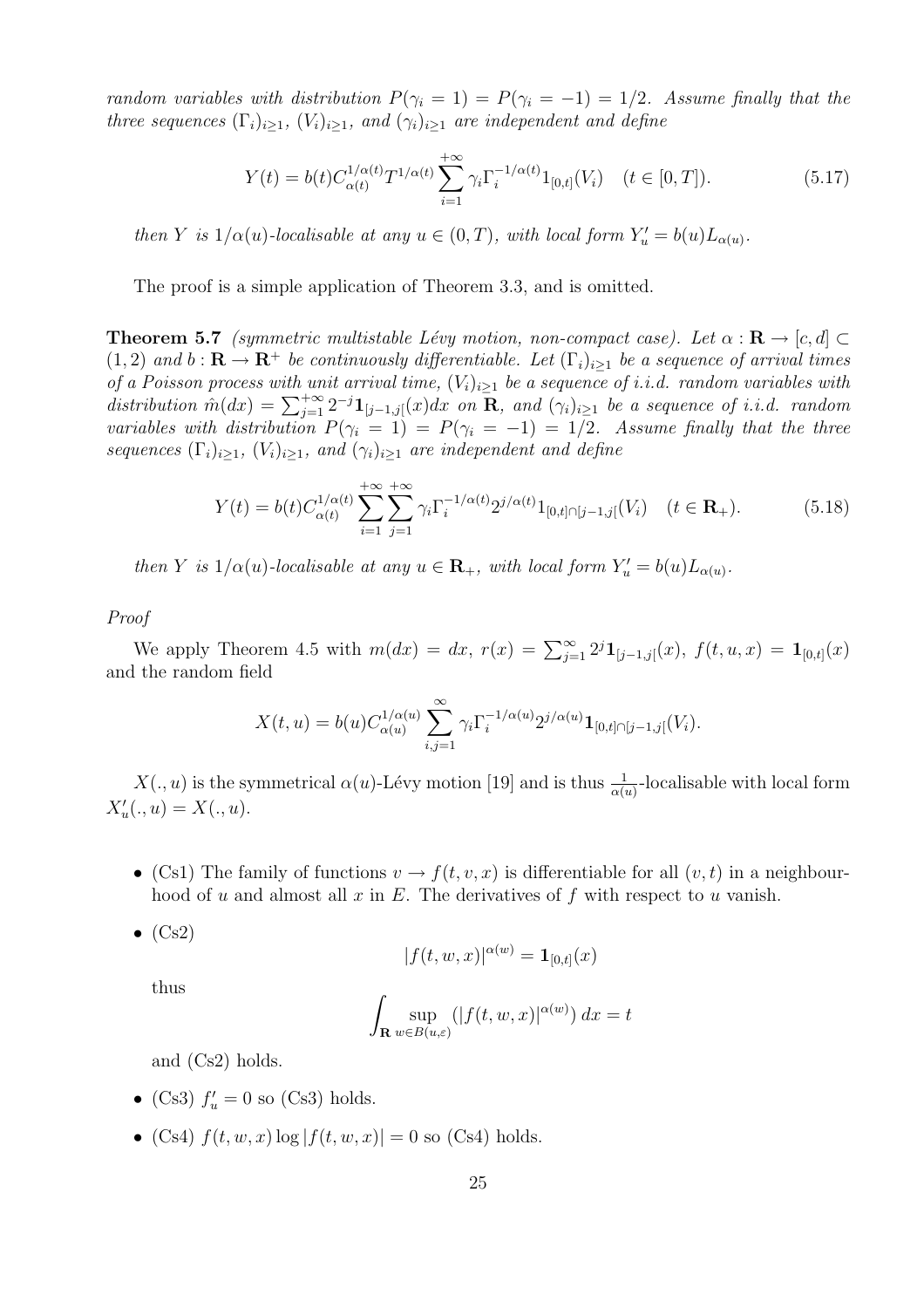*random variables with distribution $P(\gamma_i = 1) = P(\gamma_i = -1) = 1/2$. Assume finally that the three sequences $(\Gamma_i)_{i\geq 1}$, $(V_i)_{i\geq 1}$, and $(\gamma_i)_{i\geq 1}$ are independent and define*

$$Y(t) = b(t) C_{\alpha(t)}^{1/\alpha(t)} T^{1/\alpha(t)} \sum_{i=1}^{+\infty} \gamma_i \Gamma_i^{-1/\alpha(t)} 1_{[0,t]}(V_i) \quad (t \in [0,T]). \tag{5.17}$$

*then $Y$ is $1/\alpha(u)$-localisable at any $u \in (0,T)$, with local form $Y'_u = b(u) L_{\alpha(u)}$.*

The proof is a simple application of Theorem 3.3, and is omitted.

**Theorem 5.7** *(symmetric multistable Lévy motion, non-compact case). Let $\alpha : \mathbf{R} \to [c,d] \subset (1,2)$ and $b : \mathbf{R} \to \mathbf{R}^+$ be continuously differentiable. Let $(\Gamma_i)_{i\geq 1}$ be a sequence of arrival times of a Poisson process with unit arrival time, $(V_i)_{i\geq 1}$ be a sequence of i.i.d. random variables with distribution $\hat{m}(dx) = \sum_{j=1}^{+\infty} 2^{-j} \mathbf{1}_{[j-1,j[}(x) dx$ on $\mathbf{R}$, and $(\gamma_i)_{i\geq 1}$ be a sequence of i.i.d. random variables with distribution $P(\gamma_i = 1) = P(\gamma_i = -1) = 1/2$. Assume finally that the three sequences $(\Gamma_i)_{i\geq 1}$, $(V_i)_{i\geq 1}$, and $(\gamma_i)_{i\geq 1}$ are independent and define*

$$Y(t) = b(t) C_{\alpha(t)}^{1/\alpha(t)} \sum_{i=1}^{+\infty} \sum_{j=1}^{+\infty} \gamma_i \Gamma_i^{-1/\alpha(t)} 2^{j/\alpha(t)} 1_{[0,t] \cap [j-1,j[}(V_i) \quad (t \in \mathbf{R}_+). \tag{5.18}$$

*then $Y$ is $1/\alpha(u)$-localisable at any $u \in \mathbf{R}_+$, with local form $Y'_u = b(u) L_{\alpha(u)}$.*

*Proof*

We apply Theorem 4.5 with $m(dx) = dx$, $r(x) = \sum_{j=1}^{\infty} 2^j \mathbf{1}_{[j-1,j[}(x)$, $f(t,u,x) = \mathbf{1}_{[0,t]}(x)$ and the random field

$$X(t,u) = b(u) C_{\alpha(u)}^{1/\alpha(u)} \sum_{i,j=1}^{\infty} \gamma_i \Gamma_i^{-1/\alpha(u)} 2^{j/\alpha(u)} \mathbf{1}_{[0,t] \cap [j-1,j[}(V_i).$$

$X(.,u)$ is the symmetrical $\alpha(u)$-Lévy motion [19] and is thus $\frac{1}{\alpha(u)}$-localisable with local form $X'_u(.,u) = X(.,u)$.

- (Cs1) The family of functions $v \to f(t,v,x)$ is differentiable for all $(v,t)$ in a neighbourhood of $u$ and almost all $x$ in $E$. The derivatives of $f$ with respect to $u$ vanish.
- (Cs2)

  $$|f(t,w,x)|^{\alpha(w)} = \mathbf{1}_{[0,t]}(x)$$

  thus

  $$\int_{\mathbf{R}} \sup_{w \in B(u,\varepsilon)} (|f(t,w,x)|^{\alpha(w)})\, dx = t$$

  and (Cs2) holds.
- (Cs3) $f'_u = 0$ so (Cs3) holds.
- (Cs4) $f(t,w,x) \log |f(t,w,x)| = 0$ so (Cs4) holds.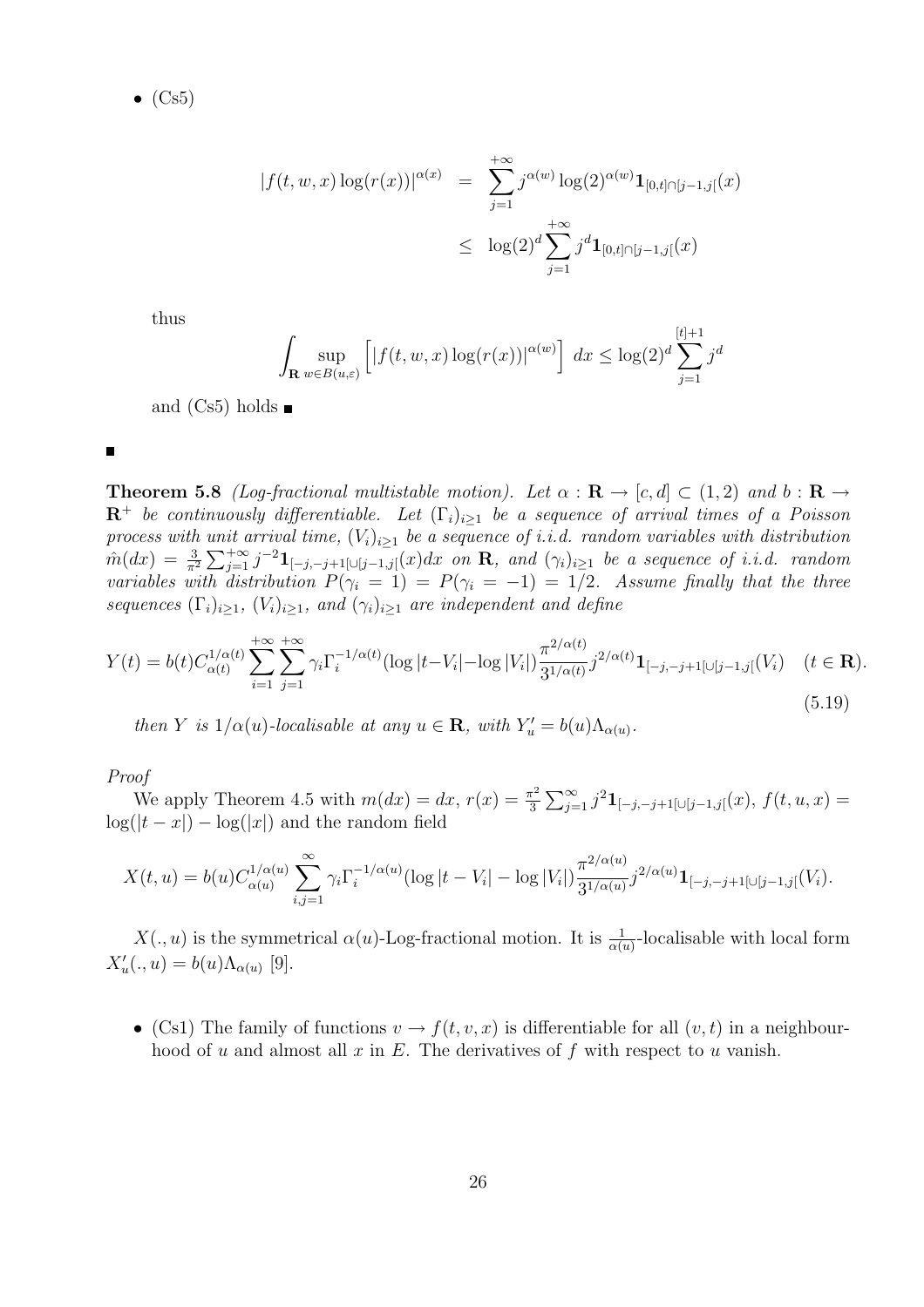- (Cs5)

$$
\begin{aligned}
|f(t,w,x)\log(r(x))|^{\alpha(x)} &= \sum_{j=1}^{+\infty} j^{\alpha(w)} \log(2)^{\alpha(w)} \mathbf{1}_{[0,t]\cap[j-1,j[}(x) \\
&\le \log(2)^d \sum_{j=1}^{+\infty} j^d \mathbf{1}_{[0,t]\cap[j-1,j[}(x)
\end{aligned}
$$

thus

$$
\int_{\mathbf{R}} \sup_{w\in B(u,\varepsilon)} \left[ |f(t,w,x)\log(r(x))|^{\alpha(w)} \right] \, dx \le \log(2)^d \sum_{j=1}^{[t]+1} j^d
$$

and (Cs5) holds ■

■

**Theorem 5.8** *(Log-fractional multistable motion). Let $\alpha : \mathbf{R} \to [c,d] \subset (1,2)$ and $b : \mathbf{R} \to \mathbf{R}^+$ be continuously differentiable. Let $(\Gamma_i)_{i\ge1}$ be a sequence of arrival times of a Poisson process with unit arrival time, $(V_i)_{i\ge1}$ be a sequence of i.i.d. random variables with distribution $\hat{m}(dx) = \frac{3}{\pi^2}\sum_{j=1}^{+\infty} j^{-2}\mathbf{1}_{[-j,-j+1[\cup[j-1,j[}(x)dx$ on $\mathbf{R}$, and $(\gamma_i)_{i\ge1}$ be a sequence of i.i.d. random variables with distribution $P(\gamma_i = 1) = P(\gamma_i = -1) = 1/2$. Assume finally that the three sequences $(\Gamma_i)_{i\ge1}$, $(V_i)_{i\ge1}$, and $(\gamma_i)_{i\ge1}$ are independent and define*

$$
Y(t) = b(t) C_{\alpha(t)}^{1/\alpha(t)} \sum_{i=1}^{+\infty}\sum_{j=1}^{+\infty} \gamma_i \Gamma_i^{-1/\alpha(t)} (\log|t-V_i| - \log|V_i|) \frac{\pi^{2/\alpha(t)}}{3^{1/\alpha(t)}} j^{2/\alpha(t)} \mathbf{1}_{[-j,-j+1[\cup[j-1,j[}(V_i) \quad (t\in\mathbf{R}). \tag{5.19}
$$

*then $Y$ is $1/\alpha(u)$-localisable at any $u \in \mathbf{R}$, with $Y'_u = b(u)\Lambda_{\alpha(u)}$.*

*Proof*

We apply Theorem 4.5 with $m(dx) = dx$, $r(x) = \frac{\pi^2}{3}\sum_{j=1}^{\infty} j^2 \mathbf{1}_{[-j,-j+1[\cup[j-1,j[}(x)$, $f(t,u,x) = \log(|t-x|) - \log(|x|)$ and the random field

$$
X(t,u) = b(u) C_{\alpha(u)}^{1/\alpha(u)} \sum_{i,j=1}^{\infty} \gamma_i \Gamma_i^{-1/\alpha(u)} (\log|t-V_i| - \log|V_i|) \frac{\pi^{2/\alpha(u)}}{3^{1/\alpha(u)}} j^{2/\alpha(u)} \mathbf{1}_{[-j,-j+1[\cup[j-1,j[}(V_i).
$$

$X(.,u)$ is the symmetrical $\alpha(u)$-Log-fractional motion. It is $\frac{1}{\alpha(u)}$-localisable with local form $X'_u(.,u) = b(u)\Lambda_{\alpha(u)}$ [9].

- (Cs1) The family of functions $v \to f(t,v,x)$ is differentiable for all $(v,t)$ in a neighbourhood of $u$ and almost all $x$ in $E$. The derivatives of $f$ with respect to $u$ vanish.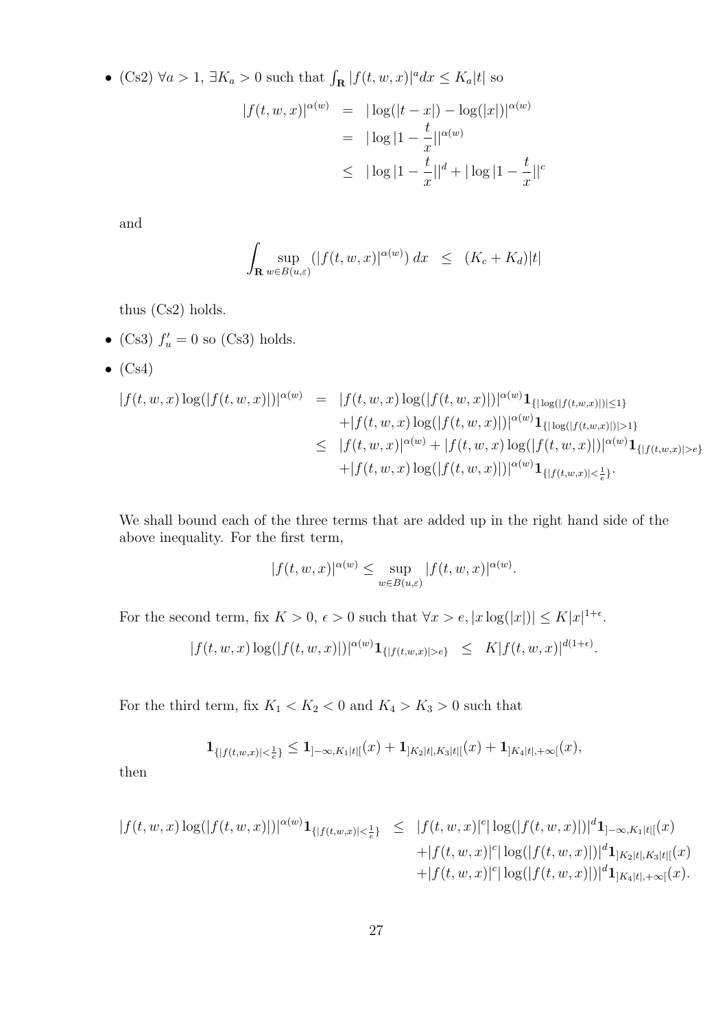- (Cs2) $\forall a > 1$, $\exists K_a > 0$ such that $\int_{\mathbf{R}} |f(t,w,x)|^a dx \leq K_a |t|$ so

$$
\begin{aligned}
|f(t,w,x)|^{\alpha(w)} &= |\log(|t-x|) - \log(|x|)|^{\alpha(w)} \\
&= |\log|1 - \frac{t}{x}||^{\alpha(w)} \\
&\leq |\log|1 - \frac{t}{x}||^{d} + |\log|1 - \frac{t}{x}||^{c}
\end{aligned}
$$

  and

$$
\int_{\mathbf{R}} \sup_{w \in B(u,\varepsilon)} (|f(t,w,x)|^{\alpha(w)})\, dx \quad \leq \quad (K_c + K_d)|t|
$$

  thus (Cs2) holds.

- (Cs3) $f'_u = 0$ so (Cs3) holds.

- (Cs4)

$$
\begin{aligned}
|f(t,w,x)\log(|f(t,w,x)|)|^{\alpha(w)} &= |f(t,w,x)\log(|f(t,w,x)|)|^{\alpha(w)} \mathbf{1}_{\{|\log(|f(t,w,x)|)| \leq 1\}} \\
&\quad + |f(t,w,x)\log(|f(t,w,x)|)|^{\alpha(w)} \mathbf{1}_{\{|\log(|f(t,w,x)|)| > 1\}} \\
&\leq |f(t,w,x)|^{\alpha(w)} + |f(t,w,x)\log(|f(t,w,x)|)|^{\alpha(w)} \mathbf{1}_{\{|f(t,w,x)| > e\}} \\
&\quad + |f(t,w,x)\log(|f(t,w,x)|)|^{\alpha(w)} \mathbf{1}_{\{|f(t,w,x)| < \frac{1}{e}\}}.
\end{aligned}
$$

  We shall bound each of the three terms that are added up in the right hand side of the above inequality. For the first term,

$$
|f(t,w,x)|^{\alpha(w)} \leq \sup_{w \in B(u,\varepsilon)} |f(t,w,x)|^{\alpha(w)}.
$$

  For the second term, fix $K > 0$, $\epsilon > 0$ such that $\forall x > e, |x \log(|x|)| \leq K|x|^{1+\epsilon}$.

$$
|f(t,w,x)\log(|f(t,w,x)|)|^{\alpha(w)} \mathbf{1}_{\{|f(t,w,x)| > e\}} \quad \leq \quad K|f(t,w,x)|^{d(1+\epsilon)}.
$$

  For the third term, fix $K_1 < K_2 < 0$ and $K_4 > K_3 > 0$ such that

$$
\mathbf{1}_{\{|f(t,w,x)| < \frac{1}{e}\}} \leq \mathbf{1}_{]-\infty, K_1|t|[}(x) + \mathbf{1}_{]K_2|t|, K_3|t|[}(x) + \mathbf{1}_{]K_4|t|, +\infty[}(x),
$$

  then

$$
\begin{aligned}
|f(t,w,x)\log(|f(t,w,x)|)|^{\alpha(w)} \mathbf{1}_{\{|f(t,w,x)| < \frac{1}{e}\}} &\leq |f(t,w,x)|^{c} |\log(|f(t,w,x)|)|^{d} \mathbf{1}_{]-\infty, K_1|t|[}(x) \\
&\quad + |f(t,w,x)|^{c} |\log(|f(t,w,x)|)|^{d} \mathbf{1}_{]K_2|t|, K_3|t|[}(x) \\
&\quad + |f(t,w,x)|^{c} |\log(|f(t,w,x)|)|^{d} \mathbf{1}_{]K_4|t|, +\infty[}(x).
\end{aligned}
$$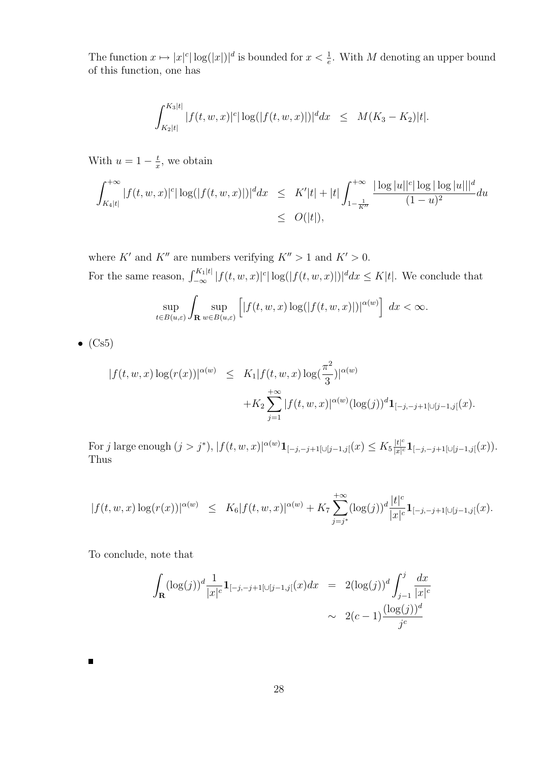The function $x \mapsto |x|^c |\log(|x|)|^d$ is bounded for $x < \frac{1}{e}$. With $M$ denoting an upper bound of this function, one has

$$\int_{K_2|t|}^{K_3|t|} |f(t,w,x)|^c |\log(|f(t,w,x)|)|^d dx \quad \leq \quad M(K_3 - K_2)|t|.$$

With $u = 1 - \frac{t}{x}$, we obtain

$$\begin{aligned}
\int_{K_4|t|}^{+\infty} |f(t,w,x)|^c |\log(|f(t,w,x)|)|^d dx &\leq K'|t| + |t| \int_{1-\frac{1}{K''}}^{+\infty} \frac{|\log|u||^c |\log|\log|u|||^d}{(1-u)^2} du \\
&\leq O(|t|),
\end{aligned}$$

where $K'$ and $K''$ are numbers verifying $K'' > 1$ and $K' > 0$.

For the same reason, $\int_{-\infty}^{K_1|t|} |f(t,w,x)|^c |\log(|f(t,w,x)|)|^d dx \leq K|t|$. We conclude that

$$\sup_{t \in B(u,\varepsilon)} \int_{\mathbf{R}} \sup_{w \in B(u,\varepsilon)} \left[ |f(t,w,x) \log(|f(t,w,x)|)|^{\alpha(w)} \right] dx < \infty.$$

- (Cs5)

$$\begin{aligned}
|f(t,w,x) \log(r(x))|^{\alpha(w)} &\leq K_1 |f(t,w,x) \log(\frac{\pi^2}{3})|^{\alpha(w)} \\
&\quad + K_2 \sum_{j=1}^{+\infty} |f(t,w,x)|^{\alpha(w)} (\log(j))^d \mathbf{1}_{[-j,-j+1[\cup[j-1,j[}(x).
\end{aligned}$$

For $j$ large enough ($j > j^*$), $|f(t,w,x)|^{\alpha(w)} \mathbf{1}_{[-j,-j+1[\cup[j-1,j[}(x) \leq K_5 \frac{|t|^c}{|x|^c} \mathbf{1}_{[-j,-j+1[\cup[j-1,j[}(x))$. Thus

$$|f(t,w,x) \log(r(x))|^{\alpha(w)} \leq K_6 |f(t,w,x)|^{\alpha(w)} + K_7 \sum_{j=j^*}^{+\infty} (\log(j))^d \frac{|t|^c}{|x|^c} \mathbf{1}_{[-j,-j+1[\cup[j-1,j[}(x).$$

To conclude, note that

$$\begin{aligned}
\int_{\mathbf{R}} (\log(j))^d \frac{1}{|x|^c} \mathbf{1}_{[-j,-j+1[\cup[j-1,j[}(x) dx &= 2(\log(j))^d \int_{j-1}^{j} \frac{dx}{|x|^c} \\
&\sim 2(c-1) \frac{(\log(j))^d}{j^c}
\end{aligned}$$

■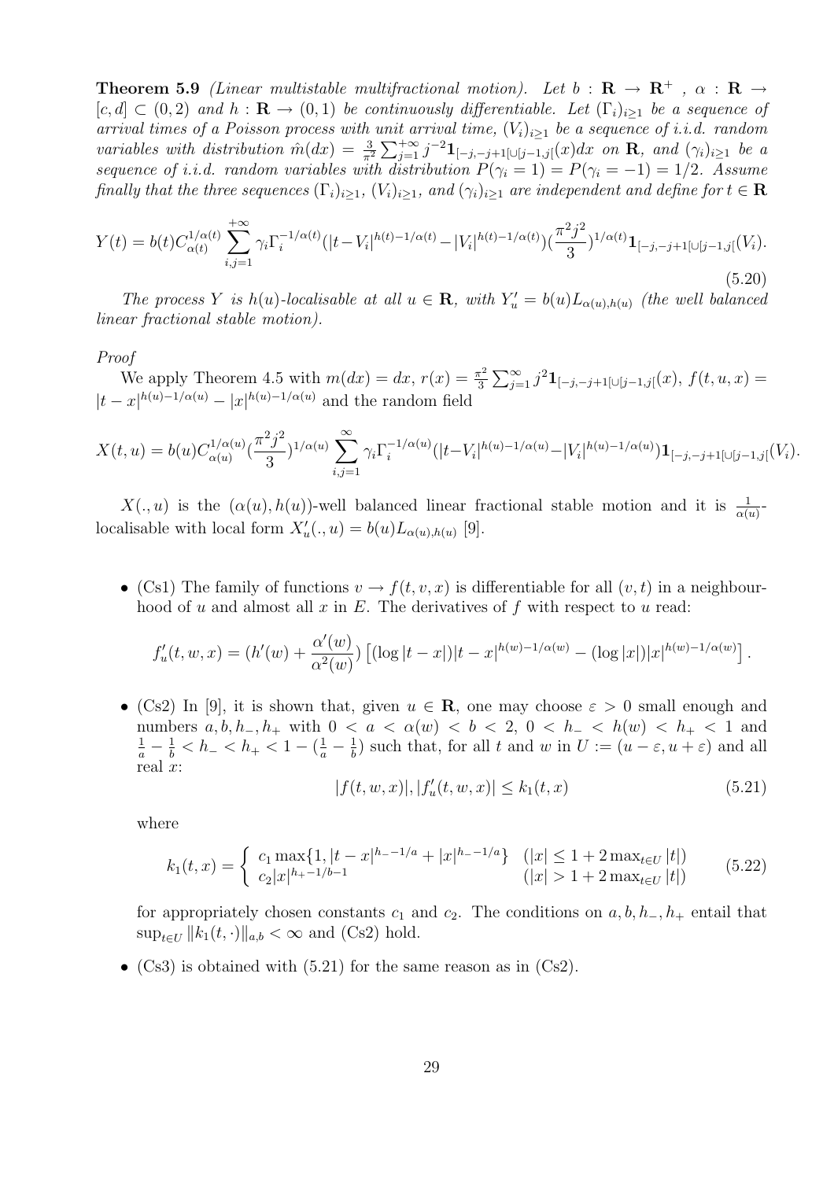**Theorem 5.9** *(Linear multistable multifractional motion). Let $b : \mathbf{R} \to \mathbf{R}^+$ , $\alpha : \mathbf{R} \to [c, d] \subset (0, 2)$ and $h : \mathbf{R} \to (0, 1)$ be continuously differentiable. Let $(\Gamma_i)_{i\geq 1}$ be a sequence of arrival times of a Poisson process with unit arrival time, $(V_i)_{i\geq 1}$ be a sequence of i.i.d. random variables with distribution $\hat{m}(dx) = \frac{3}{\pi^2}\sum_{j=1}^{+\infty} j^{-2}\mathbf{1}_{[-j,-j+1[\cup[j-1,j[}(x)dx$ on $\mathbf{R}$, and $(\gamma_i)_{i\geq 1}$ be a sequence of i.i.d. random variables with distribution $P(\gamma_i = 1) = P(\gamma_i = -1) = 1/2$. Assume finally that the three sequences $(\Gamma_i)_{i\geq 1}$, $(V_i)_{i\geq 1}$, and $(\gamma_i)_{i\geq 1}$ are independent and define for $t \in \mathbf{R}$*

$$Y(t) = b(t)C_{\alpha(t)}^{1/\alpha(t)} \sum_{i,j=1}^{+\infty} \gamma_i \Gamma_i^{-1/\alpha(t)} (|t-V_i|^{h(t)-1/\alpha(t)} - |V_i|^{h(t)-1/\alpha(t)}) (\frac{\pi^2 j^2}{3})^{1/\alpha(t)} \mathbf{1}_{[-j,-j+1[\cup[j-1,j[}(V_i). \tag{5.20}$$

*The process $Y$ is $h(u)$-localisable at all $u \in \mathbf{R}$, with $Y'_u = b(u)L_{\alpha(u),h(u)}$ (the well balanced linear fractional stable motion).*

*Proof*

We apply Theorem 4.5 with $m(dx) = dx$, $r(x) = \frac{\pi^2}{3}\sum_{j=1}^{\infty} j^2 \mathbf{1}_{[-j,-j+1[\cup[j-1,j[}(x)$, $f(t, u, x) = |t - x|^{h(u)-1/\alpha(u)} - |x|^{h(u)-1/\alpha(u)}$ and the random field

$$X(t, u) = b(u)C_{\alpha(u)}^{1/\alpha(u)} (\frac{\pi^2 j^2}{3})^{1/\alpha(u)} \sum_{i,j=1}^{\infty} \gamma_i \Gamma_i^{-1/\alpha(u)} (|t-V_i|^{h(u)-1/\alpha(u)} - |V_i|^{h(u)-1/\alpha(u)}) \mathbf{1}_{[-j,-j+1[\cup[j-1,j[}(V_i).$$

$X(., u)$ is the $(\alpha(u), h(u))$-well balanced linear fractional stable motion and it is $\frac{1}{\alpha(u)}$-localisable with local form $X'_u(., u) = b(u)L_{\alpha(u),h(u)}$ [9].

- (Cs1) The family of functions $v \to f(t, v, x)$ is differentiable for all $(v, t)$ in a neighbourhood of $u$ and almost all $x$ in $E$. The derivatives of $f$ with respect to $u$ read:

$$f'_u(t, w, x) = (h'(w) + \frac{\alpha'(w)}{\alpha^2(w)}) \left[ (\log |t - x|)|t - x|^{h(w)-1/\alpha(w)} - (\log |x|)|x|^{h(w)-1/\alpha(w)} \right].$$

- (Cs2) In [9], it is shown that, given $u \in \mathbf{R}$, one may choose $\varepsilon > 0$ small enough and numbers $a, b, h_-, h_+$ with $0 < a < \alpha(w) < b < 2$, $0 < h_- < h(w) < h_+ < 1$ and $\frac{1}{a} - \frac{1}{b} < h_- < h_+ < 1 - (\frac{1}{a} - \frac{1}{b})$ such that, for all $t$ and $w$ in $U := (u - \varepsilon, u + \varepsilon)$ and all real $x$:

$$|f(t, w, x)|, |f'_u(t, w, x)| \leq k_1(t, x) \tag{5.21}$$

  where

$$k_1(t, x) = \begin{cases} c_1 \max\{1, |t - x|^{h_- - 1/a} + |x|^{h_- - 1/a}\} & (|x| \leq 1 + 2\max_{t\in U} |t|) \\ c_2|x|^{h_+ - 1/b - 1} & (|x| > 1 + 2\max_{t\in U} |t|) \end{cases} \tag{5.22}$$

  for appropriately chosen constants $c_1$ and $c_2$. The conditions on $a, b, h_-, h_+$ entail that $\sup_{t\in U} \|k_1(t, \cdot)\|_{a,b} < \infty$ and (Cs2) hold.

- (Cs3) is obtained with (5.21) for the same reason as in (Cs2).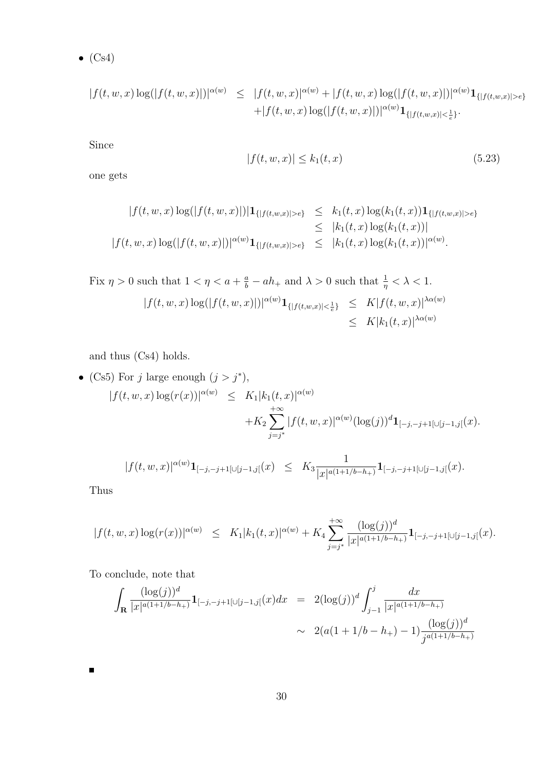- (Cs4)

$$
\begin{aligned}
|f(t,w,x)\log(|f(t,w,x)|)|^{\alpha(w)} &\leq |f(t,w,x)|^{\alpha(w)} + |f(t,w,x)\log(|f(t,w,x)|)|^{\alpha(w)}\mathbf{1}_{\{|f(t,w,x)|>e\}} \\
&\quad + |f(t,w,x)\log(|f(t,w,x)|)|^{\alpha(w)}\mathbf{1}_{\{|f(t,w,x)|<\frac{1}{e}\}}.
\end{aligned}
$$

Since

$$
|f(t,w,x)| \leq k_1(t,x) \tag{5.23}
$$

one gets

$$
\begin{aligned}
|f(t,w,x)\log(|f(t,w,x)|)|\mathbf{1}_{\{|f(t,w,x)|>e\}} &\leq k_1(t,x)\log(k_1(t,x))\mathbf{1}_{\{|f(t,w,x)|>e\}} \\
&\leq |k_1(t,x)\log(k_1(t,x))| \\
|f(t,w,x)\log(|f(t,w,x)|)|^{\alpha(w)}\mathbf{1}_{\{|f(t,w,x)|>e\}} &\leq |k_1(t,x)\log(k_1(t,x))|^{\alpha(w)}.
\end{aligned}
$$

Fix $\eta > 0$ such that $1 < \eta < a + \frac{a}{b} - ah_+$ and $\lambda > 0$ such that $\frac{1}{\eta} < \lambda < 1$.

$$
\begin{aligned}
|f(t,w,x)\log(|f(t,w,x)|)|^{\alpha(w)}\mathbf{1}_{\{|f(t,w,x)|<\frac{1}{e}\}} &\leq K|f(t,w,x)|^{\lambda\alpha(w)} \\
&\leq K|k_1(t,x)|^{\lambda\alpha(w)}
\end{aligned}
$$

and thus (Cs4) holds.

- (Cs5) For $j$ large enough ($j > j^*$),

$$
\begin{aligned}
|f(t,w,x)\log(r(x))|^{\alpha(w)} &\leq K_1|k_1(t,x)|^{\alpha(w)} \\
&\quad + K_2\sum_{j=j^*}^{+\infty}|f(t,w,x)|^{\alpha(w)}(\log(j))^d\mathbf{1}_{[-j,-j+1[\cup[j-1,j[}(x).
\end{aligned}
$$

$$
|f(t,w,x)|^{\alpha(w)}\mathbf{1}_{[-j,-j+1[\cup[j-1,j[}(x) \leq K_3\frac{1}{|x|^{a(1+1/b-h_+)}}\mathbf{1}_{[-j,-j+1[\cup[j-1,j[}(x).
$$

Thus

$$
|f(t,w,x)\log(r(x))|^{\alpha(w)} \leq K_1|k_1(t,x)|^{\alpha(w)} + K_4\sum_{j=j^*}^{+\infty}\frac{(\log(j))^d}{|x|^{a(1+1/b-h_+)}}\mathbf{1}_{[-j,-j+1[\cup[j-1,j[}(x).
$$

To conclude, note that

$$
\begin{aligned}
\int_{\mathbf{R}}\frac{(\log(j))^d}{|x|^{a(1+1/b-h_+)}}\mathbf{1}_{[-j,-j+1[\cup[j-1,j[}(x)dx &= 2(\log(j))^d\int_{j-1}^{j}\frac{dx}{|x|^{a(1+1/b-h_+)}} \\
&\sim 2(a(1+1/b-h_+)-1)\frac{(\log(j))^d}{j^{a(1+1/b-h_+)}}
\end{aligned}
$$

■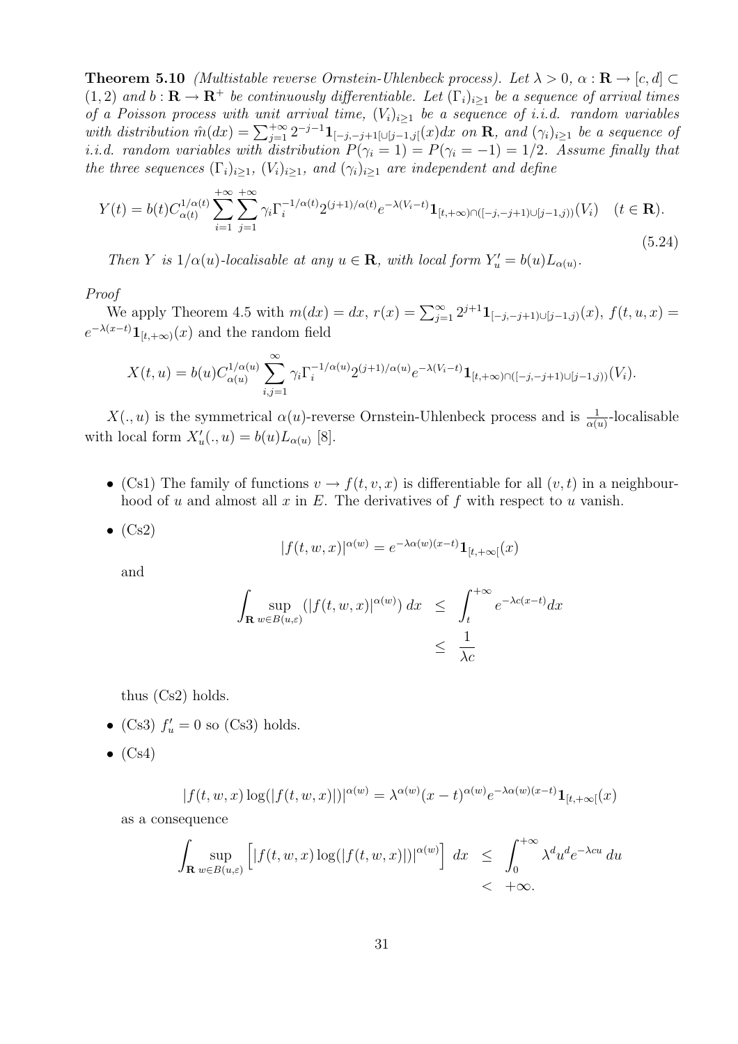**Theorem 5.10** *(Multistable reverse Ornstein-Uhlenbeck process). Let $\lambda > 0$, $\alpha : \mathbf{R} \to [c,d] \subset (1,2)$ and $b : \mathbf{R} \to \mathbf{R}^+$ be continuously differentiable. Let $(\Gamma_i)_{i\geq 1}$ be a sequence of arrival times of a Poisson process with unit arrival time, $(V_i)_{i\geq 1}$ be a sequence of i.i.d. random variables with distribution $\hat{m}(dx) = \sum_{j=1}^{+\infty} 2^{-j-1}\mathbf{1}_{[-j,-j+1[\cup[j-1,j[}(x)dx$ on $\mathbf{R}$, and $(\gamma_i)_{i\geq 1}$ be a sequence of i.i.d. random variables with distribution $P(\gamma_i = 1) = P(\gamma_i = -1) = 1/2$. Assume finally that the three sequences $(\Gamma_i)_{i\geq 1}$, $(V_i)_{i\geq 1}$, and $(\gamma_i)_{i\geq 1}$ are independent and define*

$$Y(t) = b(t)C_{\alpha(t)}^{1/\alpha(t)} \sum_{i=1}^{+\infty}\sum_{j=1}^{+\infty} \gamma_i \Gamma_i^{-1/\alpha(t)} 2^{(j+1)/\alpha(t)} e^{-\lambda(V_i - t)} \mathbf{1}_{[t,+\infty)\cap([-j,-j+1)\cup[j-1,j))}(V_i) \quad (t \in \mathbf{R}). \tag{5.24}$$

*Then $Y$ is $1/\alpha(u)$-localisable at any $u \in \mathbf{R}$, with local form $Y_u' = b(u)L_{\alpha(u)}$.*

*Proof*

We apply Theorem 4.5 with $m(dx) = dx$, $r(x) = \sum_{j=1}^{\infty} 2^{j+1}\mathbf{1}_{[-j,-j+1)\cup[j-1,j)}(x)$, $f(t,u,x) = e^{-\lambda(x-t)}\mathbf{1}_{[t,+\infty)}(x)$ and the random field

$$X(t,u) = b(u)C_{\alpha(u)}^{1/\alpha(u)} \sum_{i,j=1}^{\infty} \gamma_i \Gamma_i^{-1/\alpha(u)} 2^{(j+1)/\alpha(u)} e^{-\lambda(V_i - t)} \mathbf{1}_{[t,+\infty)\cap([-j,-j+1)\cup[j-1,j))}(V_i).$$

$X(.,u)$ is the symmetrical $\alpha(u)$-reverse Ornstein-Uhlenbeck process and is $\frac{1}{\alpha(u)}$-localisable with local form $X_u'(.,u) = b(u)L_{\alpha(u)}$ [8].

- (Cs1) The family of functions $v \to f(t,v,x)$ is differentiable for all $(v,t)$ in a neighbourhood of $u$ and almost all $x$ in $E$. The derivatives of $f$ with respect to $u$ vanish.

- (Cs2)

$$|f(t,w,x)|^{\alpha(w)} = e^{-\lambda\alpha(w)(x-t)}\mathbf{1}_{[t,+\infty[}(x)$$

and

$$\begin{aligned}\int_{\mathbf{R}} \sup_{w\in B(u,\varepsilon)} (|f(t,w,x)|^{\alpha(w)})\, dx &\leq \int_t^{+\infty} e^{-\lambda c(x-t)}dx \\ &\leq \frac{1}{\lambda c}\end{aligned}$$

thus (Cs2) holds.

- (Cs3) $f_u' = 0$ so (Cs3) holds.

- (Cs4)

$$|f(t,w,x)\log(|f(t,w,x)|)|^{\alpha(w)} = \lambda^{\alpha(w)}(x-t)^{\alpha(w)}e^{-\lambda\alpha(w)(x-t)}\mathbf{1}_{[t,+\infty[}(x)$$

as a consequence

$$\begin{aligned}\int_{\mathbf{R}} \sup_{w\in B(u,\varepsilon)} \left[|f(t,w,x)\log(|f(t,w,x)|)|^{\alpha(w)}\right]\, dx &\leq \int_0^{+\infty} \lambda^d u^d e^{-\lambda cu}\, du \\ &< +\infty.\end{aligned}$$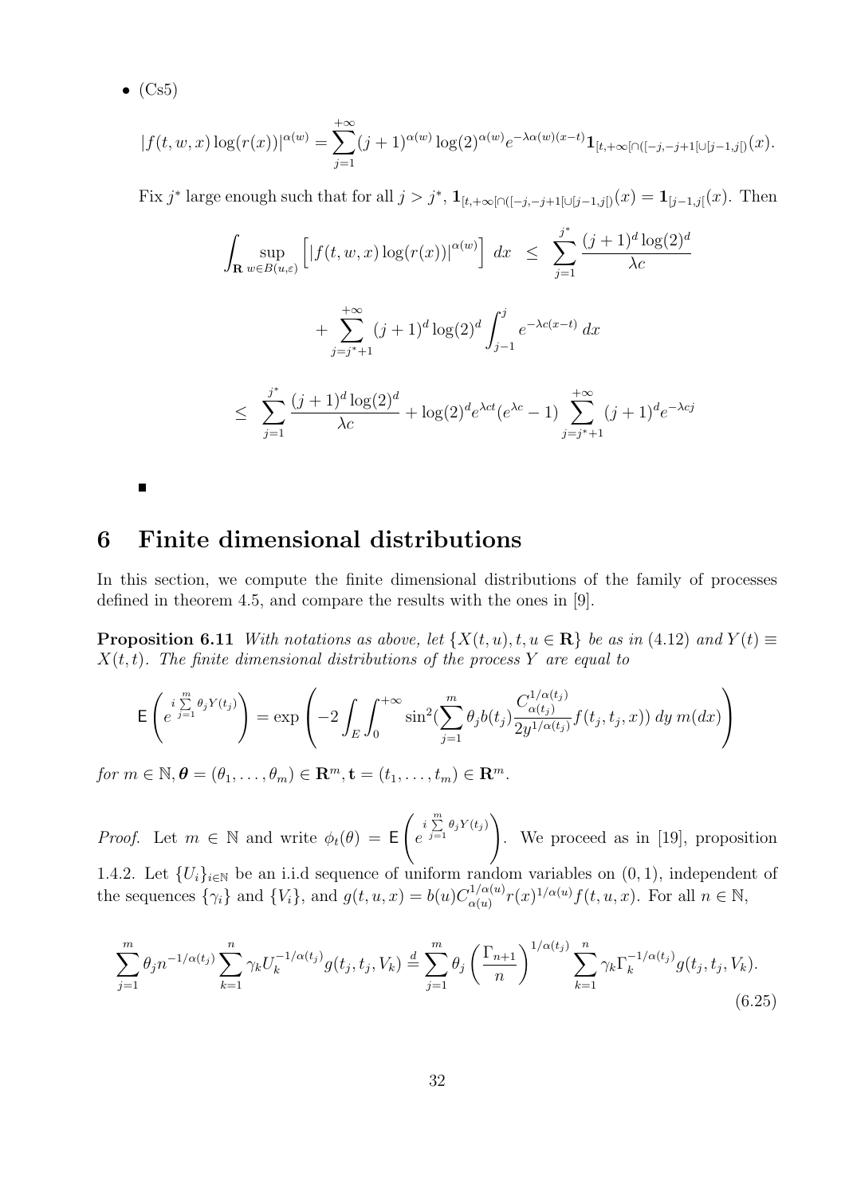- (Cs5)

$$|f(t,w,x)\log(r(x))|^{\alpha(w)} = \sum_{j=1}^{+\infty} (j+1)^{\alpha(w)} \log(2)^{\alpha(w)} e^{-\lambda\alpha(w)(x-t)} \mathbf{1}_{[t,+\infty[\cap([-j,-j+1[\cup[j-1,j[)}(x).$$

Fix $j^*$ large enough such that for all $j > j^*$, $\mathbf{1}_{[t,+\infty[\cap([-j,-j+1[\cup[j-1,j[)}(x) = \mathbf{1}_{[j-1,j[}(x)$. Then

$$\begin{aligned}
\int_{\mathbf{R}} \sup_{w \in B(u,\varepsilon)} \left[ |f(t,w,x)\log(r(x))|^{\alpha(w)} \right] dx &\leq \sum_{j=1}^{j^*} \frac{(j+1)^d \log(2)^d}{\lambda c} \\
&+ \sum_{j=j^*+1}^{+\infty} (j+1)^d \log(2)^d \int_{j-1}^{j} e^{-\lambda c(x-t)} \, dx \\
&\leq \sum_{j=1}^{j^*} \frac{(j+1)^d \log(2)^d}{\lambda c} + \log(2)^d e^{\lambda ct} (e^{\lambda c} - 1) \sum_{j=j^*+1}^{+\infty} (j+1)^d e^{-\lambda cj}
\end{aligned}$$

■

# 6 Finite dimensional distributions

In this section, we compute the finite dimensional distributions of the family of processes defined in theorem 4.5, and compare the results with the ones in [9].

**Proposition 6.11** *With notations as above, let $\{X(t,u), t, u \in \mathbf{R}\}$ be as in (4.12) and $Y(t) \equiv X(t,t)$. The finite dimensional distributions of the process $Y$ are equal to*

$$\mathsf{E}\left( e^{i\sum_{j=1}^{m} \theta_j Y(t_j)} \right) = \exp\left( -2 \int_E \int_0^{+\infty} \sin^2\left(\sum_{j=1}^{m} \theta_j b(t_j) \frac{C_{\alpha(t_j)}^{1/\alpha(t_j)}}{2y^{1/\alpha(t_j)}} f(t_j,t_j,x)\right) dy \, m(dx) \right)$$

*for $m \in \mathbb{N}, \boldsymbol{\theta} = (\theta_1, \ldots, \theta_m) \in \mathbf{R}^m, \mathbf{t} = (t_1, \ldots, t_m) \in \mathbf{R}^m$.*

*Proof.* Let $m \in \mathbb{N}$ and write $\phi_t(\theta) = \mathsf{E}\left( e^{i\sum_{j=1}^{m} \theta_j Y(t_j)} \right)$. We proceed as in [19], proposition 1.4.2. Let $\{U_i\}_{i\in\mathbb{N}}$ be an i.i.d sequence of uniform random variables on $(0,1)$, independent of the sequences $\{\gamma_i\}$ and $\{V_i\}$, and $g(t,u,x) = b(u) C_{\alpha(u)}^{1/\alpha(u)} r(x)^{1/\alpha(u)} f(t,u,x)$. For all $n \in \mathbb{N}$,

$$\sum_{j=1}^{m} \theta_j n^{-1/\alpha(t_j)} \sum_{k=1}^{n} \gamma_k U_k^{-1/\alpha(t_j)} g(t_j,t_j,V_k) \stackrel{d}{=} \sum_{j=1}^{m} \theta_j \left( \frac{\Gamma_{n+1}}{n} \right)^{1/\alpha(t_j)} \sum_{k=1}^{n} \gamma_k \Gamma_k^{-1/\alpha(t_j)} g(t_j,t_j,V_k). \tag{6.25}$$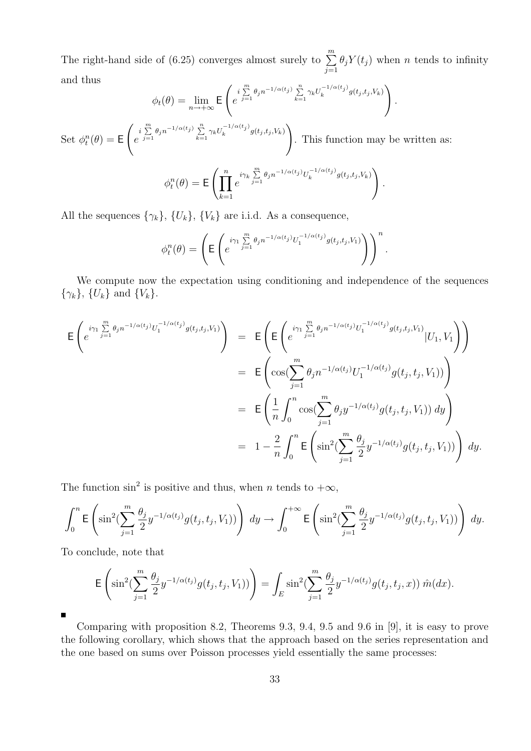The right-hand side of (6.25) converges almost surely to $\sum_{j=1}^{m} \theta_j Y(t_j)$ when $n$ tends to infinity and thus

$$\phi_t(\theta) = \lim_{n\to+\infty} \mathsf{E}\left( e^{i\sum_{j=1}^{m} \theta_j n^{-1/\alpha(t_j)} \sum_{k=1}^{n} \gamma_k U_k^{-1/\alpha(t_j)} g(t_j,t_j,V_k)} \right).$$

Set $\phi_t^n(\theta) = \mathsf{E}\left( e^{i\sum_{j=1}^{m} \theta_j n^{-1/\alpha(t_j)} \sum_{k=1}^{n} \gamma_k U_k^{-1/\alpha(t_j)} g(t_j,t_j,V_k)} \right)$. This function may be written as:

$$\phi_t^n(\theta) = \mathsf{E}\left( \prod_{k=1}^{n} e^{i\gamma_k \sum_{j=1}^{m} \theta_j n^{-1/\alpha(t_j)} U_k^{-1/\alpha(t_j)} g(t_j,t_j,V_k)} \right).$$

All the sequences $\{\gamma_k\}$, $\{U_k\}$, $\{V_k\}$ are i.i.d. As a consequence,

$$\phi_t^n(\theta) = \left( \mathsf{E}\left( e^{i\gamma_1 \sum_{j=1}^{m} \theta_j n^{-1/\alpha(t_j)} U_1^{-1/\alpha(t_j)} g(t_j,t_j,V_1)} \right) \right)^n.$$

We compute now the expectation using conditioning and independence of the sequences $\{\gamma_k\}$, $\{U_k\}$ and $\{V_k\}$.

$$\begin{aligned}
\mathsf{E}\left( e^{i\gamma_1 \sum_{j=1}^{m} \theta_j n^{-1/\alpha(t_j)} U_1^{-1/\alpha(t_j)} g(t_j,t_j,V_1)} \right) &= \mathsf{E}\left( \mathsf{E}\left( e^{i\gamma_1 \sum_{j=1}^{m} \theta_j n^{-1/\alpha(t_j)} U_1^{-1/\alpha(t_j)} g(t_j,t_j,V_1)} | U_1, V_1 \right) \right) \\
&= \mathsf{E}\left( \cos(\sum_{j=1}^{m} \theta_j n^{-1/\alpha(t_j)} U_1^{-1/\alpha(t_j)} g(t_j,t_j,V_1)) \right) \\
&= \mathsf{E}\left( \frac{1}{n} \int_0^n \cos(\sum_{j=1}^{m} \theta_j y^{-1/\alpha(t_j)} g(t_j,t_j,V_1))\, dy \right) \\
&= 1 - \frac{2}{n} \int_0^n \mathsf{E}\left( \sin^2(\sum_{j=1}^{m} \frac{\theta_j}{2} y^{-1/\alpha(t_j)} g(t_j,t_j,V_1)) \right) dy.
\end{aligned}$$

The function $\sin^2$ is positive and thus, when $n$ tends to $+\infty$,

$$\int_0^n \mathsf{E}\left( \sin^2(\sum_{j=1}^{m} \frac{\theta_j}{2} y^{-1/\alpha(t_j)} g(t_j,t_j,V_1)) \right) dy \to \int_0^{+\infty} \mathsf{E}\left( \sin^2(\sum_{j=1}^{m} \frac{\theta_j}{2} y^{-1/\alpha(t_j)} g(t_j,t_j,V_1)) \right) dy.$$

To conclude, note that

$$\mathsf{E}\left( \sin^2(\sum_{j=1}^{m} \frac{\theta_j}{2} y^{-1/\alpha(t_j)} g(t_j,t_j,V_1)) \right) = \int_E \sin^2(\sum_{j=1}^{m} \frac{\theta_j}{2} y^{-1/\alpha(t_j)} g(t_j,t_j,x))\, \hat{m}(dx).$$

■

Comparing with proposition 8.2, Theorems 9.3, 9.4, 9.5 and 9.6 in [9], it is easy to prove the following corollary, which shows that the approach based on the series representation and the one based on sums over Poisson processes yield essentially the same processes: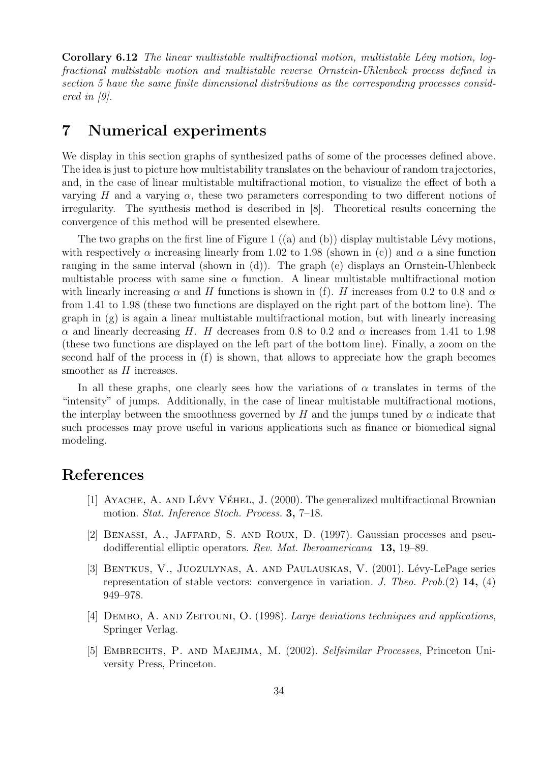**Corollary 6.12** *The linear multistable multifractional motion, multistable Lévy motion, log-fractional multistable motion and multistable reverse Ornstein-Uhlenbeck process defined in section 5 have the same finite dimensional distributions as the corresponding processes considered in [9].*

# 7 Numerical experiments

We display in this section graphs of synthesized paths of some of the processes defined above. The idea is just to picture how multistability translates on the behaviour of random trajectories, and, in the case of linear multistable multifractional motion, to visualize the effect of both a varying $H$ and a varying $\alpha$, these two parameters corresponding to two different notions of irregularity. The synthesis method is described in [8]. Theoretical results concerning the convergence of this method will be presented elsewhere.

The two graphs on the first line of Figure 1 ((a) and (b)) display multistable Lévy motions, with respectively $\alpha$ increasing linearly from 1.02 to 1.98 (shown in (c)) and $\alpha$ a sine function ranging in the same interval (shown in (d)). The graph (e) displays an Ornstein-Uhlenbeck multistable process with same sine $\alpha$ function. A linear multistable multifractional motion with linearly increasing $\alpha$ and $H$ functions is shown in (f). $H$ increases from 0.2 to 0.8 and $\alpha$ from 1.41 to 1.98 (these two functions are displayed on the right part of the bottom line). The graph in (g) is again a linear multistable multifractional motion, but with linearly increasing $\alpha$ and linearly decreasing $H$. $H$ decreases from 0.8 to 0.2 and $\alpha$ increases from 1.41 to 1.98 (these two functions are displayed on the left part of the bottom line). Finally, a zoom on the second half of the process in (f) is shown, that allows to appreciate how the graph becomes smoother as $H$ increases.

In all these graphs, one clearly sees how the variations of $\alpha$ translates in terms of the "intensity" of jumps. Additionally, in the case of linear multistable multifractional motions, the interplay between the smoothness governed by $H$ and the jumps tuned by $\alpha$ indicate that such processes may prove useful in various applications such as finance or biomedical signal modeling.

# References

[1] Ayache, A. and Lévy Véhel, J. (2000). The generalized multifractional Brownian motion. *Stat. Inference Stoch. Process.* **3,** 7–18.

[2] Benassi, A., Jaffard, S. and Roux, D. (1997). Gaussian processes and pseudodifferential elliptic operators. *Rev. Mat. Iberoamericana* **13,** 19–89.

[3] Bentkus, V., Juozulynas, A. and Paulauskas, V. (2001). Lévy-LePage series representation of stable vectors: convergence in variation. *J. Theo. Prob.*(2) **14,** (4) 949–978.

[4] Dembo, A. and Zeitouni, O. (1998). *Large deviations techniques and applications*, Springer Verlag.

[5] Embrechts, P. and Maejima, M. (2002). *Selfsimilar Processes*, Princeton University Press, Princeton.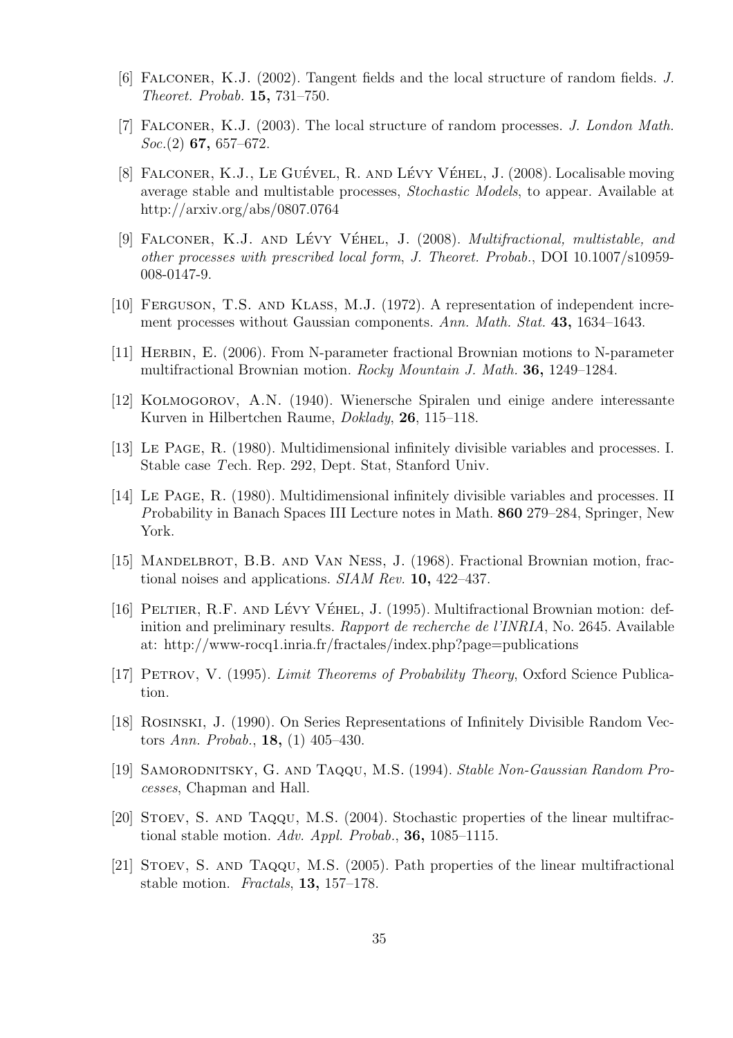[6] Falconer, K.J. (2002). Tangent fields and the local structure of random fields. *J. Theoret. Probab.* **15,** 731–750.

[7] Falconer, K.J. (2003). The local structure of random processes. *J. London Math. Soc.*(2) **67,** 657–672.

[8] Falconer, K.J., Le Guével, R. and Lévy Véhel, J. (2008). Localisable moving average stable and multistable processes, *Stochastic Models*, to appear. Available at http://arxiv.org/abs/0807.0764

[9] Falconer, K.J. and Lévy Véhel, J. (2008). *Multifractional, multistable, and other processes with prescribed local form*, *J. Theoret. Probab.*, DOI 10.1007/s10959-008-0147-9.

[10] Ferguson, T.S. and Klass, M.J. (1972). A representation of independent increment processes without Gaussian components. *Ann. Math. Stat.* **43,** 1634–1643.

[11] Herbin, E. (2006). From N-parameter fractional Brownian motions to N-parameter multifractional Brownian motion. *Rocky Mountain J. Math.* **36,** 1249–1284.

[12] Kolmogorov, A.N. (1940). Wienersche Spiralen und einige andere interessante Kurven in Hilbertchen Raume, *Doklady*, **26**, 115–118.

[13] Le Page, R. (1980). Multidimensional infinitely divisible variables and processes. I. Stable case *T*ech. Rep. 292, Dept. Stat, Stanford Univ.

[14] Le Page, R. (1980). Multidimensional infinitely divisible variables and processes. II *P*robability in Banach Spaces III Lecture notes in Math. **860** 279–284, Springer, New York.

[15] Mandelbrot, B.B. and Van Ness, J. (1968). Fractional Brownian motion, fractional noises and applications. *SIAM Rev.* **10,** 422–437.

[16] Peltier, R.F. and Lévy Véhel, J. (1995). Multifractional Brownian motion: definition and preliminary results. *Rapport de recherche de l'INRIA*, No. 2645. Available at: http://www-rocq1.inria.fr/fractales/index.php?page=publications

[17] Petrov, V. (1995). *Limit Theorems of Probability Theory*, Oxford Science Publication.

[18] Rosinski, J. (1990). On Series Representations of Infinitely Divisible Random Vectors *Ann. Probab.*, **18,** (1) 405–430.

[19] Samorodnitsky, G. and Taqqu, M.S. (1994). *Stable Non-Gaussian Random Processes*, Chapman and Hall.

[20] Stoev, S. and Taqqu, M.S. (2004). Stochastic properties of the linear multifractional stable motion. *Adv. Appl. Probab.*, **36,** 1085–1115.

[21] Stoev, S. and Taqqu, M.S. (2005). Path properties of the linear multifractional stable motion. *Fractals*, **13,** 157–178.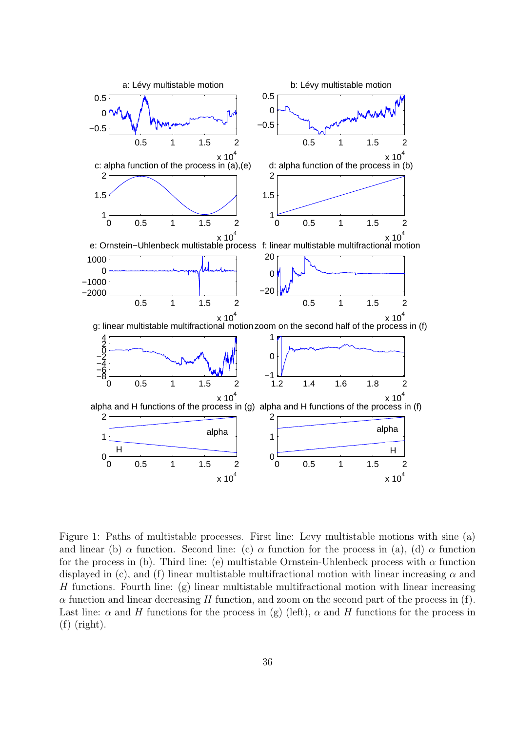a: Lévy multistable motion

b: Lévy multistable motion

c: alpha function of the process in (a),(e)

d: alpha function of the process in (b)

e: Ornstein−Uhlenbeck multistable process

f: linear multistable multifractional motion

g: linear multistable multifractional motion

zoom on the second half of the process in (f)

alpha and H functions of the process in (g)

alpha and H functions of the process in (f)

Figure 1: Paths of multistable processes. First line: Levy multistable motions with sine (a) and linear (b) $\alpha$ function. Second line: (c) $\alpha$ function for the process in (a), (d) $\alpha$ function for the process in (b). Third line: (e) multistable Ornstein-Uhlenbeck process with $\alpha$ function displayed in (c), and (f) linear multistable multifractional motion with linear increasing $\alpha$ and $H$ functions. Fourth line: (g) linear multistable multifractional motion with linear increasing $\alpha$ function and linear decreasing $H$ function, and zoom on the second part of the process in (f). Last line: $\alpha$ and $H$ functions for the process in (g) (left), $\alpha$ and $H$ functions for the process in (f) (right).